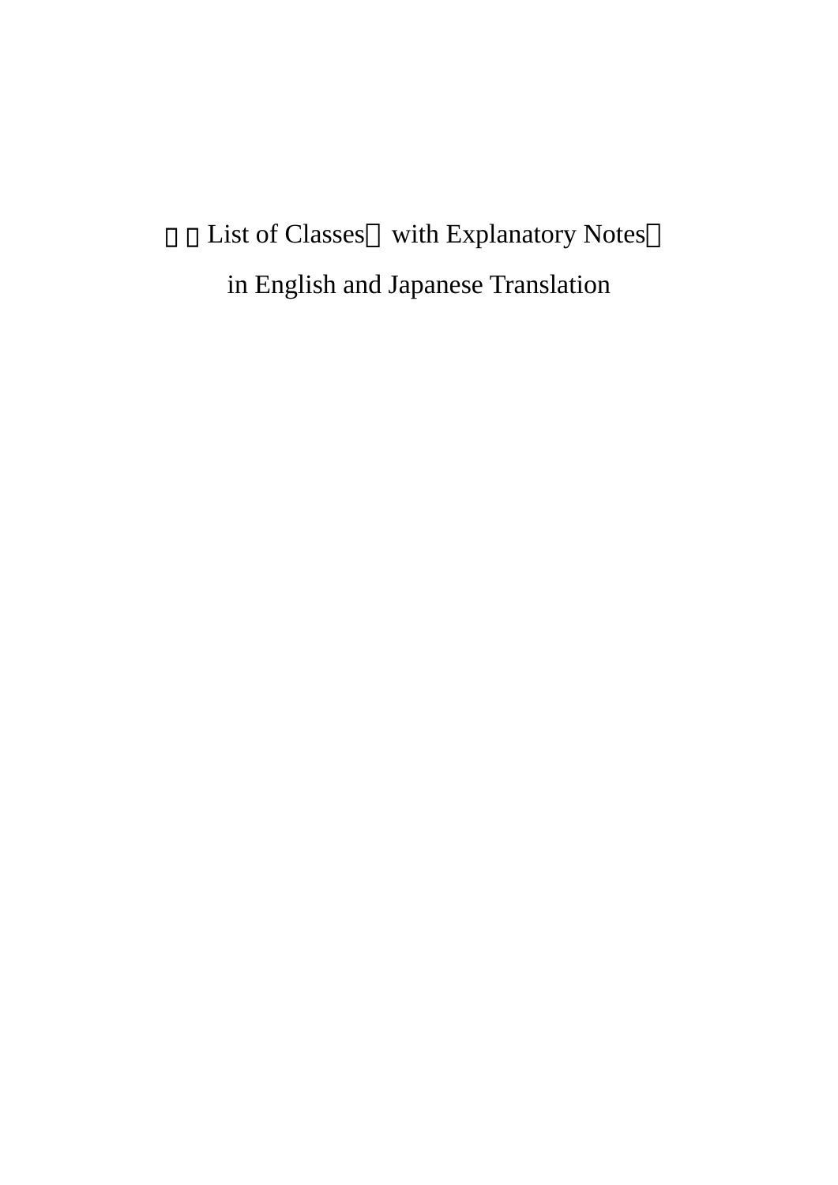# List of Classes with Explanatory Notes in English and Japanese Translation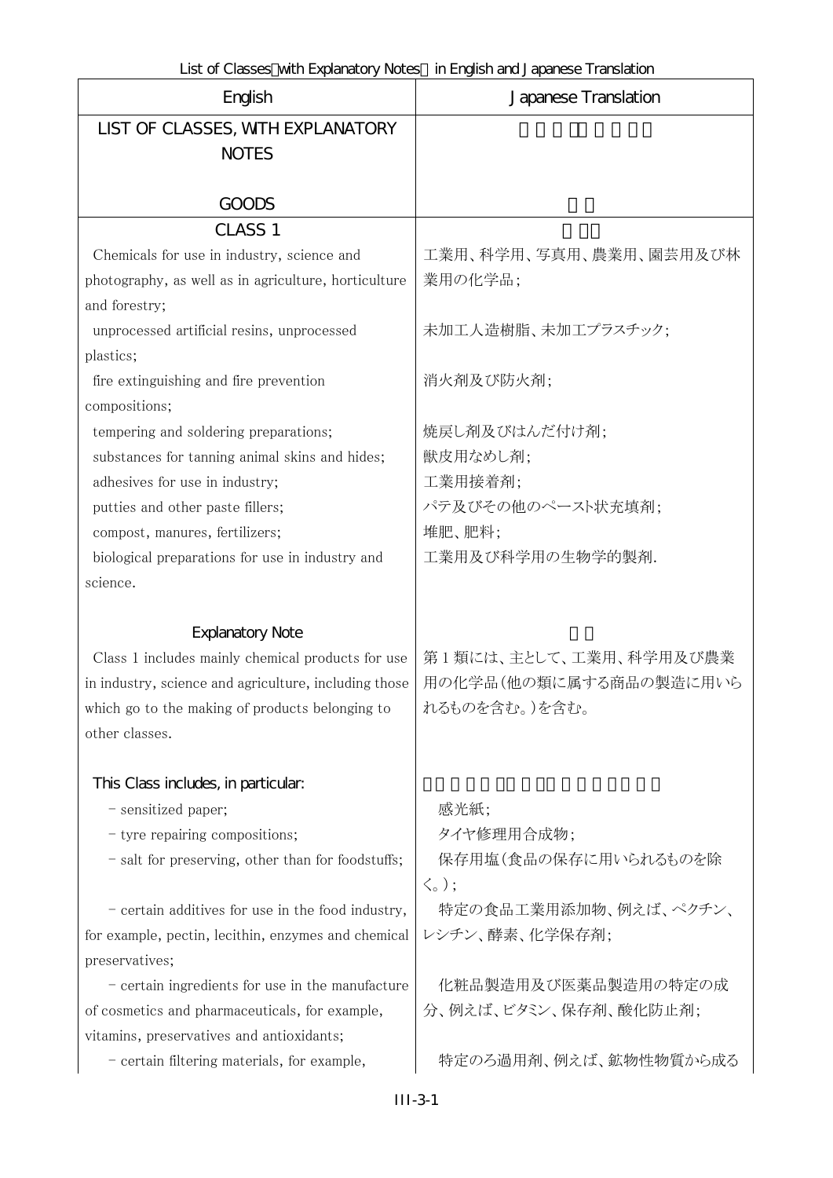List of Classes with Explanatory Notes in English and Japanese Translation

| English | Japanese Translation |
|---|---|
| LIST OF CLASSES, WITH EXPLANATORY NOTES<br><br>GOODS | |
| CLASS 1 | |
| Chemicals for use in industry, science and photography, as well as in agriculture, horticulture and forestry; | 工業用、科学用、写真用、農業用、園芸用及び林業用の化学品; |
| unprocessed artificial resins, unprocessed plastics; | 未加工人造樹脂、未加工プラスチック; |
| fire extinguishing and fire prevention compositions; | 消火剤及び防火剤; |
| tempering and soldering preparations; | 焼戻し剤及びはんだ付け剤; |
| substances for tanning animal skins and hides; | 獣皮用なめし剤; |
| adhesives for use in industry; | 工業用接着剤; |
| putties and other paste fillers; | パテ及びその他のペースト状充填剤; |
| compost, manures, fertilizers; | 堆肥、肥料; |
| biological preparations for use in industry and science. | 工業用及び科学用の生物学的製剤. |
| Explanatory Note | |
| Class 1 includes mainly chemical products for use in industry, science and agriculture, including those which go to the making of products belonging to other classes. | 第1類には、主として、工業用、科学用及び農業用の化学品(他の類に属する商品の製造に用いられるものを含む。)を含む。 |
| This Class includes, in particular: | |
| - sensitized paper; | 感光紙; |
| - tyre repairing compositions; | タイヤ修理用合成物; |
| - salt for preserving, other than for foodstuffs; | 保存用塩(食品の保存に用いられるものを除く。); |
| - certain additives for use in the food industry, for example, pectin, lecithin, enzymes and chemical preservatives; | 特定の食品工業用添加物、例えば、ペクチン、レシチン、酵素、化学保存剤; |
| - certain ingredients for use in the manufacture of cosmetics and pharmaceuticals, for example, vitamins, preservatives and antioxidants; | 化粧品製造用及び医薬品製造用の特定の成分、例えば、ビタミン、保存剤、酸化防止剤; |
| - certain filtering materials, for example, | 特定のろ過用剤、例えば、鉱物性物質から成る |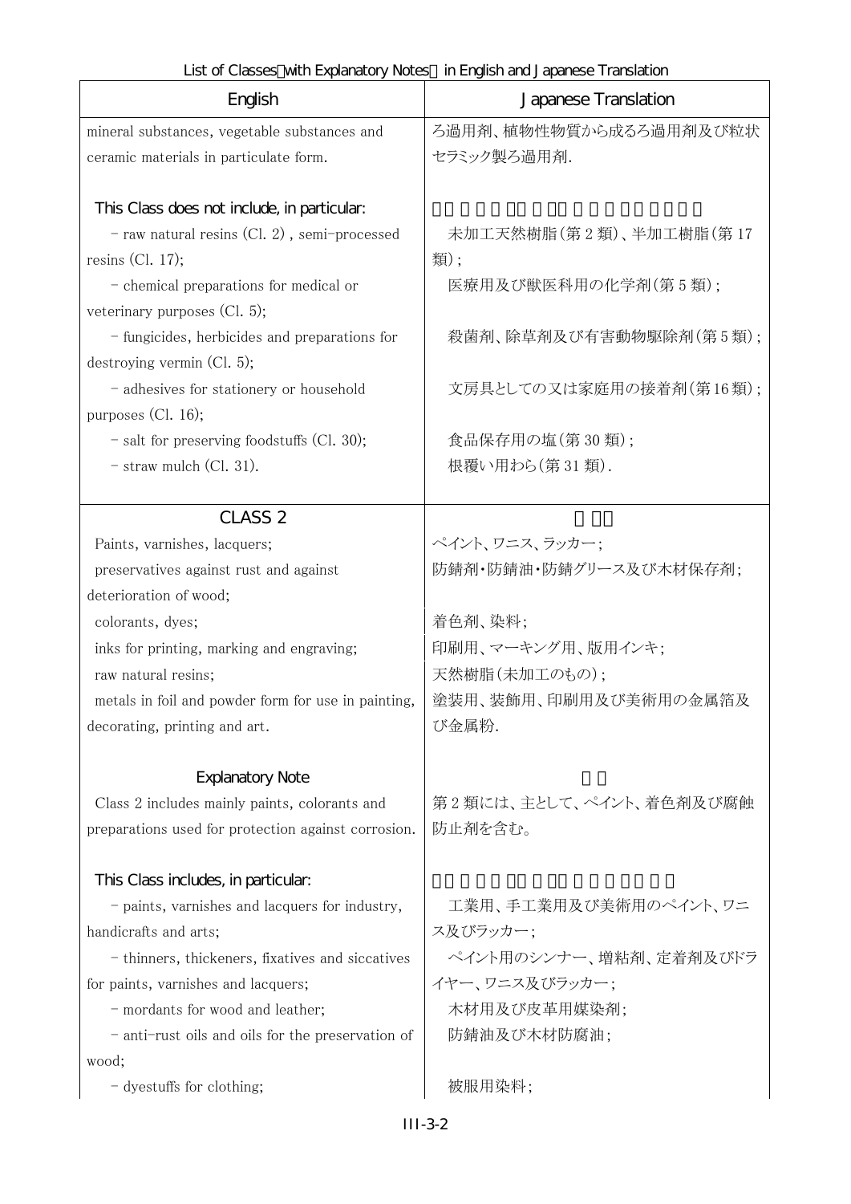| English | Japanese Translation |
|---|---|
| mineral substances, vegetable substances and ceramic materials in particulate form. | ろ過用剤、植物性物質から成るろ過用剤及び粒状セラミック製ろ過用剤. |
| This Class does not include, in particular: | |
| - raw natural resins (Cl. 2) , semi-processed resins (Cl. 17); | 未加工天然樹脂(第 2 類)、半加工樹脂(第 17 類); |
| - chemical preparations for medical or veterinary purposes (Cl. 5); | 医療用及び獣医科用の化学剤(第 5 類); |
| - fungicides, herbicides and preparations for destroying vermin (Cl. 5); | 殺菌剤、除草剤及び有害動物駆除剤(第 5 類); |
| - adhesives for stationery or household purposes (Cl. 16); | 文房具としての又は家庭用の接着剤(第 16 類); |
| - salt for preserving foodstuffs (Cl. 30); | 食品保存用の塩(第 30 類); |
| - straw mulch (Cl. 31). | 根覆い用わら(第 31 類). |
| **CLASS 2** | |
| Paints, varnishes, lacquers; | ペイント、ワニス、ラッカー; |
| preservatives against rust and against deterioration of wood; | 防錆剤・防錆油・防錆グリース及び木材保存剤; |
| colorants, dyes; | 着色剤、染料; |
| inks for printing, marking and engraving; | 印刷用、マーキング用、版用インキ; |
| raw natural resins; | 天然樹脂(未加工のもの); |
| metals in foil and powder form for use in painting, decorating, printing and art. | 塗装用、装飾用、印刷用及び美術用の金属箔及び金属粉. |
| **Explanatory Note** | |
| Class 2 includes mainly paints, colorants and preparations used for protection against corrosion. | 第 2 類には、主として、ペイント、着色剤及び腐蝕防止剤を含む。 |
| This Class includes, in particular: | |
| - paints, varnishes and lacquers for industry, handicrafts and arts; | 工業用、手工業用及び美術用のペイント、ワニス及びラッカー; |
| - thinners, thickeners, fixatives and siccatives for paints, varnishes and lacquers; | ペイント用のシンナー、増粘剤、定着剤及びドライヤー、ワニス及びラッカー; |
| - mordants for wood and leather; | 木材用及び皮革用媒染剤; |
| - anti-rust oils and oils for the preservation of wood; | 防錆油及び木材防腐油; |
| - dyestuffs for clothing; | 被服用染料; |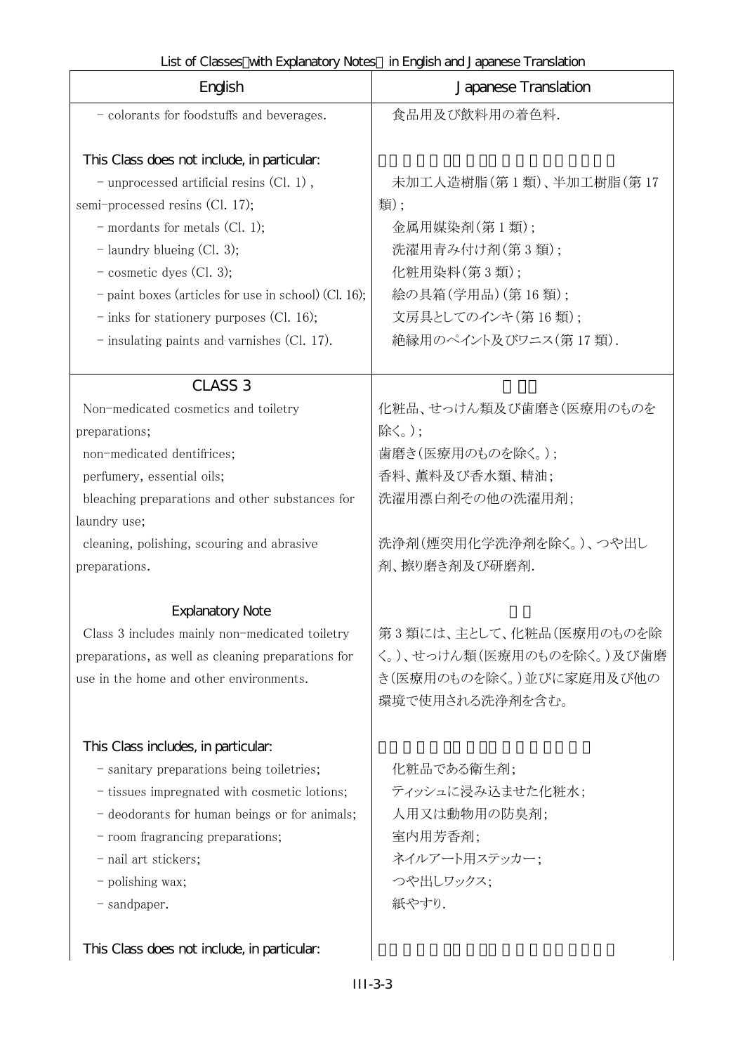List of Classes（with Explanatory Notes） in English and Japanese Translation

| English | Japanese Translation |
|---|---|
| - colorants for foodstuffs and beverages. | 食品用及び飲料用の着色料. |
| This Class does not include, in particular: | |
| - unprocessed artificial resins (Cl. 1), semi-processed resins (Cl. 17); | 未加工人造樹脂(第 1 類)、半加工樹脂(第 17 類); |
| - mordants for metals (Cl. 1); | 金属用媒染剤(第 1 類); |
| - laundry blueing (Cl. 3); | 洗濯用青み付け剤(第 3 類); |
| - cosmetic dyes (Cl. 3); | 化粧用染料(第 3 類); |
| - paint boxes (articles for use in school) (Cl. 16); | 絵の具箱(学用品)(第 16 類); |
| - inks for stationery purposes (Cl. 16); | 文房具としてのインキ(第 16 類); |
| - insulating paints and varnishes (Cl. 17). | 絶縁用のペイント及びワニス(第 17 類). |
| CLASS 3 | |
| Non-medicated cosmetics and toiletry preparations; | 化粧品、せっけん類及び歯磨き(医療用のものを除く。); |
| non-medicated dentifrices; | 歯磨き(医療用のものを除く。); |
| perfumery, essential oils; | 香料、薫料及び香水類、精油; |
| bleaching preparations and other substances for laundry use; | 洗濯用漂白剤その他の洗濯用剤; |
| cleaning, polishing, scouring and abrasive preparations. | 洗浄剤(煙突用化学洗浄剤を除く。)、つや出し剤、擦り磨き剤及び研磨剤. |
| Explanatory Note | |
| Class 3 includes mainly non-medicated toiletry preparations, as well as cleaning preparations for use in the home and other environments. | 第 3 類には、主として、化粧品(医療用のものを除く。)、せっけん類(医療用のものを除く。)及び歯磨き(医療用のものを除く。)並びに家庭用及び他の環境で使用される洗浄剤を含む。 |
| This Class includes, in particular: | |
| - sanitary preparations being toiletries; | 化粧品である衛生剤; |
| - tissues impregnated with cosmetic lotions; | ティッシュに浸み込ませた化粧水; |
| - deodorants for human beings or for animals; | 人用又は動物用の防臭剤; |
| - room fragrancing preparations; | 室内用芳香剤; |
| - nail art stickers; | ネイルアート用ステッカー; |
| - polishing wax; | つや出しワックス; |
| - sandpaper. | 紙やすり. |
| This Class does not include, in particular: | |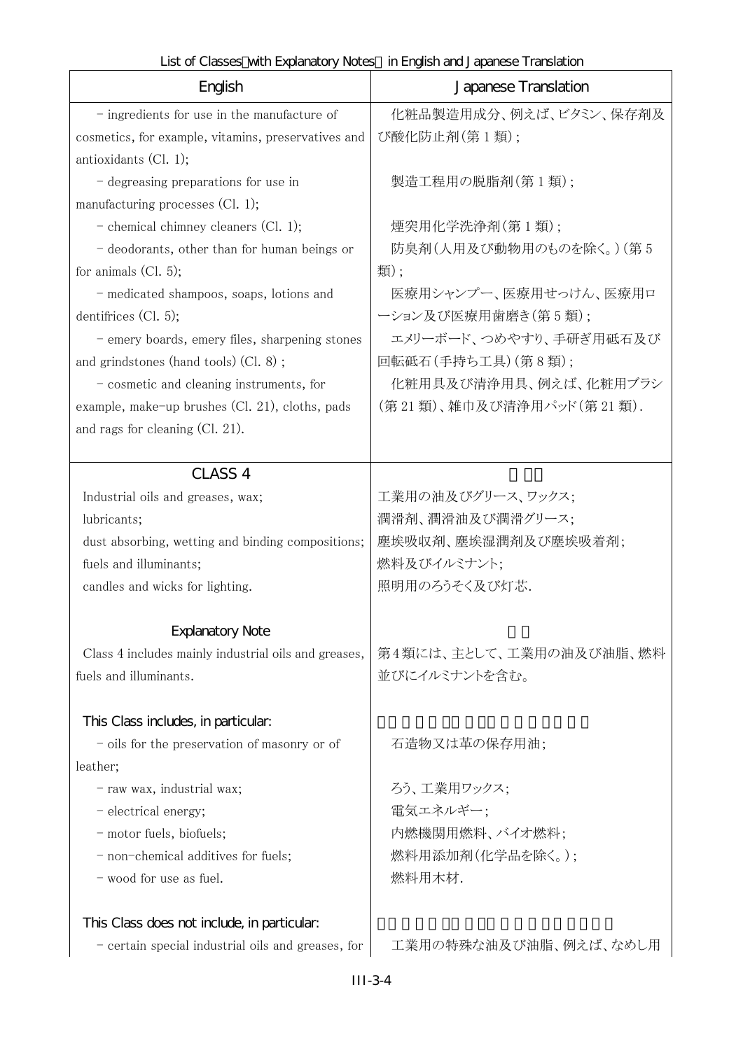List of Classes（with Explanatory Notes） in English and Japanese Translation

| English | Japanese Translation |
|---|---|
| - ingredients for use in the manufacture of cosmetics, for example, vitamins, preservatives and antioxidants (Cl. 1);<br>- degreasing preparations for use in manufacturing processes (Cl. 1);<br>- chemical chimney cleaners (Cl. 1);<br>- deodorants, other than for human beings or for animals (Cl. 5);<br>- medicated shampoos, soaps, lotions and dentifrices (Cl. 5);<br>- emery boards, emery files, sharpening stones and grindstones (hand tools) (Cl. 8) ;<br>- cosmetic and cleaning instruments, for example, make-up brushes (Cl. 21), cloths, pads and rags for cleaning (Cl. 21). | 化粧品製造用成分、例えば、ビタミン、保存剤及び酸化防止剤(第 1 類) ;<br>製造工程用の脱脂剤(第 1 類) ;<br>煙突用化学洗浄剤(第 1 類) ;<br>防臭剤(人用及び動物用のものを除く。)(第 5 類) ;<br>医療用シャンプー、医療用せっけん、医療用ローション及び医療用歯磨き(第 5 類) ;<br>エメリーボード、つめやすり、手研ぎ用砥石及び回転砥石(手持ち工具)(第 8 類) ;<br>化粧用具及び清浄用具、例えば、化粧用ブラシ(第 21 類)、雑巾及び清浄用パッド(第 21 類). |
| CLASS 4<br><br>Industrial oils and greases, wax;<br>lubricants;<br>dust absorbing, wetting and binding compositions;<br>fuels and illuminants;<br>candles and wicks for lighting.<br><br>Explanatory Note<br>Class 4 includes mainly industrial oils and greases, fuels and illuminants.<br><br>This Class includes, in particular:<br>- oils for the preservation of masonry or of leather;<br>- raw wax, industrial wax;<br>- electrical energy;<br>- motor fuels, biofuels;<br>- non-chemical additives for fuels;<br>- wood for use as fuel.<br><br>This Class does not include, in particular:<br>- certain special industrial oils and greases, for | <br><br>工業用の油及びグリース、ワックス;<br>潤滑剤、潤滑油及び潤滑グリース;<br>塵埃吸収剤、塵埃湿潤剤及び塵埃吸着剤;<br>燃料及びイルミナント;<br>照明用のろうそく及び灯芯.<br><br><br>第 4 類には、主として、工業用の油及び油脂、燃料並びにイルミナントを含む。<br><br><br>石造物又は革の保存用油;<br>ろう、工業用ワックス;<br>電気エネルギー;<br>内燃機関用燃料、バイオ燃料;<br>燃料用添加剤(化学品を除く。);<br>燃料用木材.<br><br><br>工業用の特殊な油及び油脂、例えば、なめし用 |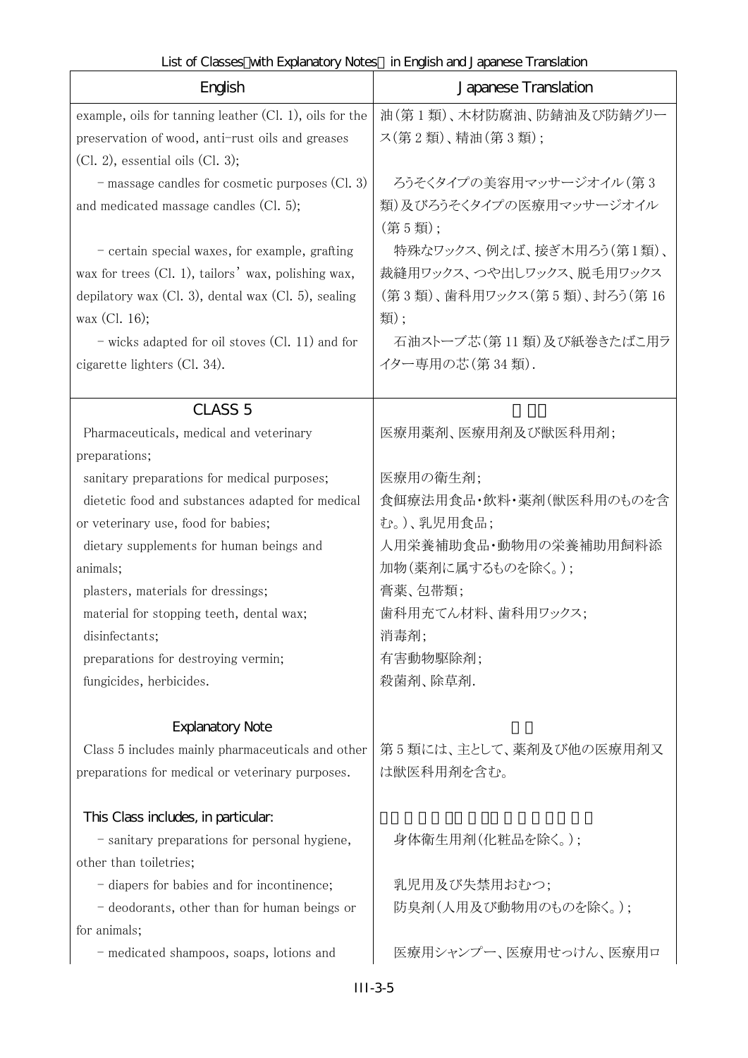| English | Japanese Translation |
| --- | --- |
| example, oils for tanning leather (Cl. 1), oils for the preservation of wood, anti-rust oils and greases (Cl. 2), essential oils (Cl. 3); | 油(第1類)、木材防腐油、防錆油及び防錆グリース(第2類)、精油(第3類); |
| - massage candles for cosmetic purposes (Cl. 3) and medicated massage candles (Cl. 5); | ろうそくタイプの美容用マッサージオイル(第3類)及びろうそくタイプの医療用マッサージオイル(第5類); |
| - certain special waxes, for example, grafting wax for trees (Cl. 1), tailors' wax, polishing wax, depilatory wax (Cl. 3), dental wax (Cl. 5), sealing wax (Cl. 16); | 特殊なワックス、例えば、接ぎ木用ろう(第1類)、裁縫用ワックス、つや出しワックス、脱毛用ワックス(第3類)、歯科用ワックス(第5類)、封ろう(第16類); |
| - wicks adapted for oil stoves (Cl. 11) and for cigarette lighters (Cl. 34). | 石油ストーブ芯(第11類)及び紙巻きたばこ用ライター専用の芯(第34類). |
| **CLASS 5** | **第5類** |
| Pharmaceuticals, medical and veterinary preparations; | 医療用薬剤、医療用剤及び獣医科用剤; |
| sanitary preparations for medical purposes; | 医療用の衛生剤; |
| dietetic food and substances adapted for medical or veterinary use, food for babies; | 食餌療法用食品・飲料・薬剤(獣医科用のものを含む。)、乳児用食品; |
| dietary supplements for human beings and animals; | 人用栄養補助食品・動物用の栄養補助用飼料添加物(薬剤に属するものを除く。); |
| plasters, materials for dressings; | 膏薬、包帯類; |
| material for stopping teeth, dental wax; | 歯科用充てん材料、歯科用ワックス; |
| disinfectants; | 消毒剤; |
| preparations for destroying vermin; | 有害動物駆除剤; |
| fungicides, herbicides. | 殺菌剤、除草剤. |
| **Explanatory Note** | **注釈** |
| Class 5 includes mainly pharmaceuticals and other preparations for medical or veterinary purposes. | 第5類には、主として、薬剤及び他の医療用剤又は獣医科用剤を含む。 |
| This Class includes, in particular: | この類には、特に、次の商品を含む。 |
| - sanitary preparations for personal hygiene, other than toiletries; | 身体衛生用剤(化粧品を除く。); |
| - diapers for babies and for incontinence; | 乳児用及び失禁用おむつ; |
| - deodorants, other than for human beings or for animals; | 防臭剤(人用及び動物用のものを除く。); |
| - medicated shampoos, soaps, lotions and | 医療用シャンプー、医療用せっけん、医療用ロ |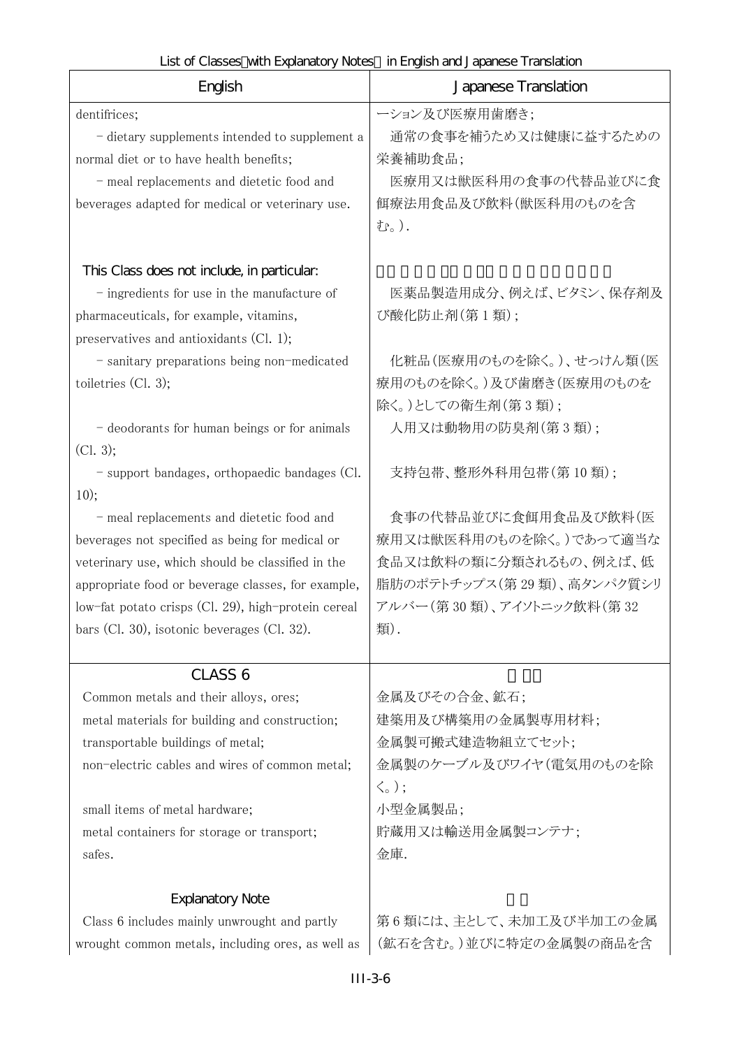| English | Japanese Translation |
|---|---|
| dentifrices; | ーション及び医療用歯磨き; |
| - dietary supplements intended to supplement a normal diet or to have health benefits; | 通常の食事を補うため又は健康に益するための栄養補助食品; |
| - meal replacements and dietetic food and beverages adapted for medical or veterinary use. | 医療用又は獣医科用の食事の代替品並びに食餌療法用食品及び飲料(獣医科用のものを含む。). |
| This Class does not include, in particular: | |
| - ingredients for use in the manufacture of pharmaceuticals, for example, vitamins, preservatives and antioxidants (Cl. 1); | 医薬品製造用成分、例えば、ビタミン、保存剤及び酸化防止剤(第1類); |
| - sanitary preparations being non-medicated toiletries (Cl. 3); | 化粧品(医療用のものを除く。)、せっけん類(医療用のものを除く。)及び歯磨き(医療用のものを除く。)としての衛生剤(第3類); |
| - deodorants for human beings or for animals (Cl. 3); | 人用又は動物用の防臭剤(第3類); |
| - support bandages, orthopaedic bandages (Cl. 10); | 支持包帯、整形外科用包帯(第10類); |
| - meal replacements and dietetic food and beverages not specified as being for medical or veterinary use, which should be classified in the appropriate food or beverage classes, for example, low-fat potato crisps (Cl. 29), high-protein cereal bars (Cl. 30), isotonic beverages (Cl. 32). | 食事の代替品並びに食餌用食品及び飲料(医療用又は獣医科用のものを除く。)であって適当な食品又は飲料の類に分類されるもの、例えば、低脂肪のポテトチップス(第29類)、高タンパク質シリアルバー(第30類)、アイソトニック飲料(第32類). |
| CLASS 6 | |
| Common metals and their alloys, ores; | 金属及びその合金、鉱石; |
| metal materials for building and construction; | 建築用及び構築用の金属製専用材料; |
| transportable buildings of metal; | 金属製可搬式建造物組立てセット; |
| non-electric cables and wires of common metal; | 金属製のケーブル及びワイヤ(電気用のものを除く。); |
| small items of metal hardware; | 小型金属製品; |
| metal containers for storage or transport; | 貯蔵用又は輸送用金属製コンテナ; |
| safes. | 金庫. |
| Explanatory Note | |
| Class 6 includes mainly unwrought and partly wrought common metals, including ores, as well as | 第6類には、主として、未加工及び半加工の金属(鉱石を含む。)並びに特定の金属製の商品を含 |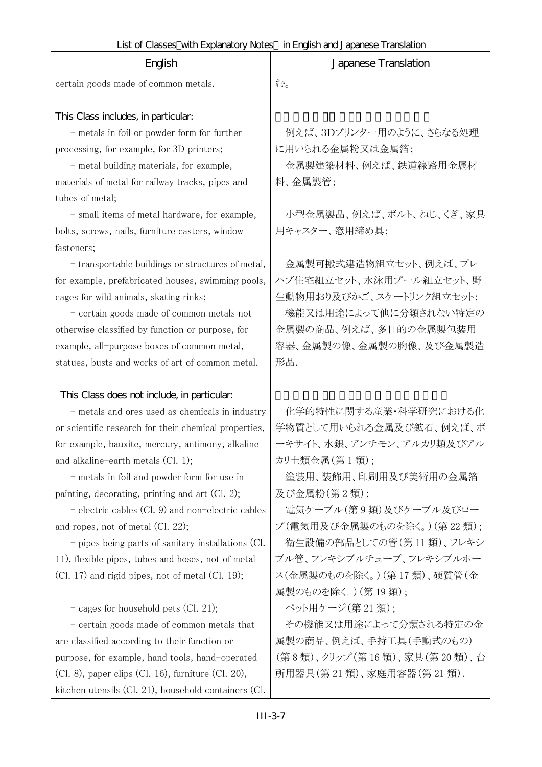| English | Japanese Translation |
|---|---|
| certain goods made of common metals. | む。 |
| This Class includes, in particular: | |
| - metals in foil or powder form for further processing, for example, for 3D printers; | 例えば、3Dプリンター用のように、さらなる処理に用いられる金属粉又は金属箔; |
| - metal building materials, for example, materials of metal for railway tracks, pipes and tubes of metal; | 金属製建築材料、例えば、鉄道線路用金属材料、金属製管; |
| - small items of metal hardware, for example, bolts, screws, nails, furniture casters, window fasteners; | 小型金属製品、例えば、ボルト、ねじ、くぎ、家具用キャスター、窓用締め具; |
| - transportable buildings or structures of metal, for example, prefabricated houses, swimming pools, cages for wild animals, skating rinks; | 金属製可搬式建造物組立セット、例えば、プレハブ住宅組立セット、水泳用プール組立セット、野生動物用おり及びかご、スケートリンク組立セット; |
| - certain goods made of common metals not otherwise classified by function or purpose, for example, all-purpose boxes of common metal, statues, busts and works of art of common metal. | 機能又は用途によって他に分類されない特定の金属製の商品、例えば、多目的の金属製包装用容器、金属製の像、金属製の胸像、及び金属製造形品. |
| This Class does not include, in particular: | |
| - metals and ores used as chemicals in industry or scientific research for their chemical properties, for example, bauxite, mercury, antimony, alkaline and alkaline-earth metals (Cl. 1); | 化学的特性に関する産業・科学研究における化学物質として用いられる金属及び鉱石、例えば、ボーキサイト、水銀、アンチモン、アルカリ類及びアルカリ土類金属(第1類); |
| - metals in foil and powder form for use in painting, decorating, printing and art (Cl. 2); | 塗装用、装飾用、印刷用及び美術用の金属箔及び金属粉(第2類); |
| - electric cables (Cl. 9) and non-electric cables and ropes, not of metal (Cl. 22); | 電気ケーブル(第9類)及びケーブル及びロープ(電気用及び金属製のものを除く。)(第22類); |
| - pipes being parts of sanitary installations (Cl. 11), flexible pipes, tubes and hoses, not of metal (Cl. 17) and rigid pipes, not of metal (Cl. 19); | 衛生設備の部品としての管(第11類)、フレキシブル管、フレキシブルチューブ、フレキシブルホース(金属製のものを除く。)(第17類)、硬質管(金属製のものを除く。)(第19類); |
| - cages for household pets (Cl. 21); | ペット用ケージ(第21類); |
| - certain goods made of common metals that are classified according to their function or purpose, for example, hand tools, hand-operated (Cl. 8), paper clips (Cl. 16), furniture (Cl. 20), kitchen utensils (Cl. 21), household containers (Cl. | その機能又は用途によって分類される特定の金属製の商品、例えば、手持工具(手動式のもの)(第8類)、クリップ(第16類)、家具(第20類)、台所用器具(第21類)、家庭用容器(第21類). |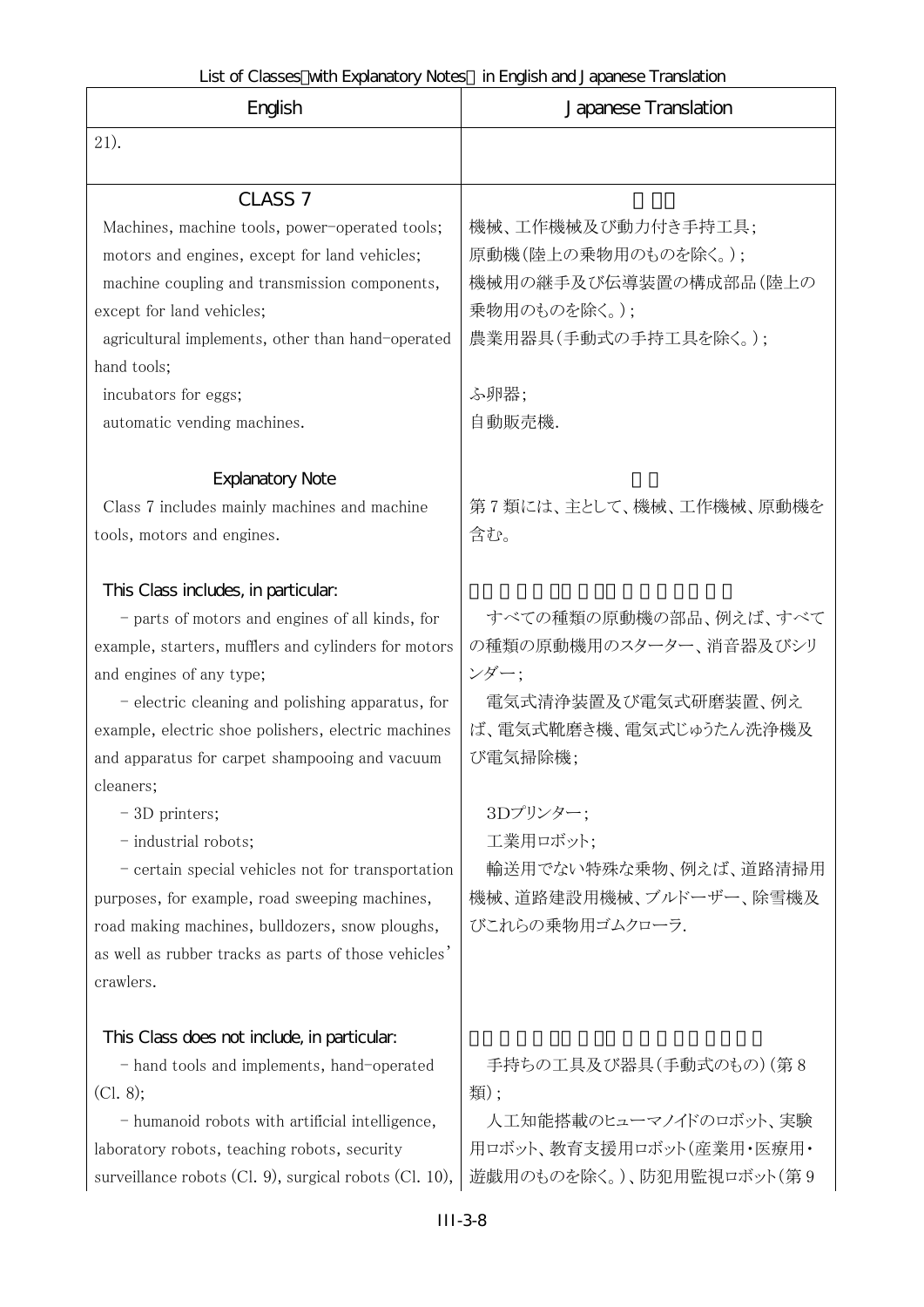| English | Japanese Translation |
|---|---|
| 21). | |
| CLASS 7 | |
| Machines, machine tools, power-operated tools; | 機械、工作機械及び動力付き手持工具; |
| motors and engines, except for land vehicles; | 原動機(陸上の乗物用のものを除く。); |
| machine coupling and transmission components, except for land vehicles; | 機械用の継手及び伝導装置の構成部品(陸上の乗物用のものを除く。); |
| agricultural implements, other than hand-operated hand tools; | 農業用器具(手動式の手持工具を除く。); |
| incubators for eggs; | ふ卵器; |
| automatic vending machines. | 自動販売機. |
| Explanatory Note | |
| Class 7 includes mainly machines and machine tools, motors and engines. | 第７類には、主として、機械、工作機械、原動機を含む。 |
| This Class includes, in particular: | |
| - parts of motors and engines of all kinds, for example, starters, mufflers and cylinders for motors and engines of any type; | すべての種類の原動機の部品、例えば、すべての種類の原動機用のスターター、消音器及びシリンダー; |
| - electric cleaning and polishing apparatus, for example, electric shoe polishers, electric machines and apparatus for carpet shampooing and vacuum cleaners; | 電気式清浄装置及び電気式研磨装置、例えば、電気式靴磨き機、電気式じゅうたん洗浄機及び電気掃除機; |
| - 3D printers; | 3Dプリンター; |
| - industrial robots; | 工業用ロボット; |
| - certain special vehicles not for transportation purposes, for example, road sweeping machines, road making machines, bulldozers, snow ploughs, as well as rubber tracks as parts of those vehicles' crawlers. | 輸送用でない特殊な乗物、例えば、道路清掃用機械、道路建設用機械、ブルドーザー、除雪機及びこれらの乗物用ゴムクローラ. |
| This Class does not include, in particular: | |
| - hand tools and implements, hand-operated (Cl. 8); | 手持ちの工具及び器具(手動式のもの)(第８類); |
| - humanoid robots with artificial intelligence, laboratory robots, teaching robots, security surveillance robots (Cl. 9), surgical robots (Cl. 10), | 人工知能搭載のヒューマノイドのロボット、実験用ロボット、教育支援用ロボット(産業用・医療用・遊戯用のものを除く。)、防犯用監視ロボット(第９ |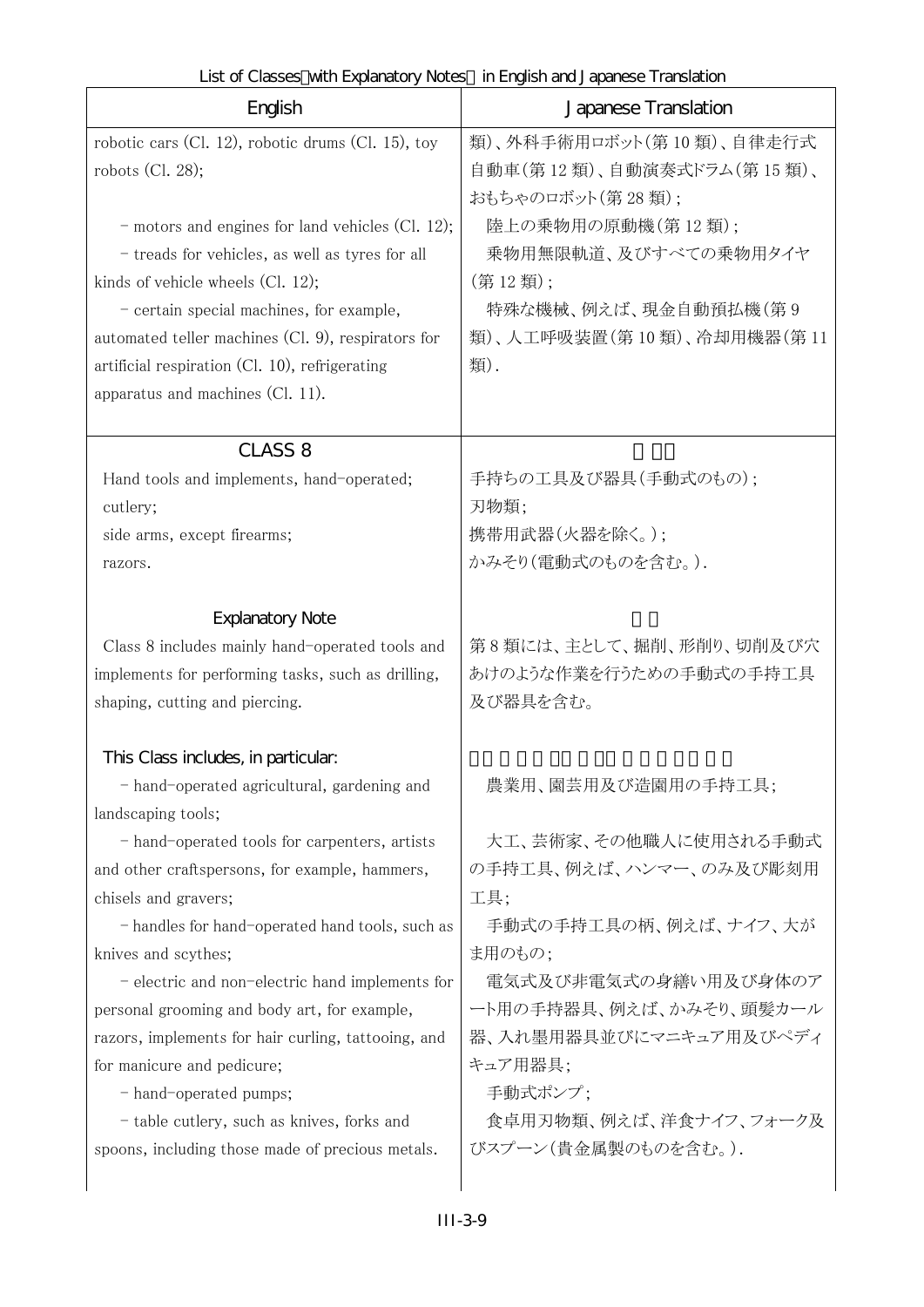List of Classes（with Explanatory Notes） in English and Japanese Translation

| English | Japanese Translation |
|---|---|
| robotic cars (Cl. 12), robotic drums (Cl. 15), toy robots (Cl. 28); | 類)、外科手術用ロボット(第 10 類)、自律走行式自動車(第 12 類)、自動演奏式ドラム(第 15 類)、おもちゃのロボット(第 28 類); |
| – motors and engines for land vehicles (Cl. 12); | 陸上の乗物用の原動機(第 12 類); |
| – treads for vehicles, as well as tyres for all kinds of vehicle wheels (Cl. 12); | 乗物用無限軌道、及びすべての乗物用タイヤ(第 12 類); |
| – certain special machines, for example, automated teller machines (Cl. 9), respirators for artificial respiration (Cl. 10), refrigerating apparatus and machines (Cl. 11). | 特殊な機械、例えば、現金自動預払機(第 9 類)、人工呼吸装置(第 10 類)、冷却用機器(第 11 類). |
| CLASS 8 | 第８類 |
| Hand tools and implements, hand-operated;<br>cutlery;<br>side arms, except firearms;<br>razors. | 手持ちの工具及び器具(手動式のもの);<br>刃物類;<br>携帯用武器(火器を除く。);<br>かみそり(電動式のものを含む。). |
| Explanatory Note | 注釈 |
| Class 8 includes mainly hand-operated tools and implements for performing tasks, such as drilling, shaping, cutting and piercing. | 第 8 類には、主として、掘削、形削り、切削及び穴あけのような作業を行うための手動式の手持工具及び器具を含む。 |
| This Class includes, in particular: | この類には、特に、次の商品を含む。 |
| – hand-operated agricultural, gardening and landscaping tools; | 農業用、園芸用及び造園用の手持工具; |
| – hand-operated tools for carpenters, artists and other craftspersons, for example, hammers, chisels and gravers; | 大工、芸術家、その他職人に使用される手動式の手持工具、例えば、ハンマー、のみ及び彫刻用工具; |
| – handles for hand-operated hand tools, such as knives and scythes; | 手動式の手持工具の柄、例えば、ナイフ、大がま用のもの; |
| – electric and non-electric hand implements for personal grooming and body art, for example, razors, implements for hair curling, tattooing, and for manicure and pedicure; | 電気式及び非電気式の身繕い用及び身体のアート用の手持器具、例えば、かみそり、頭髪カール器、入れ墨用器具並びにマニキュア用及びペディキュア用器具; |
| – hand-operated pumps; | 手動式ポンプ; |
| – table cutlery, such as knives, forks and spoons, including those made of precious metals. | 食卓用刃物類、例えば、洋食ナイフ、フォーク及びスプーン(貴金属製のものを含む。). |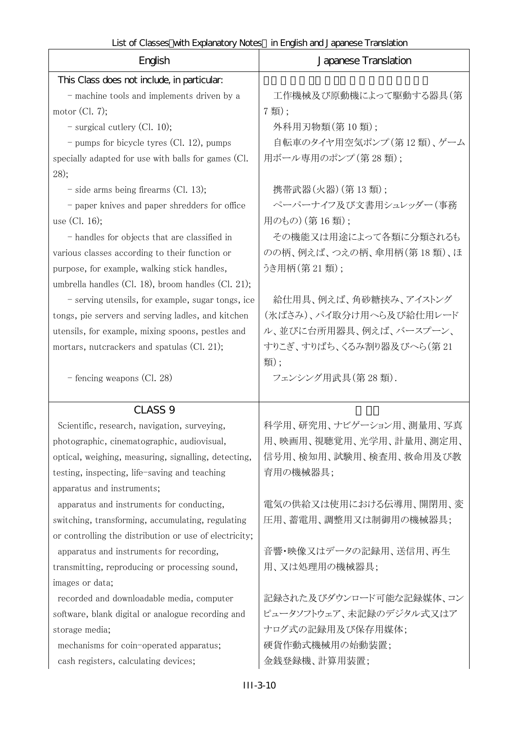| English | Japanese Translation |
|---|---|
| This Class does not include, in particular:<br>– machine tools and implements driven by a motor (Cl. 7);<br>– surgical cutlery (Cl. 10);<br>– pumps for bicycle tyres (Cl. 12), pumps specially adapted for use with balls for games (Cl. 28);<br>– side arms being firearms (Cl. 13);<br>– paper knives and paper shredders for office use (Cl. 16);<br>– handles for objects that are classified in various classes according to their function or purpose, for example, walking stick handles, umbrella handles (Cl. 18), broom handles (Cl. 21);<br>– serving utensils, for example, sugar tongs, ice tongs, pie servers and serving ladles, and kitchen utensils, for example, mixing spoons, pestles and mortars, nutcrackers and spatulas (Cl. 21);<br>– fencing weapons (Cl. 28) | 工作機械及び原動機によって駆動する器具(第7類);<br>外科用刃物類(第10類);<br>自転車のタイヤ用空気ポンプ(第12類)、ゲーム用ボール専用のポンプ(第28類);<br>携帯武器(火器)(第13類);<br>ペーパーナイフ及び文書用シュレッダー(事務用のもの)(第16類);<br>その機能又は用途によって各類に分類されるものの柄、例えば、つえの柄、傘用柄(第18類)、ほうき用柄(第21類);<br>給仕用具、例えば、角砂糖挟み、アイストング(氷ばさみ)、パイ取分け用へら及び給仕用レードル、並びに台所用器具、例えば、バースプーン、すりこぎ、すりばち、くるみ割り器及びへら(第21類);<br>フェンシング用武具(第28類). |
| **CLASS 9**<br>Scientific, research, navigation, surveying, photographic, cinematographic, audiovisual, optical, weighing, measuring, signalling, detecting, testing, inspecting, life-saving and teaching apparatus and instruments;<br>apparatus and instruments for conducting, switching, transforming, accumulating, regulating or controlling the distribution or use of electricity;<br>apparatus and instruments for recording, transmitting, reproducing or processing sound, images or data;<br>recorded and downloadable media, computer software, blank digital or analogue recording and storage media;<br>mechanisms for coin-operated apparatus;<br>cash registers, calculating devices; | 科学用、研究用、ナビゲーション用、測量用、写真用、映画用、視聴覚用、光学用、計量用、測定用、信号用、検知用、試験用、検査用、救命用及び教育用の機械器具;<br>電気の供給又は使用における伝導用、開閉用、変圧用、蓄電用、調整用又は制御用の機械器具;<br>音響・映像又はデータの記録用、送信用、再生用、又は処理用の機械器具;<br>記録された及びダウンロード可能な記録媒体、コンピュータソフトウェア、未記録のデジタル式又はアナログ式の記録用及び保存用媒体;<br>硬貨作動式機械用の始動装置;<br>金銭登録機、計算用装置; |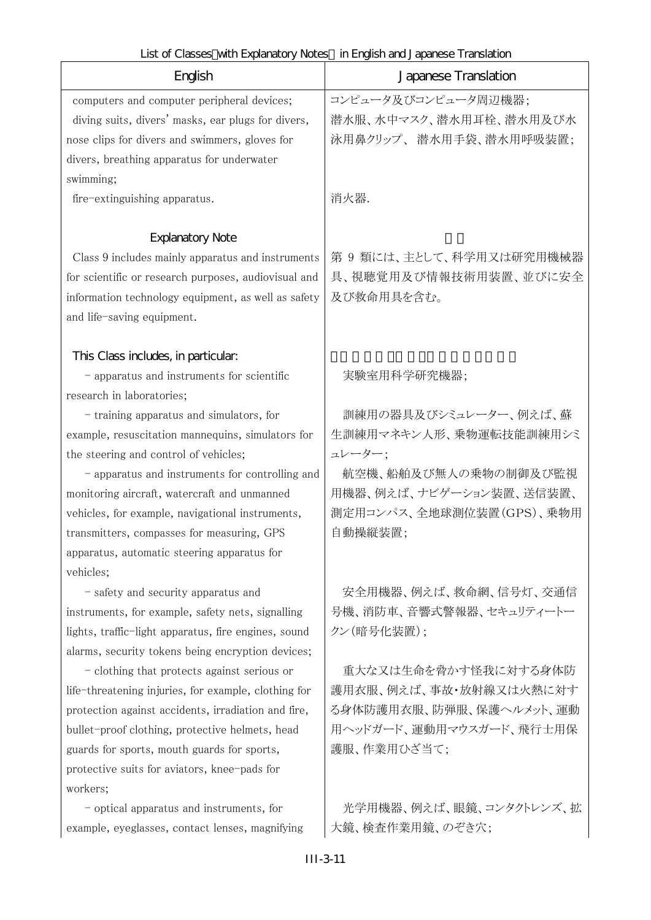List of Classes（with Explanatory Notes） in English and Japanese Translation

| English | Japanese Translation |
|---|---|
| computers and computer peripheral devices; | コンピュータ及びコンピュータ周辺機器; |
| diving suits, divers' masks, ear plugs for divers, nose clips for divers and swimmers, gloves for divers, breathing apparatus for underwater swimming; | 潜水服、水中マスク、潜水用耳栓、潜水用及び水泳用鼻クリップ、 潜水用手袋、潜水用呼吸装置; |
| fire-extinguishing apparatus. | 消火器. |
| Explanatory Note | |
| Class 9 includes mainly apparatus and instruments for scientific or research purposes, audiovisual and information technology equipment, as well as safety and life-saving equipment. | 第 9 類には、主として、科学用又は研究用機械器具、視聴覚用及び情報技術用装置、並びに安全及び救命用具を含む。 |
| This Class includes, in particular: | |
| - apparatus and instruments for scientific research in laboratories; | 実験室用科学研究機器; |
| - training apparatus and simulators, for example, resuscitation mannequins, simulators for the steering and control of vehicles; | 訓練用の器具及びシミュレーター、例えば、蘇生訓練用マネキン人形、乗物運転技能訓練用シミュレーター; |
| - apparatus and instruments for controlling and monitoring aircraft, watercraft and unmanned vehicles, for example, navigational instruments, transmitters, compasses for measuring, GPS apparatus, automatic steering apparatus for vehicles; | 航空機、船舶及び無人の乗物の制御及び監視用機器、例えば、ナビゲーション装置、送信装置、測定用コンパス、全地球測位装置（GPS）、乗物用自動操縦装置; |
| - safety and security apparatus and instruments, for example, safety nets, signalling lights, traffic-light apparatus, fire engines, sound alarms, security tokens being encryption devices; | 安全用機器、例えば、救命網、信号灯、交通信号機、消防車、音響式警報器、セキュリティートークン（暗号化装置）; |
| - clothing that protects against serious or life-threatening injuries, for example, clothing for protection against accidents, irradiation and fire, bullet-proof clothing, protective helmets, head guards for sports, mouth guards for sports, protective suits for aviators, knee-pads for workers; | 重大な又は生命を脅かす怪我に対する身体防護用衣服、例えば、事故・放射線又は火熱に対する身体防護用衣服、防弾服、保護ヘルメット、運動用ヘッドガード、運動用マウスガード、飛行士用保護服、作業用ひざ当て; |
| - optical apparatus and instruments, for example, eyeglasses, contact lenses, magnifying | 光学用機器、例えば、眼鏡、コンタクトレンズ、拡大鏡、検査作業用鏡、のぞき穴; |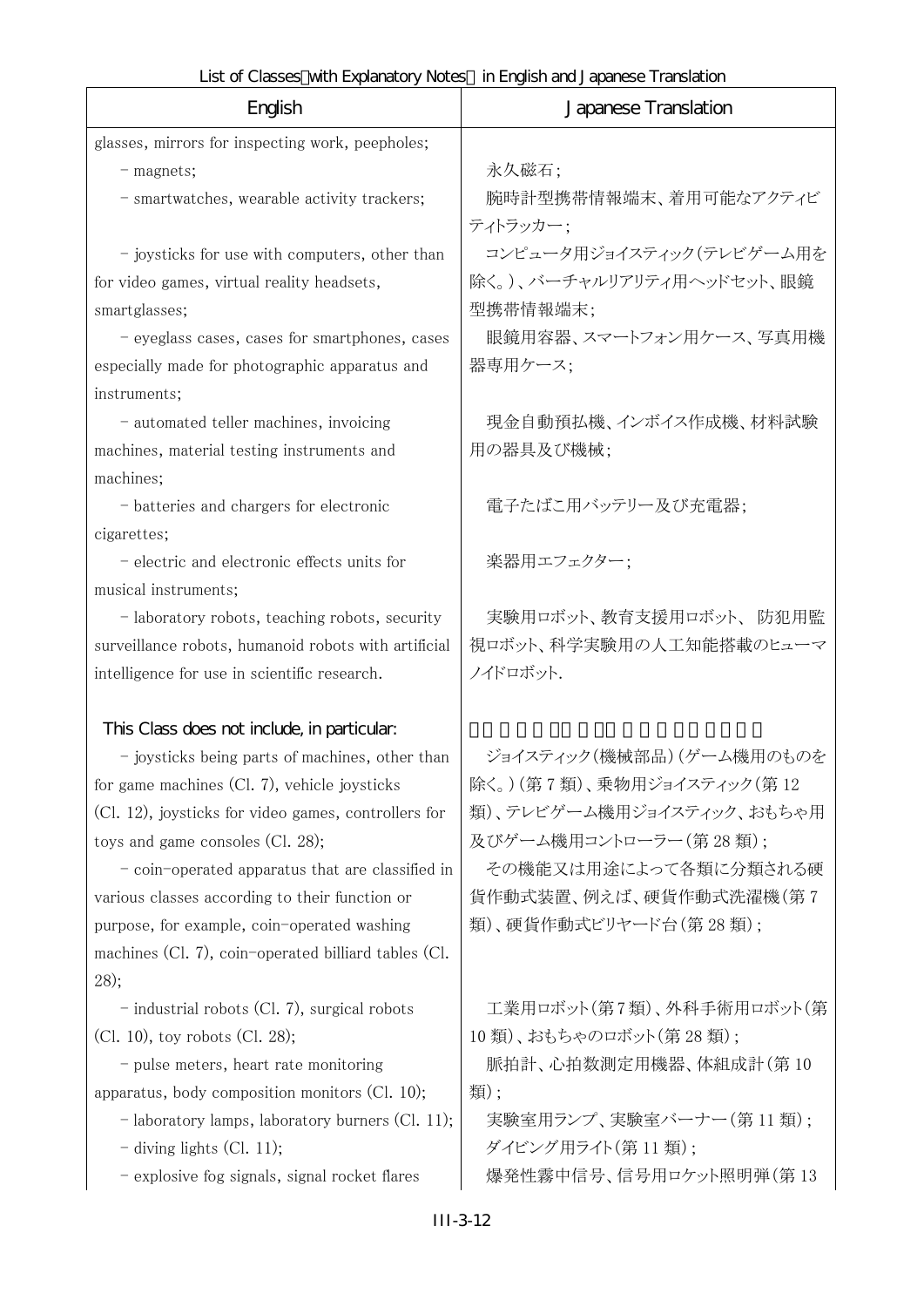| English | Japanese Translation |
|---|---|
| glasses, mirrors for inspecting work, peepholes; | |
| - magnets; | 永久磁石; |
| - smartwatches, wearable activity trackers; | 腕時計型携帯情報端末、着用可能なアクティビティトラッカー; |
| - joysticks for use with computers, other than for video games, virtual reality headsets, smartglasses; | コンピュータ用ジョイスティック(テレビゲーム用を除く。)、バーチャルリアリティ用ヘッドセット、眼鏡型携帯情報端末; |
| - eyeglass cases, cases for smartphones, cases especially made for photographic apparatus and instruments; | 眼鏡用容器、スマートフォン用ケース、写真用機器専用ケース; |
| - automated teller machines, invoicing machines, material testing instruments and machines; | 現金自動預払機、インボイス作成機、材料試験用の器具及び機械; |
| - batteries and chargers for electronic cigarettes; | 電子たばこ用バッテリー及び充電器; |
| - electric and electronic effects units for musical instruments; | 楽器用エフェクター; |
| - laboratory robots, teaching robots, security surveillance robots, humanoid robots with artificial intelligence for use in scientific research. | 実験用ロボット、教育支援用ロボット、 防犯用監視ロボット、科学実験用の人工知能搭載のヒューマノイドロボット. |
| This Class does not include, in particular: | |
| - joysticks being parts of machines, other than for game machines (Cl. 7), vehicle joysticks (Cl. 12), joysticks for video games, controllers for toys and game consoles (Cl. 28); | ジョイスティック(機械部品)(ゲーム機用のものを除く。)(第 7 類)、乗物用ジョイスティック(第 12 類)、テレビゲーム機用ジョイスティック、おもちゃ用及びゲーム機用コントローラー(第 28 類); |
| - coin-operated apparatus that are classified in various classes according to their function or purpose, for example, coin-operated washing machines (Cl. 7), coin-operated billiard tables (Cl. 28); | その機能又は用途によって各類に分類される硬貨作動式装置、例えば、硬貨作動式洗濯機(第 7 類)、硬貨作動式ビリヤード台(第 28 類); |
| - industrial robots (Cl. 7), surgical robots (Cl. 10), toy robots (Cl. 28); | 工業用ロボット(第 7 類)、外科手術用ロボット(第 10 類)、おもちゃのロボット(第 28 類); |
| - pulse meters, heart rate monitoring apparatus, body composition monitors (Cl. 10); | 脈拍計、心拍数測定用機器、体組成計(第 10 類); |
| - laboratory lamps, laboratory burners (Cl. 11); | 実験室用ランプ、実験室バーナー(第 11 類); |
| - diving lights (Cl. 11); | ダイビング用ライト(第 11 類); |
| - explosive fog signals, signal rocket flares | 爆発性霧中信号、信号用ロケット照明弾(第 13 |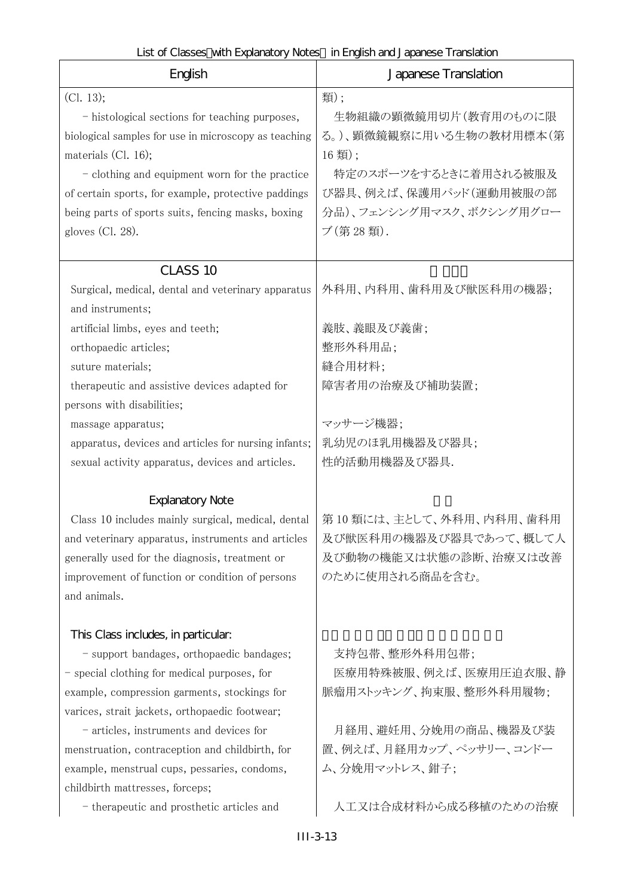| English | Japanese Translation |
|---|---|
| (Cl. 13);<br>– histological sections for teaching purposes, biological samples for use in microscopy as teaching materials (Cl. 16);<br>– clothing and equipment worn for the practice of certain sports, for example, protective paddings being parts of sports suits, fencing masks, boxing gloves (Cl. 28). | 類)；<br>生物組織の顕微鏡用切片(教育用のものに限る。)、顕微鏡観察に用いる生物の教材用標本(第16類)；<br>特定のスポーツをするときに着用される被服及び器具、例えば、保護用パッド(運動用被服の部分品)、フェンシング用マスク、ボクシング用グローブ(第28類). |
| CLASS 10<br>Surgical, medical, dental and veterinary apparatus and instruments;<br>artificial limbs, eyes and teeth;<br>orthopaedic articles;<br>suture materials;<br>therapeutic and assistive devices adapted for persons with disabilities;<br>massage apparatus;<br>apparatus, devices and articles for nursing infants;<br>sexual activity apparatus, devices and articles.<br><br>Explanatory Note<br>Class 10 includes mainly surgical, medical, dental and veterinary apparatus, instruments and articles generally used for the diagnosis, treatment or improvement of function or condition of persons and animals.<br><br>This Class includes, in particular:<br>– support bandages, orthopaedic bandages;<br>– special clothing for medical purposes, for example, compression garments, stockings for varices, strait jackets, orthopaedic footwear;<br>– articles, instruments and devices for menstruation, contraception and childbirth, for example, menstrual cups, pessaries, condoms, childbirth mattresses, forceps;<br>– therapeutic and prosthetic articles and | 第10類<br>外科用、内科用、歯科用及び獣医科用の機器；<br>義肢、義眼及び義歯；<br>整形外科用品；<br>縫合用材料；<br>障害者用の治療及び補助装置；<br>マッサージ機器；<br>乳幼児のほ乳用機器及び器具；<br>性的活動用機器及び器具.<br><br>注釈<br>第10類には、主として、外科用、内科用、歯科用及び獣医科用の機器及び器具であって、概して人及び動物の機能又は状態の診断、治療又は改善のために使用される商品を含む。<br><br>この類には、特に、次の商品を含む。<br>支持包帯、整形外科用包帯；<br>医療用特殊被服、例えば、医療用圧迫衣服、静脈瘤用ストッキング、拘束服、整形外科用履物；<br>月経用、避妊用、分娩用の商品、機器及び装置、例えば、月経用カップ、ペッサリー、コンドーム、分娩用マットレス、鉗子；<br>人工又は合成材料から成る移植のための治療 |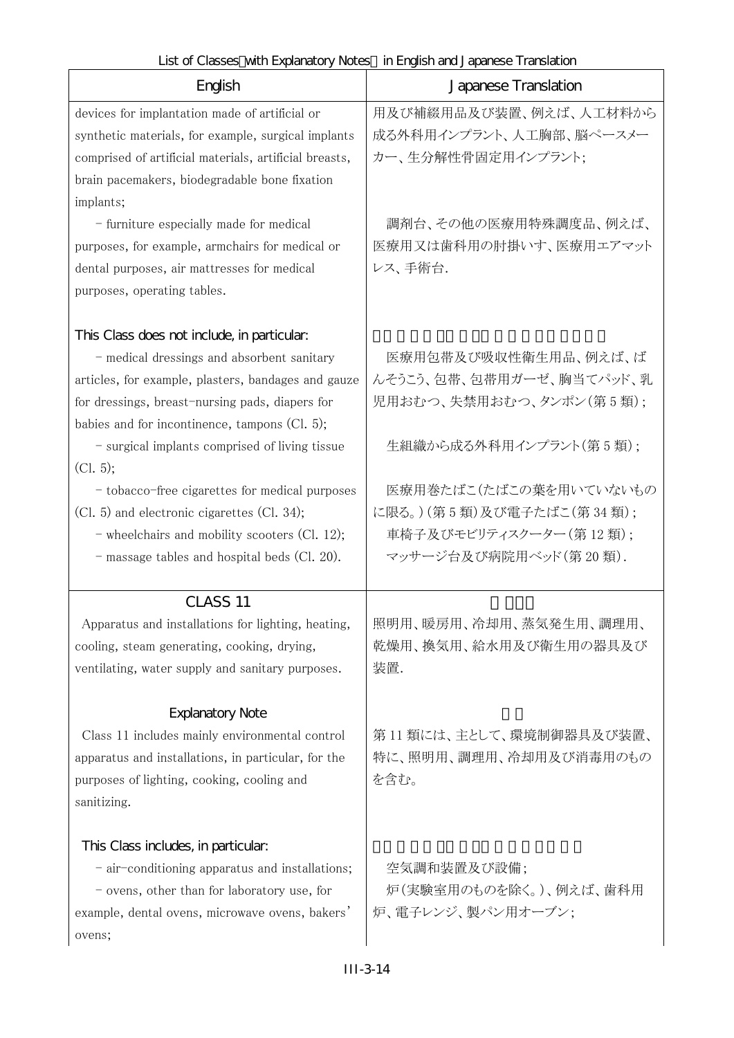| English | Japanese Translation |
| --- | --- |
| devices for implantation made of artificial or synthetic materials, for example, surgical implants comprised of artificial materials, artificial breasts, brain pacemakers, biodegradable bone fixation implants; | 用及び補綴用品及び装置、例えば、人工材料から成る外科用インプラント、人工胸部、脳ペースメーカー、生分解性骨固定用インプラント; |
| – furniture especially made for medical purposes, for example, armchairs for medical or dental purposes, air mattresses for medical purposes, operating tables. | 調剤台、その他の医療用特殊調度品、例えば、医療用又は歯科用の肘掛いす、医療用エアマットレス、手術台. |
| This Class does not include, in particular: | |
| – medical dressings and absorbent sanitary articles, for example, plasters, bandages and gauze for dressings, breast-nursing pads, diapers for babies and for incontinence, tampons (Cl. 5); | 医療用包帯及び吸収性衛生用品、例えば、ばんそうこう、包帯、包帯用ガーゼ、胸当てパッド、乳児用おむつ、失禁用おむつ、タンポン(第 5 類); |
| – surgical implants comprised of living tissue (Cl. 5); | 生組織から成る外科用インプラント(第 5 類); |
| – tobacco-free cigarettes for medical purposes (Cl. 5) and electronic cigarettes (Cl. 34); | 医療用巻たばこ(たばこの葉を用いていないものに限る。)(第 5 類)及び電子たばこ(第 34 類); |
| – wheelchairs and mobility scooters (Cl. 12); | 車椅子及びモビリティスクーター(第 12 類); |
| – massage tables and hospital beds (Cl. 20). | マッサージ台及び病院用ベッド(第 20 類). |
| **CLASS 11** | |
| Apparatus and installations for lighting, heating, cooling, steam generating, cooking, drying, ventilating, water supply and sanitary purposes. | 照明用、暖房用、冷却用、蒸気発生用、調理用、乾燥用、換気用、給水用及び衛生用の器具及び装置. |
| Explanatory Note | |
| Class 11 includes mainly environmental control apparatus and installations, in particular, for the purposes of lighting, cooking, cooling and sanitizing. | 第 11 類には、主として、環境制御器具及び装置、特に、照明用、調理用、冷却用及び消毒用のものを含む。 |
| This Class includes, in particular: | |
| – air-conditioning apparatus and installations; | 空気調和装置及び設備; |
| – ovens, other than for laboratory use, for example, dental ovens, microwave ovens, bakers' ovens; | 炉(実験室用のものを除く。)、例えば、歯科用炉、電子レンジ、製パン用オーブン; |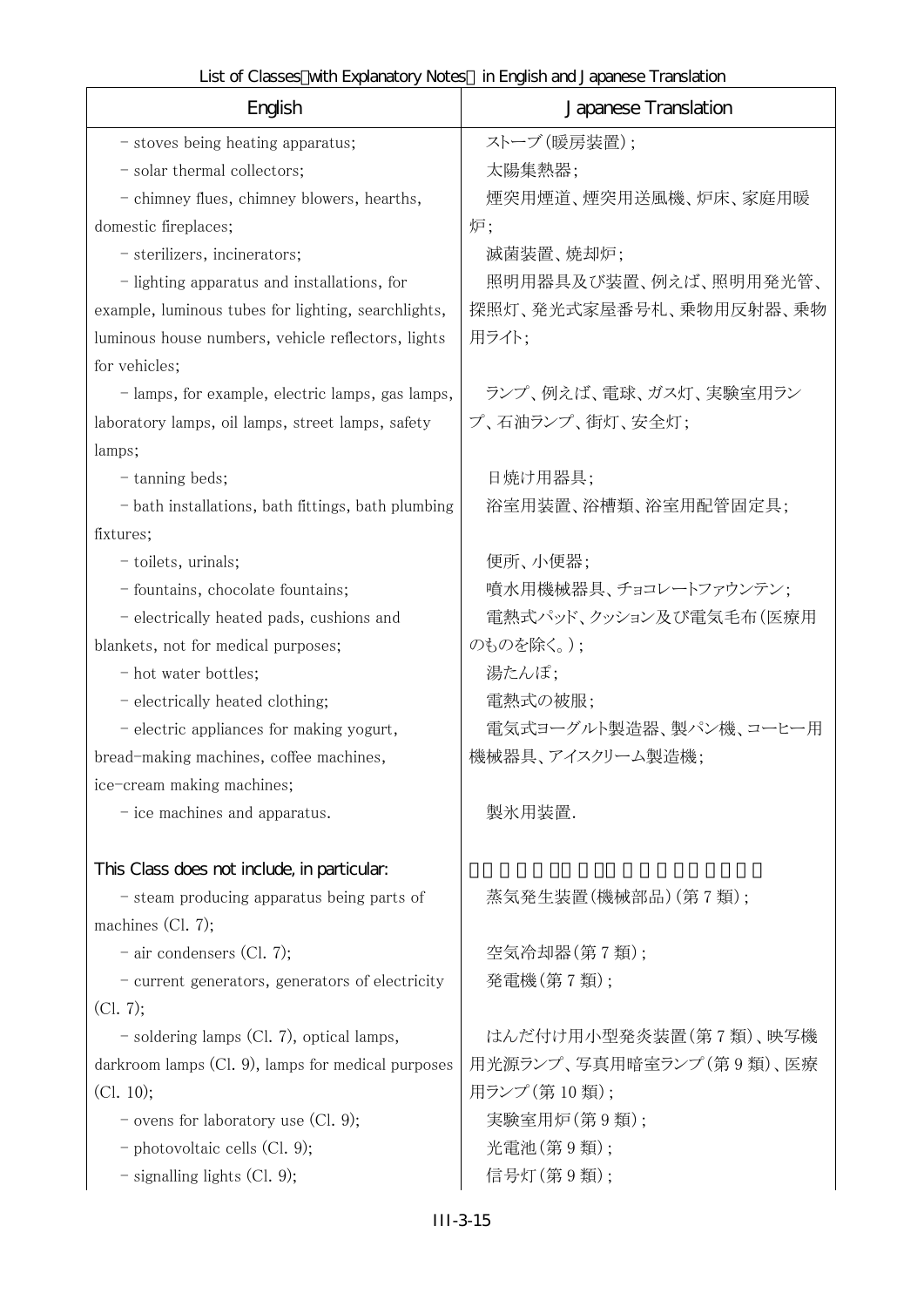| English | Japanese Translation |
| --- | --- |
| - stoves being heating apparatus; | ストーブ（暖房装置）； |
| - solar thermal collectors; | 太陽集熱器； |
| - chimney flues, chimney blowers, hearths, domestic fireplaces; | 煙突用煙道、煙突用送風機、炉床、家庭用暖炉； |
| - sterilizers, incinerators; | 滅菌装置、焼却炉； |
| - lighting apparatus and installations, for example, luminous tubes for lighting, searchlights, luminous house numbers, vehicle reflectors, lights for vehicles; | 照明用器具及び装置、例えば、照明用発光管、探照灯、発光式家屋番号札、乗物用反射器、乗物用ライト； |
| - lamps, for example, electric lamps, gas lamps, laboratory lamps, oil lamps, street lamps, safety lamps; | ランプ、例えば、電球、ガス灯、実験室用ランプ、石油ランプ、街灯、安全灯； |
| - tanning beds; | 日焼け用器具； |
| - bath installations, bath fittings, bath plumbing fixtures; | 浴室用装置、浴槽類、浴室用配管固定具； |
| - toilets, urinals; | 便所、小便器； |
| - fountains, chocolate fountains; | 噴水用機械器具、チョコレートファウンテン； |
| - electrically heated pads, cushions and blankets, not for medical purposes; | 電熱式パッド、クッション及び電気毛布（医療用のものを除く。）； |
| - hot water bottles; | 湯たんぽ； |
| - electrically heated clothing; | 電熱式の被服； |
| - electric appliances for making yogurt, bread-making machines, coffee machines, ice-cream making machines; | 電気式ヨーグルト製造器、製パン機、コーヒー用機械器具、アイスクリーム製造機； |
| - ice machines and apparatus. | 製氷用装置． |
| This Class does not include, in particular: | |
| - steam producing apparatus being parts of machines (Cl. 7); | 蒸気発生装置（機械部品）（第７類）； |
| - air condensers (Cl. 7); | 空気冷却器（第７類）； |
| - current generators, generators of electricity (Cl. 7); | 発電機（第７類）； |
| - soldering lamps (Cl. 7), optical lamps, darkroom lamps (Cl. 9), lamps for medical purposes (Cl. 10); | はんだ付け用小型発炎装置（第７類）、映写機用光源ランプ、写真用暗室ランプ（第９類）、医療用ランプ（第 10 類）； |
| - ovens for laboratory use (Cl. 9); | 実験室用炉（第９類）； |
| - photovoltaic cells (Cl. 9); | 光電池（第９類）； |
| - signalling lights (Cl. 9); | 信号灯（第９類）； |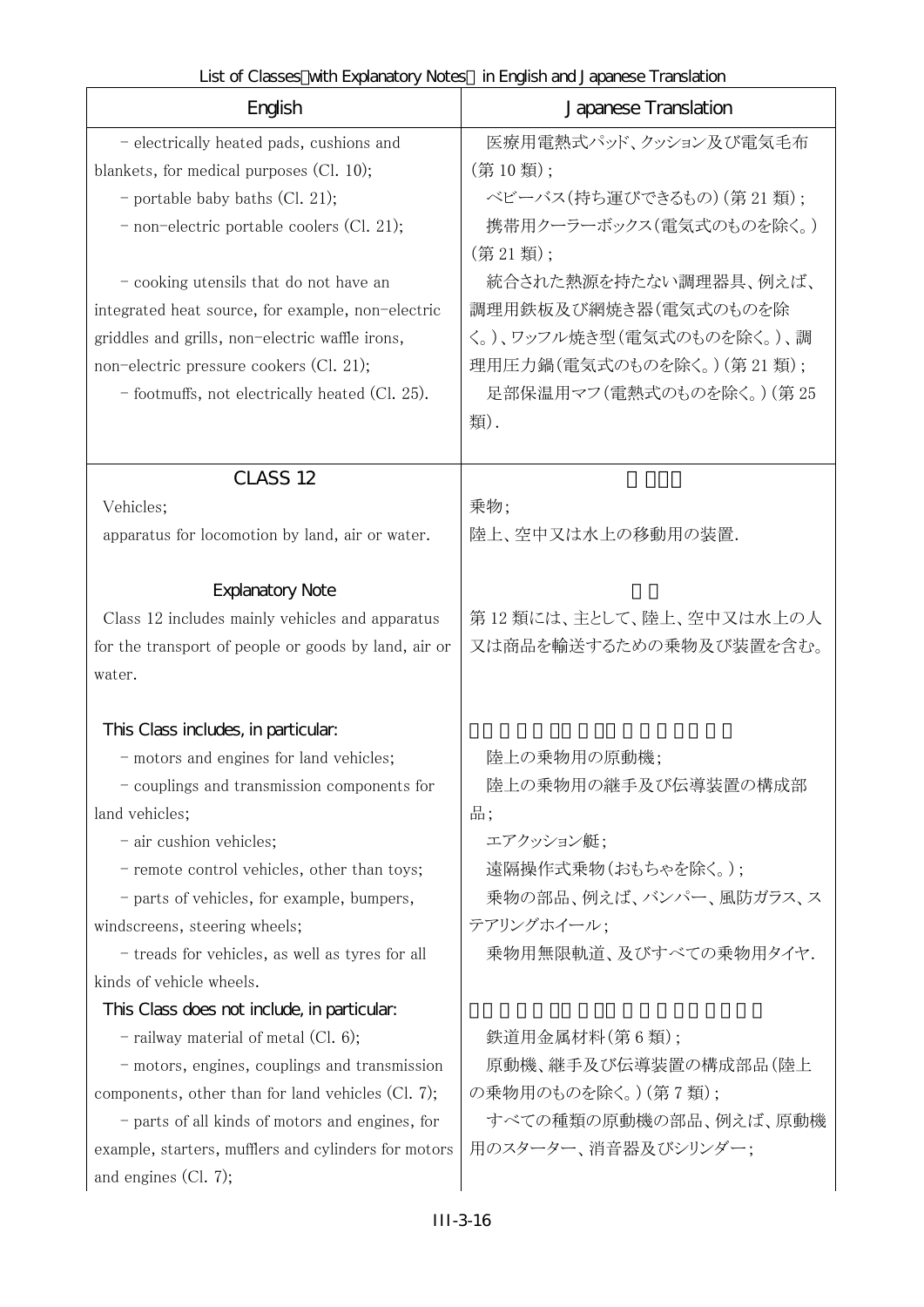List of Classes（with Explanatory Notes） in English and Japanese Translation

| English | Japanese Translation |
|---|---|
| - electrically heated pads, cushions and blankets, for medical purposes (Cl. 10); | 医療用電熱式パッド、クッション及び電気毛布(第 10 類)； |
| - portable baby baths (Cl. 21); | ベビーバス(持ち運びできるもの)(第 21 類)； |
| - non-electric portable coolers (Cl. 21); | 携帯用クーラーボックス(電気式のものを除く。)(第 21 類)； |
| - cooking utensils that do not have an integrated heat source, for example, non-electric griddles and grills, non-electric waffle irons, non-electric pressure cookers (Cl. 21); | 統合された熱源を持たない調理器具、例えば、調理用鉄板及び網焼き器(電気式のものを除く。)、ワッフル焼き型(電気式のものを除く。)、調理用圧力鍋(電気式のものを除く。)(第 21 類)； |
| - footmuffs, not electrically heated (Cl. 25). | 足部保温用マフ(電熱式のものを除く。)(第 25 類). |
| **CLASS 12** | **第 12 類** |
| Vehicles; apparatus for locomotion by land, air or water. | 乗物; 陸上、空中又は水上の移動用の装置. |
| **Explanatory Note** | **注釈** |
| Class 12 includes mainly vehicles and apparatus for the transport of people or goods by land, air or water. | 第 12 類には、主として、陸上、空中又は水上の人又は商品を輸送するための乗物及び装置を含む。 |
| **This Class includes, in particular:** | **この類には、特に、次の商品を含む。** |
| - motors and engines for land vehicles; | 陸上の乗物用の原動機; |
| - couplings and transmission components for land vehicles; | 陸上の乗物用の継手及び伝導装置の構成部品; |
| - air cushion vehicles; | エアクッション艇; |
| - remote control vehicles, other than toys; | 遠隔操作式乗物(おもちゃを除く。); |
| - parts of vehicles, for example, bumpers, windscreens, steering wheels; | 乗物の部品、例えば、バンパー、風防ガラス、ステアリングホイール; |
| - treads for vehicles, as well as tyres for all kinds of vehicle wheels. | 乗物用無限軌道、及びすべての乗物用タイヤ. |
| **This Class does not include, in particular:** | **この類には、特に、次の商品を含まない。** |
| - railway material of metal (Cl. 6); | 鉄道用金属材料(第 6 類)； |
| - motors, engines, couplings and transmission components, other than for land vehicles (Cl. 7); | 原動機、継手及び伝導装置の構成部品(陸上の乗物用のものを除く。)(第 7 類)； |
| - parts of all kinds of motors and engines, for example, starters, mufflers and cylinders for motors and engines (Cl. 7); | すべての種類の原動機の部品、例えば、原動機用のスターター、消音器及びシリンダー； |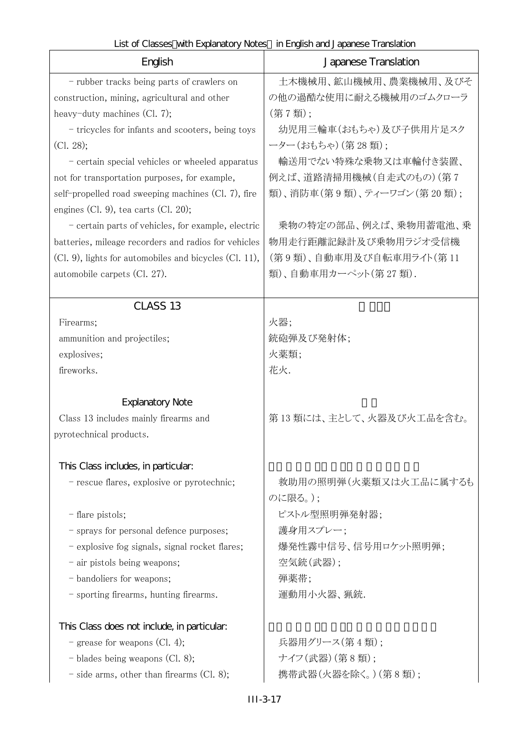List of Classes（with Explanatory Notes） in English and Japanese Translation

| English | Japanese Translation |
|---|---|
| - rubber tracks being parts of crawlers on construction, mining, agricultural and other heavy-duty machines (Cl. 7); | 土木機械用、鉱山機械用、農業機械用、及びその他の過酷な使用に耐える機械用のゴムクローラ（第７類）； |
| - tricycles for infants and scooters, being toys (Cl. 28); | 幼児用三輪車（おもちゃ）及び子供用片足スクーター（おもちゃ）（第 28 類）； |
| - certain special vehicles or wheeled apparatus not for transportation purposes, for example, self-propelled road sweeping machines (Cl. 7), fire engines (Cl. 9), tea carts (Cl. 20); | 輸送用でない特殊な乗物又は車輪付き装置、例えば、道路清掃用機械（自走式のもの）（第７類）、消防車（第９類）、ティーワゴン（第 20 類）； |
| - certain parts of vehicles, for example, electric batteries, mileage recorders and radios for vehicles (Cl. 9), lights for automobiles and bicycles (Cl. 11), automobile carpets (Cl. 27). | 乗物の特定の部品、例えば、乗物用蓄電池、乗物用走行距離記録計及び乗物用ラジオ受信機（第９類）、自動車用及び自転車用ライト（第 11 類）、自動車用カーペット（第 27 類）. |
| **CLASS 13** | |
| Firearms;<br>ammunition and projectiles;<br>explosives;<br>fireworks. | 火器；<br>銃砲弾及び発射体；<br>火薬類；<br>花火. |
| **Explanatory Note** | |
| Class 13 includes mainly firearms and pyrotechnical products. | 第 13 類には、主として、火器及び火工品を含む。 |
| This Class includes, in particular: | |
| - rescue flares, explosive or pyrotechnic; | 救助用の照明弾（火薬類又は火工品に属するものに限る。）； |
| - flare pistols; | ピストル型照明弾発射器； |
| - sprays for personal defence purposes; | 護身用スプレー； |
| - explosive fog signals, signal rocket flares; | 爆発性霧中信号、信号用ロケット照明弾； |
| - air pistols being weapons; | 空気銃（武器）； |
| - bandoliers for weapons; | 弾薬帯； |
| - sporting firearms, hunting firearms. | 運動用小火器、猟銃. |
| This Class does not include, in particular: | |
| - grease for weapons (Cl. 4); | 兵器用グリース（第４類）； |
| - blades being weapons (Cl. 8); | ナイフ（武器）（第８類）； |
| - side arms, other than firearms (Cl. 8); | 携帯武器（火器を除く。）（第８類）； |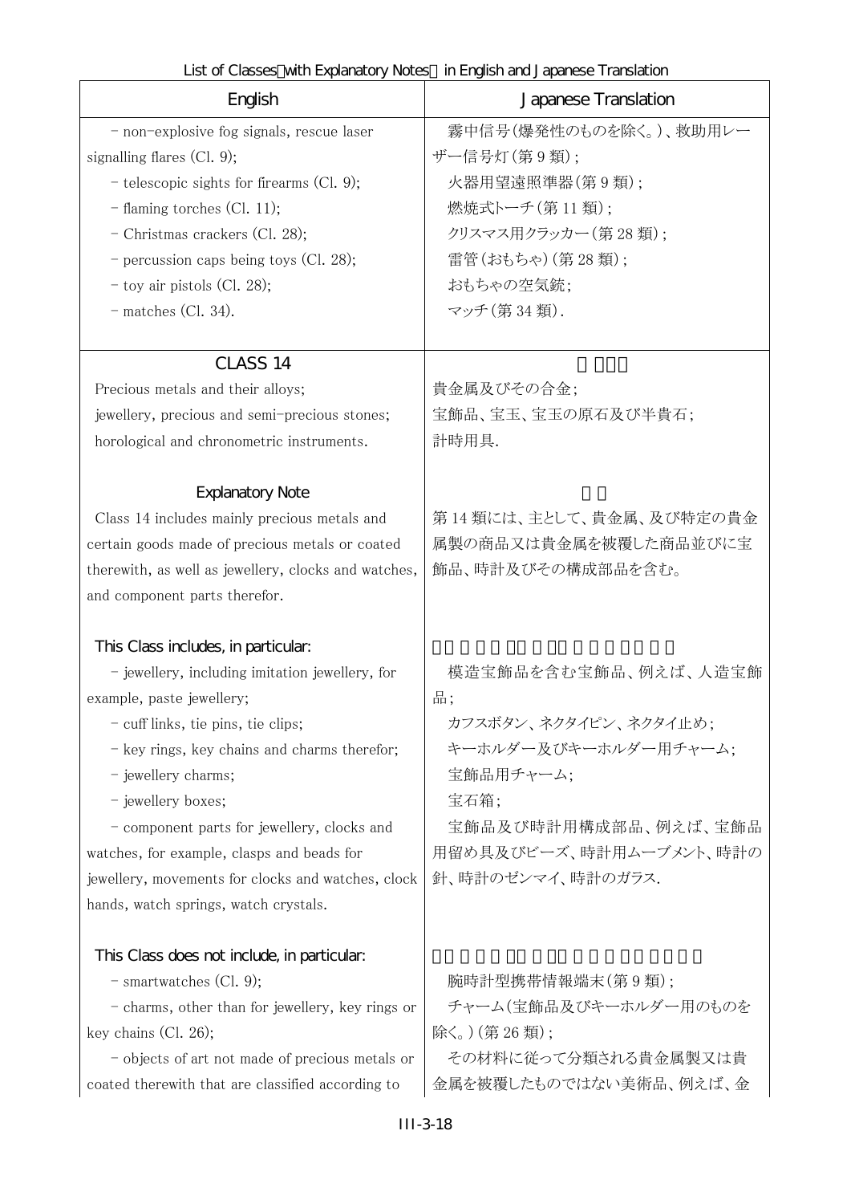| English | Japanese Translation |
|---|---|
| - non-explosive fog signals, rescue laser signalling flares (Cl. 9);<br>- telescopic sights for firearms (Cl. 9);<br>- flaming torches (Cl. 11);<br>- Christmas crackers (Cl. 28);<br>- percussion caps being toys (Cl. 28);<br>- toy air pistols (Cl. 28);<br>- matches (Cl. 34). | 霧中信号(爆発性のものを除く。)、救助用レーザー信号灯(第9類);<br>火器用望遠照準器(第9類);<br>燃焼式トーチ(第11類);<br>クリスマス用クラッカー(第28類);<br>雷管(おもちゃ)(第28類);<br>おもちゃの空気銃;<br>マッチ(第34類). |
| CLASS 14<br>Precious metals and their alloys;<br>jewellery, precious and semi-precious stones;<br>horological and chronometric instruments.<br><br>Explanatory Note<br>Class 14 includes mainly precious metals and certain goods made of precious metals or coated therewith, as well as jewellery, clocks and watches, and component parts therefor.<br><br>This Class includes, in particular:<br>- jewellery, including imitation jewellery, for example, paste jewellery;<br>- cuff links, tie pins, tie clips;<br>- key rings, key chains and charms therefor;<br>- jewellery charms;<br>- jewellery boxes;<br>- component parts for jewellery, clocks and watches, for example, clasps and beads for jewellery, movements for clocks and watches, clock hands, watch springs, watch crystals.<br><br>This Class does not include, in particular:<br>- smartwatches (Cl. 9);<br>- charms, other than for jewellery, key rings or key chains (Cl. 26);<br>- objects of art not made of precious metals or coated therewith that are classified according to | 貴金属及びその合金;<br>宝飾品、宝玉、宝玉の原石及び半貴石;<br>計時用具.<br><br><br>第14類には、主として、貴金属、及び特定の貴金属製の商品又は貴金属を被覆した商品並びに宝飾品、時計及びその構成部品を含む。<br><br><br>模造宝飾品を含む宝飾品、例えば、人造宝飾品;<br>カフスボタン、ネクタイピン、ネクタイ止め;<br>キーホルダー及びキーホルダー用チャーム;<br>宝飾品用チャーム;<br>宝石箱;<br>宝飾品及び時計用構成部品、例えば、宝飾品用留め具及びビーズ、時計用ムーブメント、時計の針、時計のゼンマイ、時計のガラス.<br><br><br>腕時計型携帯情報端末(第9類);<br>チャーム(宝飾品及びキーホルダー用のものを除く。)(第26類);<br>その材料に従って分類される貴金属製又は貴金属を被覆したものではない美術品、例えば、金 |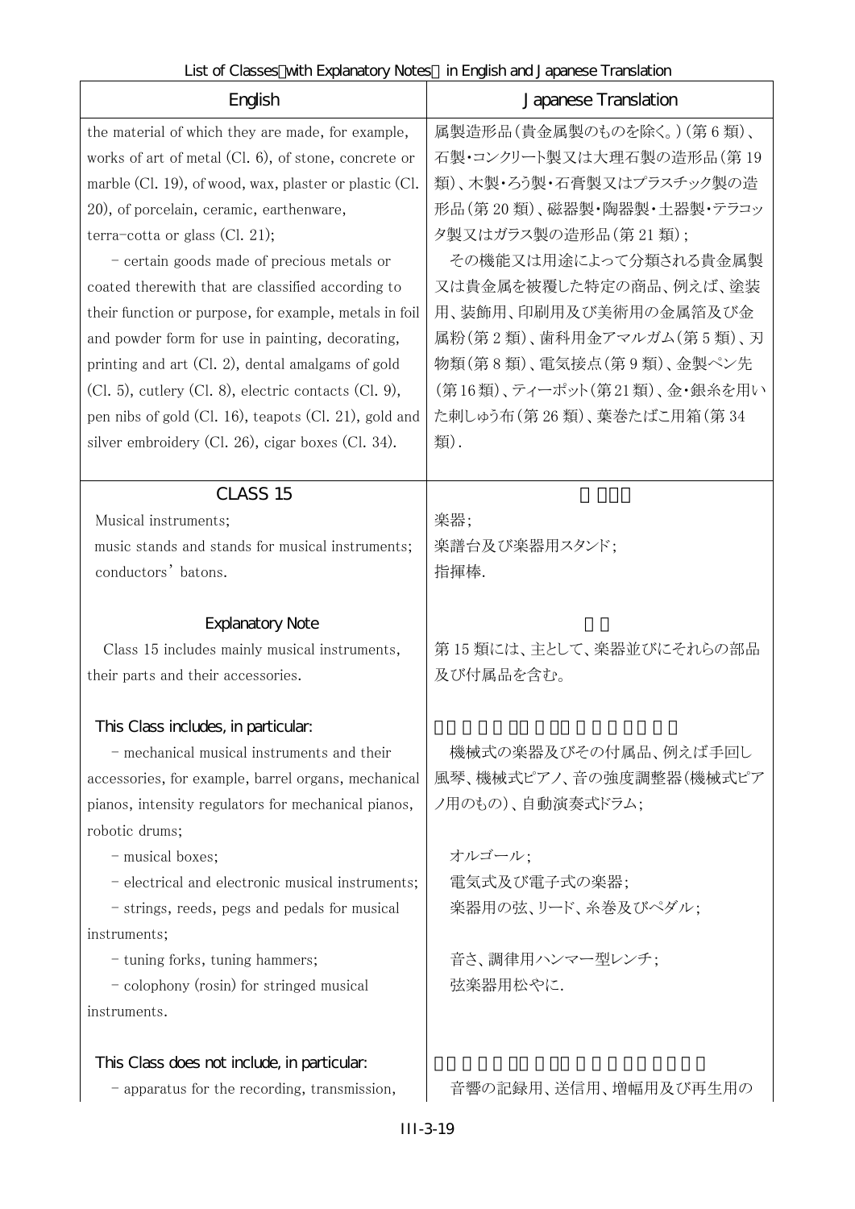| English | Japanese Translation |
|---|---|
| the material of which they are made, for example, works of art of metal (Cl. 6), of stone, concrete or marble (Cl. 19), of wood, wax, plaster or plastic (Cl. 20), of porcelain, ceramic, earthenware, terra-cotta or glass (Cl. 21); | 属製造形品（貴金属製のものを除く。）（第６類）、石製・コンクリート製又は大理石製の造形品（第19類）、木製・ろう製・石膏製又はプラスチック製の造形品（第20類）、磁器製・陶器製・土器製・テラコッタ製又はガラス製の造形品（第21類）； |
| - certain goods made of precious metals or coated therewith that are classified according to their function or purpose, for example, metals in foil and powder form for use in painting, decorating, printing and art (Cl. 2), dental amalgams of gold (Cl. 5), cutlery (Cl. 8), electric contacts (Cl. 9), pen nibs of gold (Cl. 16), teapots (Cl. 21), gold and silver embroidery (Cl. 26), cigar boxes (Cl. 34). | その機能又は用途によって分類される貴金属製又は貴金属を被覆した特定の商品、例えば、塗装用、装飾用、印刷用及び美術用の金属箔及び金属粉（第２類）、歯科用金アマルガム（第５類）、刃物類（第８類）、電気接点（第９類）、金製ペン先（第16類）、ティーポット（第21類）、金・銀糸を用いた刺しゅう布（第26類）、葉巻たばこ用箱（第34類）. |
| **CLASS 15** | |
| Musical instruments;<br>music stands and stands for musical instruments;<br>conductors' batons. | 楽器；<br>楽譜台及び楽器用スタンド；<br>指揮棒. |
| **Explanatory Note** | |
| Class 15 includes mainly musical instruments, their parts and their accessories. | 第15類には、主として、楽器並びにそれらの部品及び付属品を含む。 |
| **This Class includes, in particular:** | |
| - mechanical musical instruments and their accessories, for example, barrel organs, mechanical pianos, intensity regulators for mechanical pianos, robotic drums; | 機械式の楽器及びその付属品、例えば手回し風琴、機械式ピアノ、音の強度調整器（機械式ピアノ用のもの）、自動演奏式ドラム； |
| - musical boxes; | オルゴール； |
| - electrical and electronic musical instruments; | 電気式及び電子式の楽器； |
| - strings, reeds, pegs and pedals for musical instruments; | 楽器用の弦、リード、糸巻及びペダル； |
| - tuning forks, tuning hammers; | 音さ、調律用ハンマー型レンチ； |
| - colophony (rosin) for stringed musical instruments. | 弦楽器用松やに. |
| **This Class does not include, in particular:** | |
| - apparatus for the recording, transmission, | 音響の記録用、送信用、増幅用及び再生用の |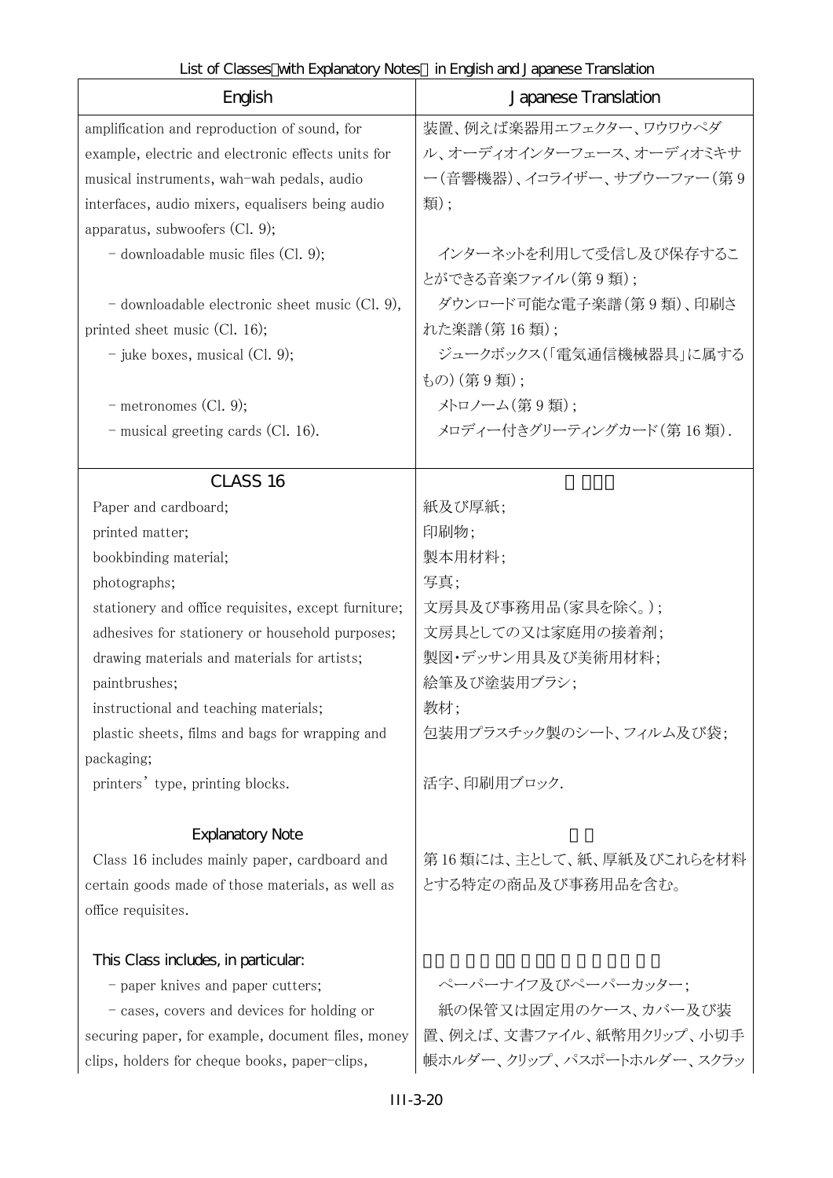List of Classes（with Explanatory Notes） in English and Japanese Translation

| English | Japanese Translation |
|---|---|
| amplification and reproduction of sound, for example, electric and electronic effects units for musical instruments, wah-wah pedals, audio interfaces, audio mixers, equalisers being audio apparatus, subwoofers (Cl. 9); | 装置、例えば楽器用エフェクター、ワウワウペダル、オーディオインターフェース、オーディオミキサー（音響機器）、イコライザー、サブウーファー（第9類）； |
| - downloadable music files (Cl. 9); | インターネットを利用して受信し及び保存することができる音楽ファイル（第9類）； |
| - downloadable electronic sheet music (Cl. 9), printed sheet music (Cl. 16); | ダウンロード可能な電子楽譜（第9類）、印刷された楽譜（第16類）； |
| - juke boxes, musical (Cl. 9); | ジュークボックス（「電気通信機械器具」に属するもの）（第9類）； |
| - metronomes (Cl. 9); | メトロノーム（第9類）； |
| - musical greeting cards (Cl. 16). | メロディー付きグリーティングカード（第16類）. |
| CLASS 16 | |
| Paper and cardboard; | 紙及び厚紙; |
| printed matter; | 印刷物; |
| bookbinding material; | 製本用材料; |
| photographs; | 写真; |
| stationery and office requisites, except furniture; | 文房具及び事務用品（家具を除く。）; |
| adhesives for stationery or household purposes; | 文房具としての又は家庭用の接着剤; |
| drawing materials and materials for artists; | 製図・デッサン用具及び美術用材料; |
| paintbrushes; | 絵筆及び塗装用ブラシ; |
| instructional and teaching materials; | 教材; |
| plastic sheets, films and bags for wrapping and packaging; | 包装用プラスチック製のシート、フィルム及び袋; |
| printers' type, printing blocks. | 活字、印刷用ブロック. |
| Explanatory Note | |
| Class 16 includes mainly paper, cardboard and certain goods made of those materials, as well as office requisites. | 第16類には、主として、紙、厚紙及びこれらを材料とする特定の商品及び事務用品を含む。 |
| This Class includes, in particular: | |
| - paper knives and paper cutters; | ペーパーナイフ及びペーパーカッター; |
| - cases, covers and devices for holding or securing paper, for example, document files, money clips, holders for cheque books, paper-clips, | 紙の保管又は固定用のケース、カバー及び装置、例えば、文書ファイル、紙幣用クリップ、小切手帳ホルダー、クリップ、パスポートホルダー、スクラッ |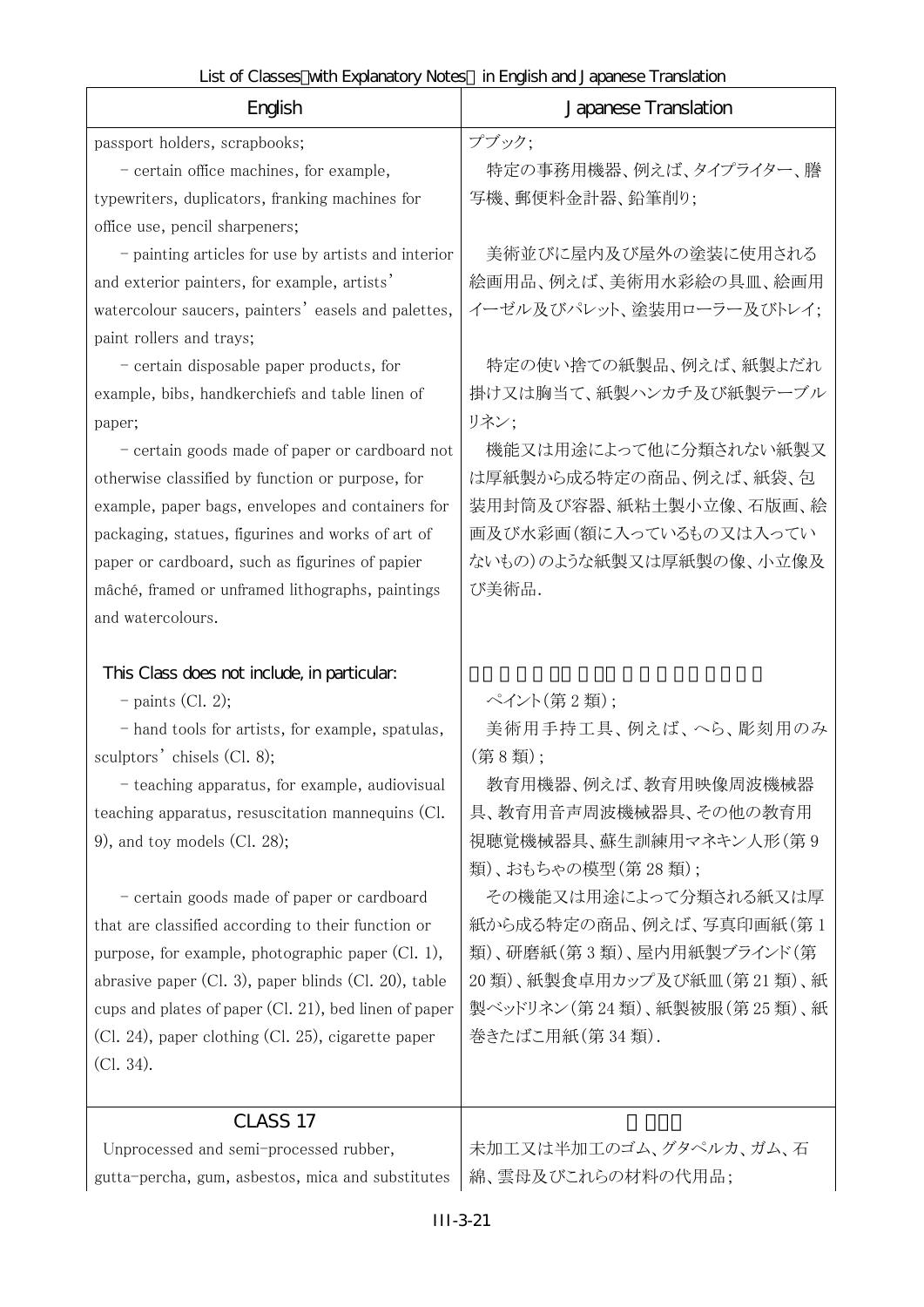| English | Japanese Translation |
|---|---|
| passport holders, scrapbooks; | プブック; |
| – certain office machines, for example, typewriters, duplicators, franking machines for office use, pencil sharpeners; | 特定の事務用機器、例えば、タイプライター、謄写機、郵便料金計器、鉛筆削り; |
| – painting articles for use by artists and interior and exterior painters, for example, artists' watercolour saucers, painters' easels and palettes, paint rollers and trays; | 美術並びに屋内及び屋外の塗装に使用される絵画用品、例えば、美術用水彩絵の具皿、絵画用イーゼル及びパレット、塗装用ローラー及びトレイ; |
| – certain disposable paper products, for example, bibs, handkerchiefs and table linen of paper; | 特定の使い捨ての紙製品、例えば、紙製よだれ掛け又は胸当て、紙製ハンカチ及び紙製テーブルリネン; |
| – certain goods made of paper or cardboard not otherwise classified by function or purpose, for example, paper bags, envelopes and containers for packaging, statues, figurines and works of art of paper or cardboard, such as figurines of papier mâché, framed or unframed lithographs, paintings and watercolours. | 機能又は用途によって他に分類されない紙製又は厚紙製から成る特定の商品、例えば、紙袋、包装用封筒及び容器、紙粘土製小立像、石版画、絵画及び水彩画(額に入っているもの又は入っていないもの)のような紙製又は厚紙製の像、小立像及び美術品. |
| This Class does not include, in particular: | |
| – paints (Cl. 2); | ペイント(第 2 類); |
| – hand tools for artists, for example, spatulas, sculptors' chisels (Cl. 8); | 美術用手持工具、例えば、へら、彫刻用のみ(第 8 類); |
| – teaching apparatus, for example, audiovisual teaching apparatus, resuscitation mannequins (Cl. 9), and toy models (Cl. 28); | 教育用機器、例えば、教育用映像周波機械器具、教育用音声周波機械器具、その他の教育用視聴覚機械器具、蘇生訓練用マネキン人形(第 9 類)、おもちゃの模型(第 28 類); |
| – certain goods made of paper or cardboard that are classified according to their function or purpose, for example, photographic paper (Cl. 1), abrasive paper (Cl. 3), paper blinds (Cl. 20), table cups and plates of paper (Cl. 21), bed linen of paper (Cl. 24), paper clothing (Cl. 25), cigarette paper (Cl. 34). | その機能又は用途によって分類される紙又は厚紙から成る特定の商品、例えば、写真印画紙(第 1 類)、研磨紙(第 3 類)、屋内用紙製ブラインド(第 20 類)、紙製食卓用カップ及び紙皿(第 21 類)、紙製ベッドリネン(第 24 類)、紙製被服(第 25 類)、紙巻きたばこ用紙(第 34 類). |
| **CLASS 17** | |
| Unprocessed and semi-processed rubber, gutta-percha, gum, asbestos, mica and substitutes | 未加工又は半加工のゴム、グタペルカ、ガム、石綿、雲母及びこれらの材料の代用品; |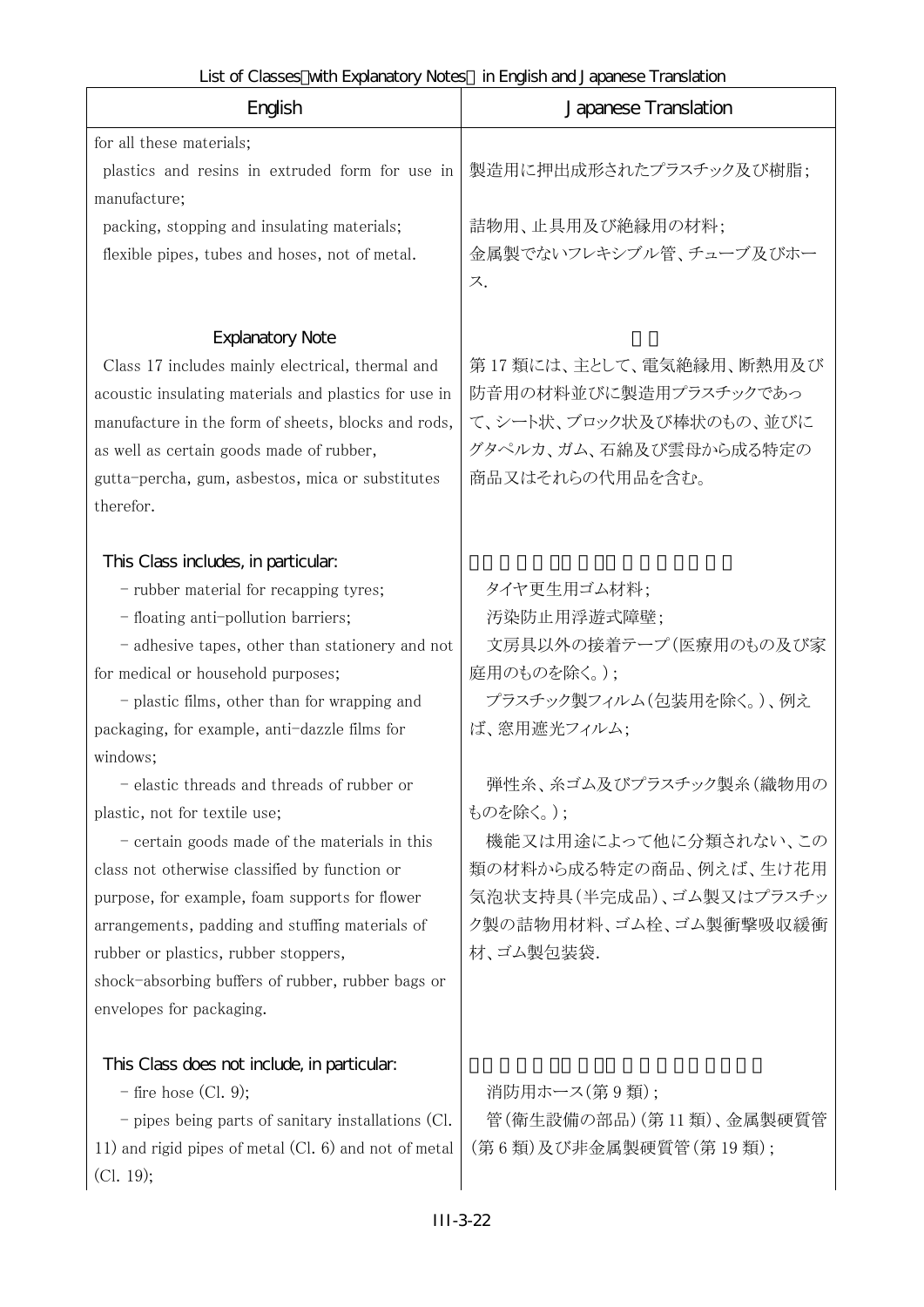List of Classes（with Explanatory Notes） in English and Japanese Translation

| English | Japanese Translation |
| --- | --- |
| for all these materials; | |
| plastics and resins in extruded form for use in manufacture; | 製造用に押出成形されたプラスチック及び樹脂; |
| packing, stopping and insulating materials; | 詰物用、止具用及び絶縁用の材料; |
| flexible pipes, tubes and hoses, not of metal. | 金属製でないフレキシブル管、チューブ及びホース. |
| **Explanatory Note** | **注釈** |
| Class 17 includes mainly electrical, thermal and acoustic insulating materials and plastics for use in manufacture in the form of sheets, blocks and rods, as well as certain goods made of rubber, gutta-percha, gum, asbestos, mica or substitutes therefor. | 第 17 類には、主として、電気絶縁用、断熱用及び防音用の材料並びに製造用プラスチックであって、シート状、ブロック状及び棒状のもの、並びにグタペルカ、ガム、石綿及び雲母から成る特定の商品又はそれらの代用品を含む。 |
| **This Class includes, in particular:** | **この類には、特に、次の商品を含む。** |
| - rubber material for recapping tyres; | タイヤ更生用ゴム材料; |
| - floating anti-pollution barriers; | 汚染防止用浮遊式障壁; |
| - adhesive tapes, other than stationery and not for medical or household purposes; | 文房具以外の接着テープ(医療用のもの及び家庭用のものを除く。); |
| - plastic films, other than for wrapping and packaging, for example, anti-dazzle films for windows; | プラスチック製フィルム(包装用を除く。)、例えば、窓用遮光フィルム; |
| - elastic threads and threads of rubber or plastic, not for textile use; | 弾性糸、糸ゴム及びプラスチック製糸(織物用のものを除く。); |
| - certain goods made of the materials in this class not otherwise classified by function or purpose, for example, foam supports for flower arrangements, padding and stuffing materials of rubber or plastics, rubber stoppers, shock-absorbing buffers of rubber, rubber bags or envelopes for packaging. | 機能又は用途によって他に分類されない、この類の材料から成る特定の商品、例えば、生け花用気泡状支持具(半完成品)、ゴム製又はプラスチック製の詰物用材料、ゴム栓、ゴム製衝撃吸収緩衝材、ゴム製包装袋. |
| **This Class does not include, in particular:** | **この類には、特に、次の商品を含まない。** |
| - fire hose (Cl. 9); | 消防用ホース(第 9 類); |
| - pipes being parts of sanitary installations (Cl. 11) and rigid pipes of metal (Cl. 6) and not of metal (Cl. 19); | 管(衛生設備の部品)(第 11 類)、金属製硬質管(第 6 類)及び非金属製硬質管(第 19 類); |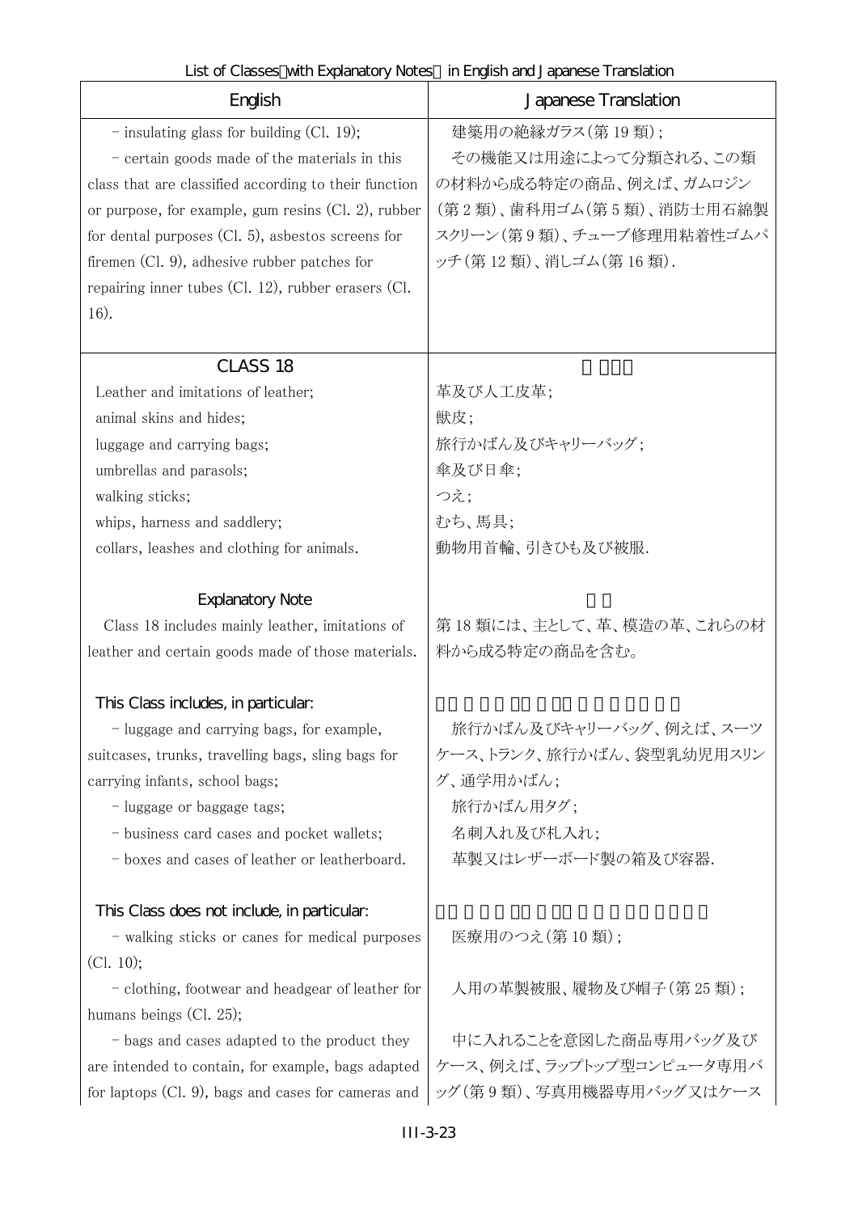| English | Japanese Translation |
|---|---|
| - insulating glass for building (Cl. 19);<br>- certain goods made of the materials in this class that are classified according to their function or purpose, for example, gum resins (Cl. 2), rubber for dental purposes (Cl. 5), asbestos screens for firemen (Cl. 9), adhesive rubber patches for repairing inner tubes (Cl. 12), rubber erasers (Cl. 16). | 建築用の絶縁ガラス(第 19 類);<br>その機能又は用途によって分類される、この類の材料から成る特定の商品、例えば、ガムロジン(第 2 類)、歯科用ゴム(第 5 類)、消防士用石綿製スクリーン(第 9 類)、チューブ修理用粘着性ゴムパッチ(第 12 類)、消しゴム(第 16 類). |
| CLASS 18 | |
| Leather and imitations of leather;<br>animal skins and hides;<br>luggage and carrying bags;<br>umbrellas and parasols;<br>walking sticks;<br>whips, harness and saddlery;<br>collars, leashes and clothing for animals. | 革及び人工皮革;<br>獣皮;<br>旅行かばん及びキャリーバッグ;<br>傘及び日傘;<br>つえ;<br>むち、馬具;<br>動物用首輪、引きひも及び被服. |
| Explanatory Note | |
| Class 18 includes mainly leather, imitations of leather and certain goods made of those materials. | 第 18 類には、主として、革、模造の革、これらの材料から成る特定の商品を含む。 |
| This Class includes, in particular: | |
| - luggage and carrying bags, for example, suitcases, trunks, travelling bags, sling bags for carrying infants, school bags;<br>- luggage or baggage tags;<br>- business card cases and pocket wallets;<br>- boxes and cases of leather or leatherboard. | 旅行かばん及びキャリーバッグ、例えば、スーツケース、トランク、旅行かばん、袋型乳幼児用スリング、通学用かばん;<br>旅行かばん用タグ;<br>名刺入れ及び札入れ;<br>革製又はレザーボード製の箱及び容器. |
| This Class does not include, in particular: | |
| - walking sticks or canes for medical purposes (Cl. 10);<br>- clothing, footwear and headgear of leather for humans beings (Cl. 25);<br>- bags and cases adapted to the product they are intended to contain, for example, bags adapted for laptops (Cl. 9), bags and cases for cameras and | 医療用のつえ(第 10 類);<br>人用の革製被服、履物及び帽子(第 25 類);<br>中に入れることを意図した商品専用バッグ及びケース、例えば、ラップトップ型コンピュータ専用バッグ(第 9 類)、写真用機器専用バッグ又はケース |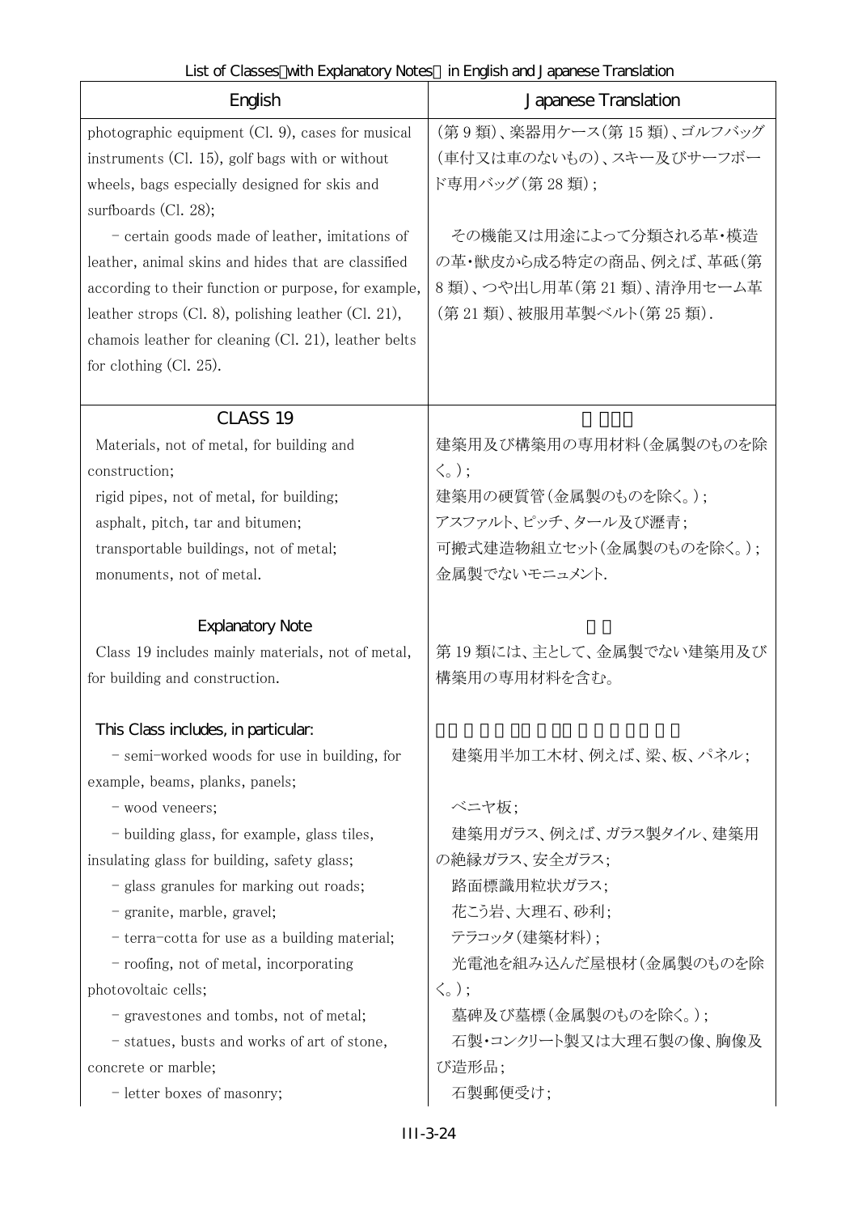| English | Japanese Translation |
|---|---|
| photographic equipment (Cl. 9), cases for musical instruments (Cl. 15), golf bags with or without wheels, bags especially designed for skis and surfboards (Cl. 28); | (第９類)、楽器用ケース(第 15 類)、ゴルフバッグ(車付又は車のないもの)、スキー及びサーフボード専用バッグ(第 28 類)； |
| - certain goods made of leather, imitations of leather, animal skins and hides that are classified according to their function or purpose, for example, leather strops (Cl. 8), polishing leather (Cl. 21), chamois leather for cleaning (Cl. 21), leather belts for clothing (Cl. 25). | その機能又は用途によって分類される革・模造の革・獣皮から成る特定の商品、例えば、革砥(第８類)、つや出し用革(第 21 類)、清浄用セーム革(第 21 類)、被服用革製ベルト(第 25 類)． |
| CLASS 19 | |
| Materials, not of metal, for building and construction; | 建築用及び構築用の専用材料(金属製のものを除く。)； |
| rigid pipes, not of metal, for building; | 建築用の硬質管(金属製のものを除く。)； |
| asphalt, pitch, tar and bitumen; | アスファルト、ピッチ、タール及び瀝青； |
| transportable buildings, not of metal; | 可搬式建造物組立セット(金属製のものを除く。)； |
| monuments, not of metal. | 金属製でないモニュメント． |
| Explanatory Note | |
| Class 19 includes mainly materials, not of metal, for building and construction. | 第 19 類には、主として、金属製でない建築用及び構築用の専用材料を含む。 |
| This Class includes, in particular: | |
| - semi-worked woods for use in building, for example, beams, planks, panels; | 建築用半加工木材、例えば、梁、板、パネル； |
| - wood veneers; | ベニヤ板； |
| - building glass, for example, glass tiles, insulating glass for building, safety glass; | 建築用ガラス、例えば、ガラス製タイル、建築用の絶縁ガラス、安全ガラス； |
| - glass granules for marking out roads; | 路面標識用粒状ガラス； |
| - granite, marble, gravel; | 花こう岩、大理石、砂利； |
| - terra-cotta for use as a building material; | テラコッタ(建築材料)； |
| - roofing, not of metal, incorporating photovoltaic cells; | 光電池を組み込んだ屋根材(金属製のものを除く。)； |
| - gravestones and tombs, not of metal; | 墓碑及び墓標(金属製のものを除く。)； |
| - statues, busts and works of art of stone, concrete or marble; | 石製・コンクリート製又は大理石製の像、胸像及び造形品； |
| - letter boxes of masonry; | 石製郵便受け； |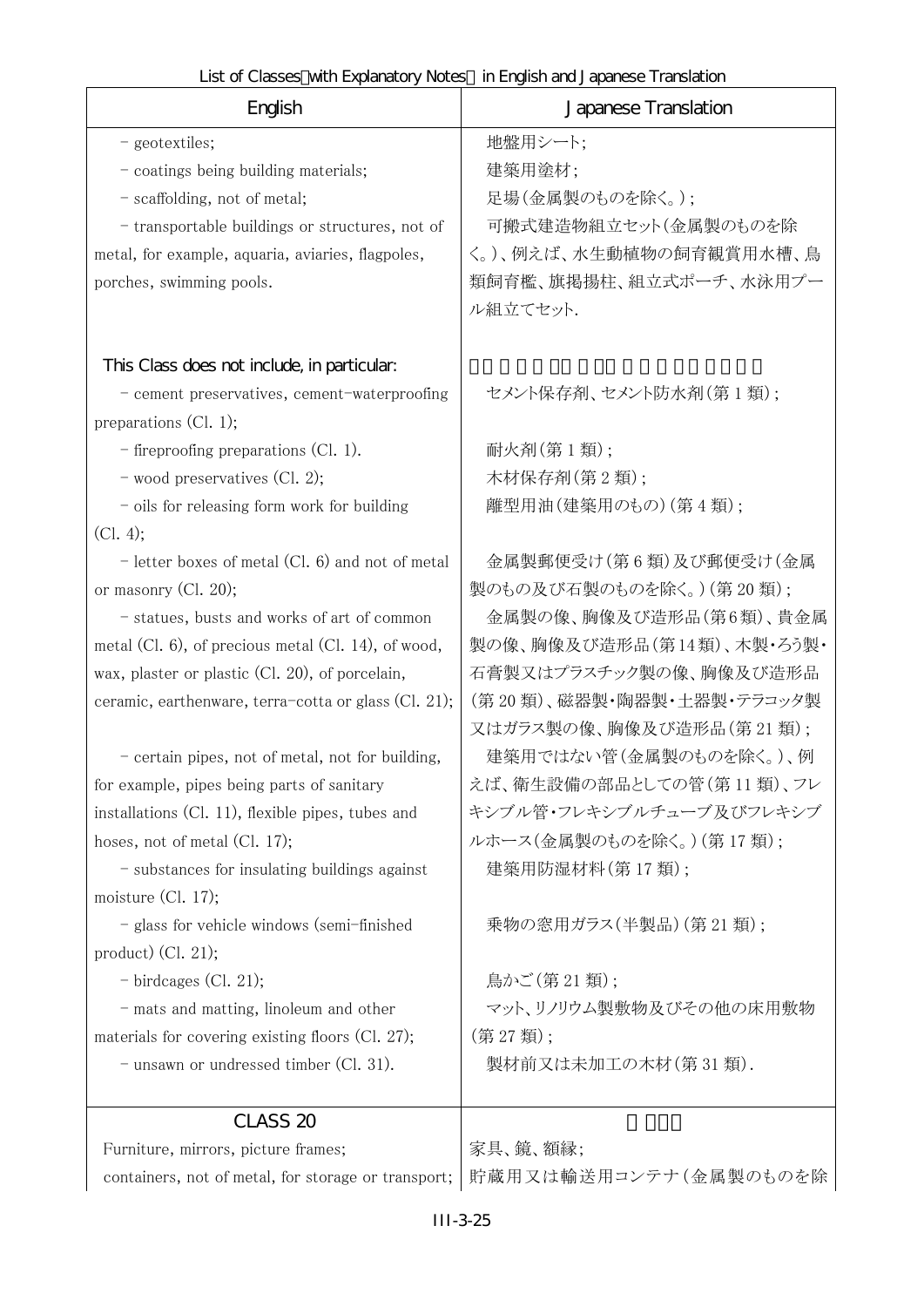| English | Japanese Translation |
| --- | --- |
| - geotextiles; | 地盤用シート; |
| - coatings being building materials; | 建築用塗材; |
| - scaffolding, not of metal; | 足場(金属製のものを除く。); |
| - transportable buildings or structures, not of metal, for example, aquaria, aviaries, flagpoles, porches, swimming pools. | 可搬式建造物組立セット(金属製のものを除く。)、例えば、水生動植物の飼育観賞用水槽、鳥類飼育檻、旗掲揚柱、組立式ポーチ、水泳用プール組立てセット. |
| This Class does not include, in particular: | |
| - cement preservatives, cement-waterproofing preparations (Cl. 1); | セメント保存剤、セメント防水剤(第 1 類); |
| - fireproofing preparations (Cl. 1). | 耐火剤(第 1 類); |
| - wood preservatives (Cl. 2); | 木材保存剤(第 2 類); |
| - oils for releasing form work for building (Cl. 4); | 離型用油(建築用のもの)(第 4 類); |
| - letter boxes of metal (Cl. 6) and not of metal or masonry (Cl. 20); | 金属製郵便受け(第 6 類)及び郵便受け(金属製のもの及び石製のものを除く。)(第 20 類); |
| - statues, busts and works of art of common metal (Cl. 6), of precious metal (Cl. 14), of wood, wax, plaster or plastic (Cl. 20), of porcelain, ceramic, earthenware, terra-cotta or glass (Cl. 21); | 金属製の像、胸像及び造形品(第6類)、貴金属製の像、胸像及び造形品(第14類)、木製・ろう製・石膏製又はプラスチック製の像、胸像及び造形品(第 20 類)、磁器製・陶器製・土器製・テラコッタ製又はガラス製の像、胸像及び造形品(第 21 類); |
| - certain pipes, not of metal, not for building, for example, pipes being parts of sanitary installations (Cl. 11), flexible pipes, tubes and hoses, not of metal (Cl. 17); | 建築用ではない管(金属製のものを除く。)、例えば、衛生設備の部品としての管(第 11 類)、フレキシブル管・フレキシブルチューブ及びフレキシブルホース(金属製のものを除く。)(第 17 類); |
| - substances for insulating buildings against moisture (Cl. 17); | 建築用防湿材料(第 17 類); |
| - glass for vehicle windows (semi-finished product) (Cl. 21); | 乗物の窓用ガラス(半製品)(第 21 類); |
| - birdcages (Cl. 21); | 鳥かご(第 21 類); |
| - mats and matting, linoleum and other materials for covering existing floors (Cl. 27); | マット、リノリウム製敷物及びその他の床用敷物(第 27 類); |
| - unsawn or undressed timber (Cl. 31). | 製材前又は未加工の木材(第 31 類). |
| CLASS 20 | |
| Furniture, mirrors, picture frames; | 家具、鏡、額縁; |
| containers, not of metal, for storage or transport; | 貯蔵用又は輸送用コンテナ(金属製のものを除 |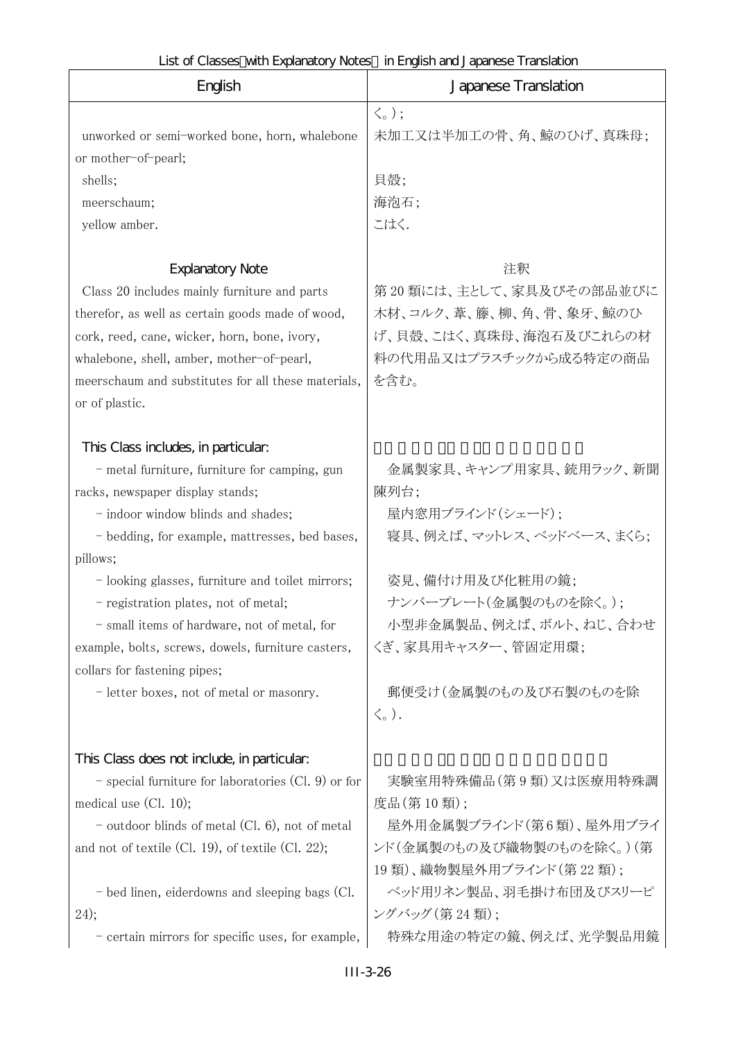| English | Japanese Translation |
| --- | --- |
| | く。)； |
| unworked or semi-worked bone, horn, whalebone or mother-of-pearl; | 未加工又は半加工の骨、角、鯨のひげ、真珠母； |
| shells; | 貝殻； |
| meerschaum; | 海泡石； |
| yellow amber. | こはく. |
| Explanatory Note | 注釈 |
| Class 20 includes mainly furniture and parts therefor, as well as certain goods made of wood, cork, reed, cane, wicker, horn, bone, ivory, whalebone, shell, amber, mother-of-pearl, meerschaum and substitutes for all these materials, or of plastic. | 第 20 類には、主として、家具及びその部品並びに木材、コルク、葦、籐、柳、角、骨、象牙、鯨のひげ、貝殻、こはく、真珠母、海泡石及びこれらの材料の代用品又はプラスチックから成る特定の商品を含む。 |
| This Class includes, in particular: | |
| - metal furniture, furniture for camping, gun racks, newspaper display stands; | 金属製家具、キャンプ用家具、銃用ラック、新聞陳列台； |
| - indoor window blinds and shades; | 屋内窓用ブラインド(シェード)； |
| - bedding, for example, mattresses, bed bases, pillows; | 寝具、例えば、マットレス、ベッドベース、まくら； |
| - looking glasses, furniture and toilet mirrors; | 姿見、備付け用及び化粧用の鏡； |
| - registration plates, not of metal; | ナンバープレート(金属製のものを除く。)； |
| - small items of hardware, not of metal, for example, bolts, screws, dowels, furniture casters, collars for fastening pipes; | 小型非金属製品、例えば、ボルト、ねじ、合わせくぎ、家具用キャスター、管固定用環； |
| - letter boxes, not of metal or masonry. | 郵便受け(金属製のもの及び石製のものを除く。). |
| This Class does not include, in particular: | |
| - special furniture for laboratories (Cl. 9) or for medical use (Cl. 10); | 実験室用特殊備品(第 9 類)又は医療用特殊調度品(第 10 類)； |
| - outdoor blinds of metal (Cl. 6), not of metal and not of textile (Cl. 19), of textile (Cl. 22); | 屋外用金属製ブラインド(第 6 類)、屋外用ブラインド(金属製のもの及び織物製のものを除く。)(第 19 類)、織物製屋外用ブラインド(第 22 類)； |
| - bed linen, eiderdowns and sleeping bags (Cl. 24); | ベッド用リネン製品、羽毛掛け布団及びスリーピングバッグ(第 24 類)； |
| - certain mirrors for specific uses, for example, | 特殊な用途の特定の鏡、例えば、光学製品用鏡 |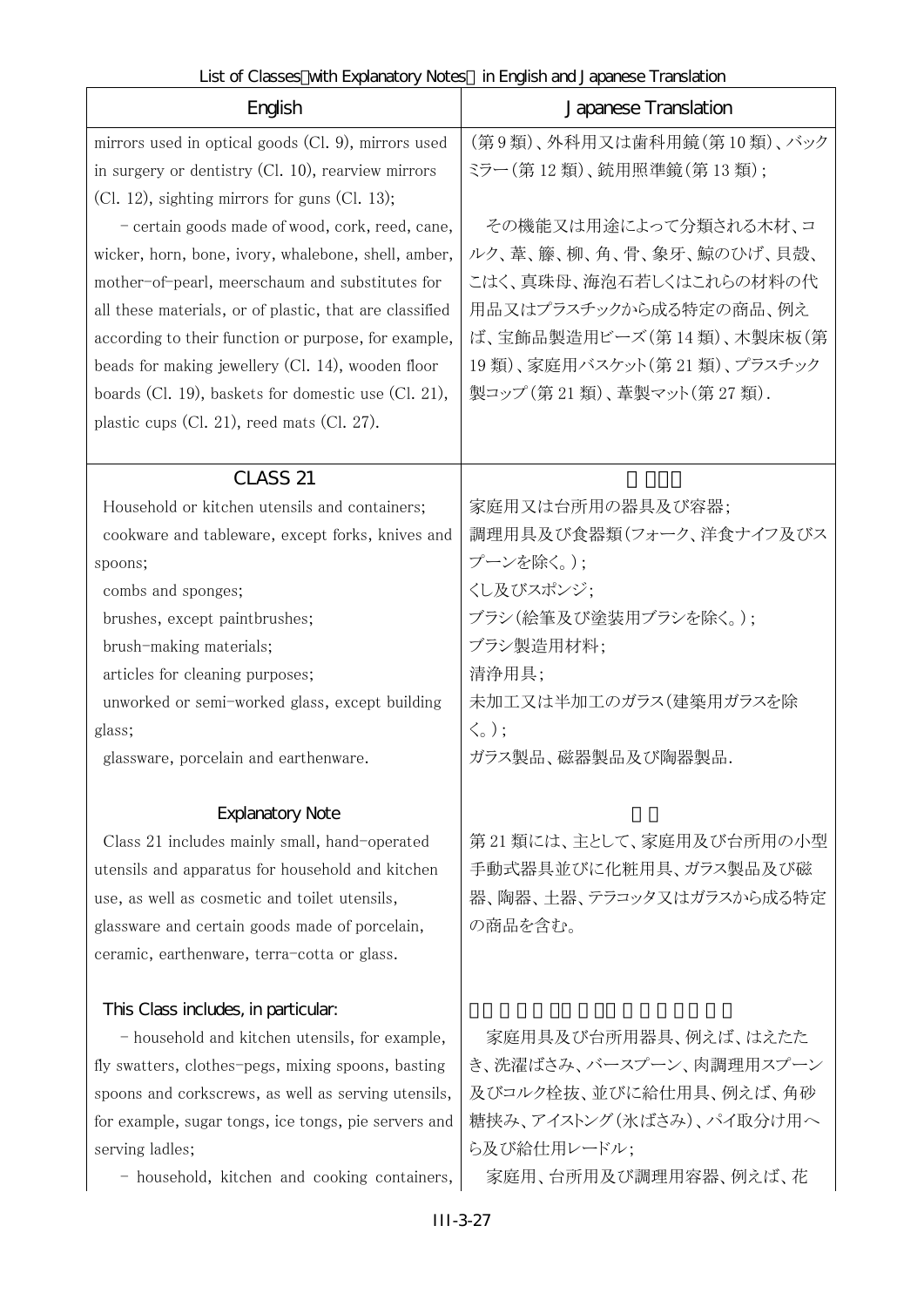| English | Japanese Translation |
| --- | --- |
| mirrors used in optical goods (Cl. 9), mirrors used in surgery or dentistry (Cl. 10), rearview mirrors (Cl. 12), sighting mirrors for guns (Cl. 13); | (第９類)、外科用又は歯科用鏡(第10類)、バックミラー(第12類)、銃用照準鏡(第13類); |
| - certain goods made of wood, cork, reed, cane, wicker, horn, bone, ivory, whalebone, shell, amber, mother-of-pearl, meerschaum and substitutes for all these materials, or of plastic, that are classified according to their function or purpose, for example, beads for making jewellery (Cl. 14), wooden floor boards (Cl. 19), baskets for domestic use (Cl. 21), plastic cups (Cl. 21), reed mats (Cl. 27). | その機能又は用途によって分類される木材、コルク、葦、籐、柳、角、骨、象牙、鯨のひげ、貝殻、こはく、真珠母、海泡石若しくはこれらの材料の代用品又はプラスチックから成る特定の商品、例えば、宝飾品製造用ビーズ(第14類)、木製床板(第19類)、家庭用バスケット(第21類)、プラスチック製コップ(第21類)、葦製マット(第27類). |
| CLASS 21 | |
| Household or kitchen utensils and containers;<br>cookware and tableware, except forks, knives and spoons;<br>combs and sponges;<br>brushes, except paintbrushes;<br>brush-making materials;<br>articles for cleaning purposes;<br>unworked or semi-worked glass, except building glass;<br>glassware, porcelain and earthenware. | 家庭用又は台所用の器具及び容器;<br>調理用具及び食器類(フォーク、洋食ナイフ及びスプーンを除く。);<br>くし及びスポンジ;<br>ブラシ(絵筆及び塗装用ブラシを除く。);<br>ブラシ製造用材料;<br>清浄用具;<br>未加工又は半加工のガラス(建築用ガラスを除く。);<br>ガラス製品、磁器製品及び陶器製品. |
| Explanatory Note | |
| Class 21 includes mainly small, hand-operated utensils and apparatus for household and kitchen use, as well as cosmetic and toilet utensils, glassware and certain goods made of porcelain, ceramic, earthenware, terra-cotta or glass. | 第21類には、主として、家庭用及び台所用の小型手動式器具並びに化粧用具、ガラス製品及び磁器、陶器、土器、テラコッタ又はガラスから成る特定の商品を含む。 |
| This Class includes, in particular: | |
| - household and kitchen utensils, for example, fly swatters, clothes-pegs, mixing spoons, basting spoons and corkscrews, as well as serving utensils, for example, sugar tongs, ice tongs, pie servers and serving ladles; | 家庭用具及び台所用器具、例えば、はえたたき、洗濯ばさみ、バースプーン、肉調理用スプーン及びコルク栓抜、並びに給仕用具、例えば、角砂糖挟み、アイストング(氷ばさみ)、パイ取分け用へら及び給仕用レードル; |
| - household, kitchen and cooking containers, | 家庭用、台所用及び調理用容器、例えば、花 |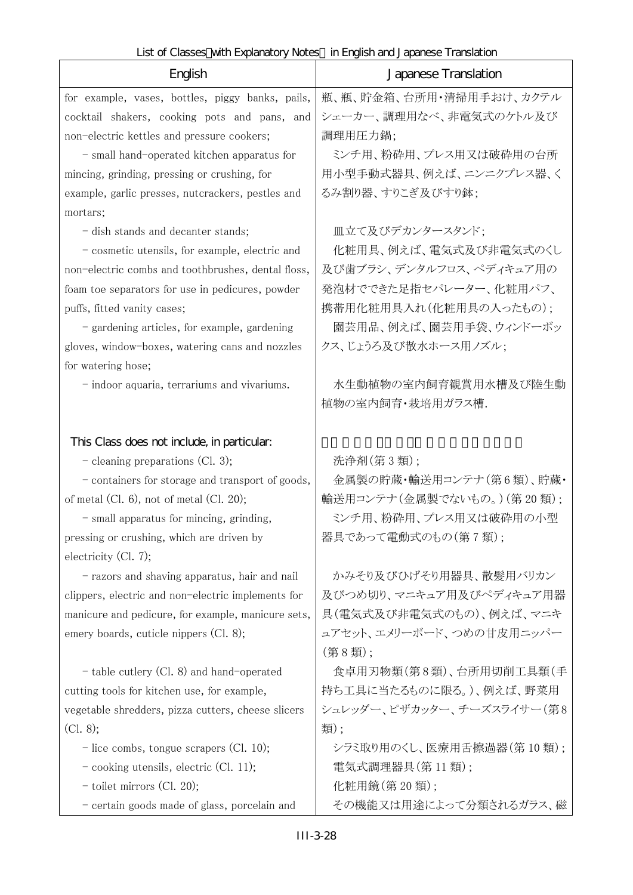| English | Japanese Translation |
|---|---|
| for example, vases, bottles, piggy banks, pails, cocktail shakers, cooking pots and pans, and non-electric kettles and pressure cookers; | 瓶、瓶、貯金箱、台所用・清掃用手おけ、カクテルシェーカー、調理用なべ、非電気式のケトル及び調理用圧力鍋; |
| - small hand-operated kitchen apparatus for mincing, grinding, pressing or crushing, for example, garlic presses, nutcrackers, pestles and mortars; | ミンチ用、粉砕用、プレス用又は破砕用の台所用小型手動式器具、例えば、ニンニクプレス器、くるみ割り器、すりこぎ及びすり鉢; |
| - dish stands and decanter stands; | 皿立て及びデカンタースタンド; |
| - cosmetic utensils, for example, electric and non-electric combs and toothbrushes, dental floss, foam toe separators for use in pedicures, powder puffs, fitted vanity cases; | 化粧用具、例えば、電気式及び非電気式のくし及び歯ブラシ、デンタルフロス、ペディキュア用の発泡材でできた足指セパレーター、化粧用パフ、携帯用化粧用具入れ(化粧用具の入ったもの); |
| - gardening articles, for example, gardening gloves, window-boxes, watering cans and nozzles for watering hose; | 園芸用品、例えば、園芸用手袋、ウィンドーボックス、じょうろ及び散水ホース用ノズル; |
| - indoor aquaria, terrariums and vivariums. | 水生動植物の室内飼育観賞用水槽及び陸生動植物の室内飼育・栽培用ガラス槽. |
| This Class does not include, in particular: | |
| - cleaning preparations (Cl. 3); | 洗浄剤(第 3 類); |
| - containers for storage and transport of goods, of metal (Cl. 6), not of metal (Cl. 20); | 金属製の貯蔵・輸送用コンテナ(第 6 類)、貯蔵・輸送用コンテナ(金属製でないもの。)(第 20 類); |
| - small apparatus for mincing, grinding, pressing or crushing, which are driven by electricity (Cl. 7); | ミンチ用、粉砕用、プレス用又は破砕用の小型器具であって電動式のもの(第 7 類); |
| - razors and shaving apparatus, hair and nail clippers, electric and non-electric implements for manicure and pedicure, for example, manicure sets, emery boards, cuticle nippers (Cl. 8); | かみそり及びひげそり用器具、散髪用バリカン及びつめ切り、マニキュア用及びペディキュア用器具(電気式及び非電気式のもの)、例えば、マニキュアセット、エメリーボード、つめの甘皮用ニッパー(第 8 類); |
| - table cutlery (Cl. 8) and hand-operated cutting tools for kitchen use, for example, vegetable shredders, pizza cutters, cheese slicers (Cl. 8); | 食卓用刃物類(第 8 類)、台所用切削工具類(手持ち工具に当たるものに限る。)、例えば、野菜用シュレッダー、ピザカッター、チーズスライサー(第 8 類); |
| - lice combs, tongue scrapers (Cl. 10); | シラミ取り用のくし、医療用舌擦過器(第 10 類); |
| - cooking utensils, electric (Cl. 11); | 電気式調理器具(第 11 類); |
| - toilet mirrors (Cl. 20); | 化粧用鏡(第 20 類); |
| - certain goods made of glass, porcelain and | その機能又は用途によって分類されるガラス、磁 |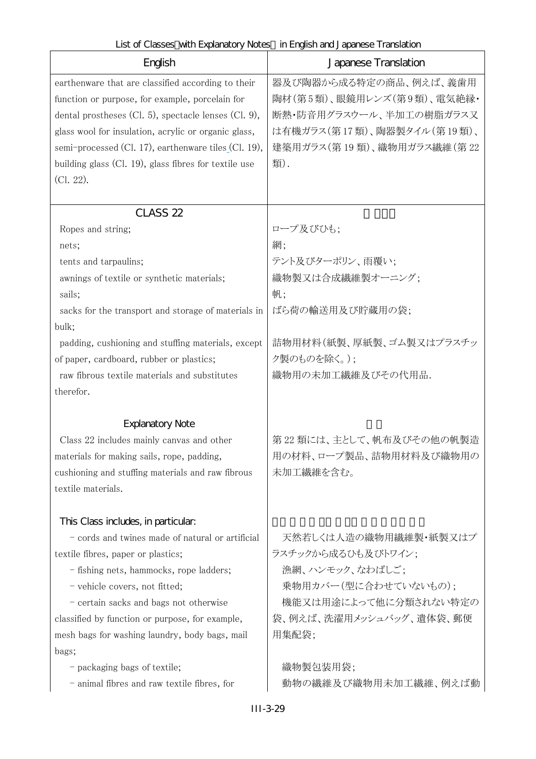List of Classes（with Explanatory Notes） in English and Japanese Translation

| English | Japanese Translation |
|---|---|
| earthenware that are classified according to their function or purpose, for example, porcelain for dental prostheses (Cl. 5), spectacle lenses (Cl. 9), glass wool for insulation, acrylic or organic glass, semi-processed (Cl. 17), earthenware tiles (Cl. 19), building glass (Cl. 19), glass fibres for textile use (Cl. 22). | 器及び陶器から成る特定の商品、例えば、義歯用陶材(第５類)、眼鏡用レンズ(第９類)、電気絶縁・断熱・防音用グラスウール、半加工の樹脂ガラス又は有機ガラス(第 17 類)、陶器製タイル(第 19 類)、建築用ガラス(第 19 類)、織物用ガラス繊維(第 22 類). |
| CLASS 22 | 第 22 類 |
| Ropes and string; | ロープ及びひも; |
| nets; | 網; |
| tents and tarpaulins; | テント及びターポリン、雨覆い; |
| awnings of textile or synthetic materials; | 織物製又は合成繊維製オーニング; |
| sails; | 帆; |
| sacks for the transport and storage of materials in bulk; | ばら荷の輸送用及び貯蔵用の袋; |
| padding, cushioning and stuffing materials, except of paper, cardboard, rubber or plastics; | 詰物用材料(紙製、厚紙製、ゴム製又はプラスチック製のものを除く。); |
| raw fibrous textile materials and substitutes therefor. | 織物用の未加工繊維及びその代用品. |
| Explanatory Note | 注釈 |
| Class 22 includes mainly canvas and other materials for making sails, rope, padding, cushioning and stuffing materials and raw fibrous textile materials. | 第 22 類には、主として、帆布及びその他の帆製造用の材料、ロープ製品、詰物用材料及び織物用の未加工繊維を含む。 |
| This Class includes, in particular: | この類には、特に、次の商品を含む。 |
| - cords and twines made of natural or artificial textile fibres, paper or plastics; | 天然若しくは人造の織物用繊維製・紙製又はプラスチックから成るひも及びトワイン; |
| - fishing nets, hammocks, rope ladders; | 漁網、ハンモック、なわばしご; |
| - vehicle covers, not fitted; | 乗物用カバー(型に合わせていないもの); |
| - certain sacks and bags not otherwise classified by function or purpose, for example, mesh bags for washing laundry, body bags, mail bags; | 機能又は用途によって他に分類されない特定の袋、例えば、洗濯用メッシュバッグ、遺体袋、郵便用集配袋; |
| - packaging bags of textile; | 織物製包装用袋; |
| - animal fibres and raw textile fibres, for | 動物の繊維及び織物用未加工繊維、例えば動 |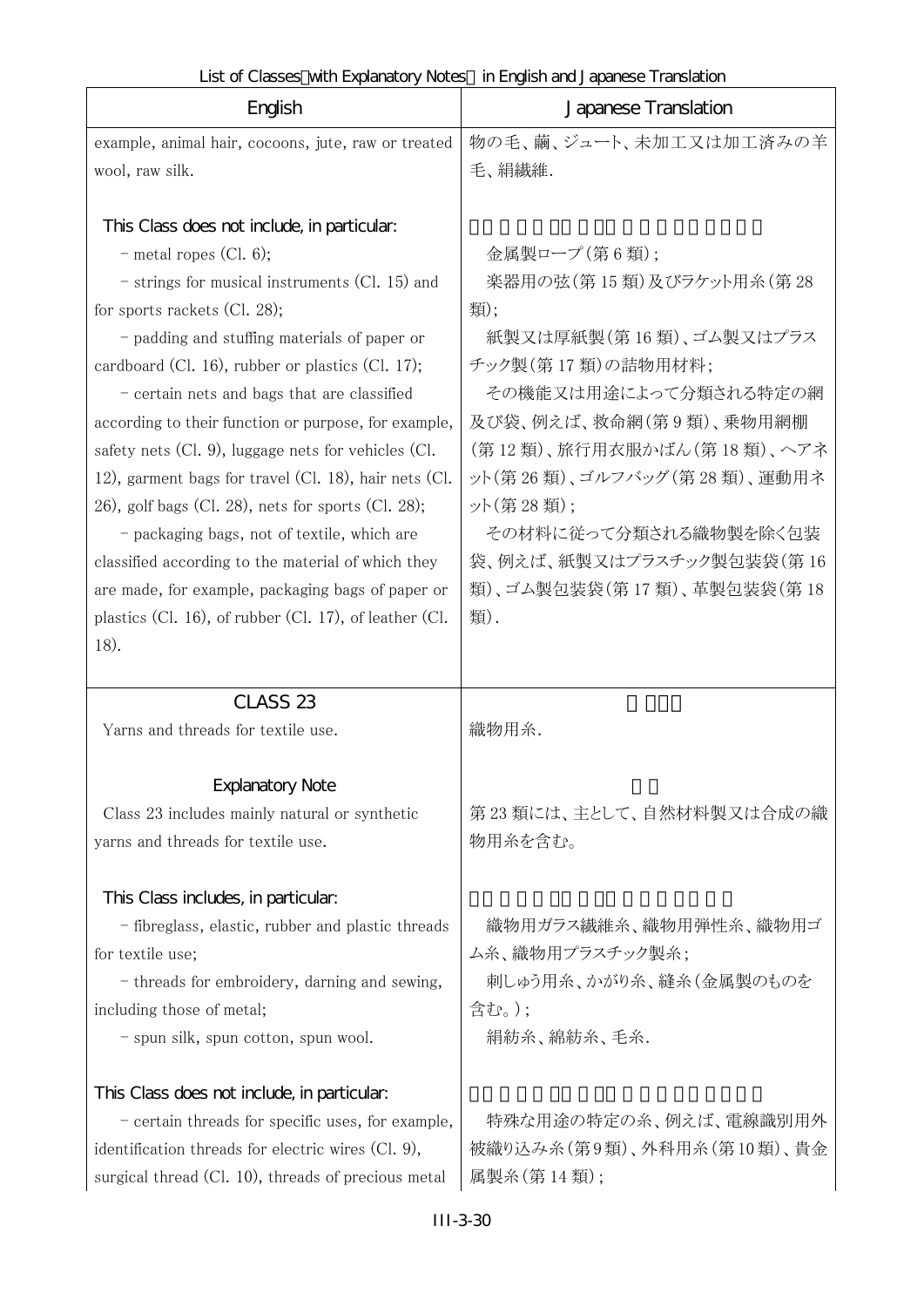| English | Japanese Translation |
|---|---|
| example, animal hair, cocoons, jute, raw or treated wool, raw silk.<br><br>This Class does not include, in particular:<br>- metal ropes (Cl. 6);<br>- strings for musical instruments (Cl. 15) and for sports rackets (Cl. 28);<br>- padding and stuffing materials of paper or cardboard (Cl. 16), rubber or plastics (Cl. 17);<br>- certain nets and bags that are classified according to their function or purpose, for example, safety nets (Cl. 9), luggage nets for vehicles (Cl. 12), garment bags for travel (Cl. 18), hair nets (Cl. 26), golf bags (Cl. 28), nets for sports (Cl. 28);<br>- packaging bags, not of textile, which are classified according to the material of which they are made, for example, packaging bags of paper or plastics (Cl. 16), of rubber (Cl. 17), of leather (Cl. 18). | 物の毛、繭、ジュート、未加工又は加工済みの羊毛、絹繊維.<br><br>金属製ロープ(第 6 類);<br>楽器用の弦(第 15 類)及びラケット用糸(第 28 類);<br>紙製又は厚紙製(第 16 類)、ゴム製又はプラスチック製(第 17 類)の詰物用材料;<br>その機能又は用途によって分類される特定の網及び袋、例えば、救命網(第 9 類)、乗物用網棚(第 12 類)、旅行用衣服かばん(第 18 類)、ヘアネット(第 26 類)、ゴルフバッグ(第 28 類)、運動用ネット(第 28 類);<br>その材料に従って分類される織物製を除く包装袋、例えば、紙製又はプラスチック製包装袋(第 16 類)、ゴム製包装袋(第 17 類)、革製包装袋(第 18 類). |
| CLASS 23<br>Yarns and threads for textile use.<br><br>Explanatory Note<br>Class 23 includes mainly natural or synthetic yarns and threads for textile use.<br><br>This Class includes, in particular:<br>- fibreglass, elastic, rubber and plastic threads for textile use;<br>- threads for embroidery, darning and sewing, including those of metal;<br>- spun silk, spun cotton, spun wool.<br><br>This Class does not include, in particular:<br>- certain threads for specific uses, for example, identification threads for electric wires (Cl. 9), surgical thread (Cl. 10), threads of precious metal | 織物用糸.<br><br>第 23 類には、主として、自然材料製又は合成の織物用糸を含む。<br><br>織物用ガラス繊維糸、織物用弾性糸、織物用ゴム糸、織物用プラスチック製糸;<br>刺しゅう用糸、かがり糸、縫糸(金属製のものを含む。);<br>絹紡糸、綿紡糸、毛糸.<br><br>特殊な用途の特定の糸、例えば、電線識別用外被織り込み糸(第9類)、外科用糸(第10類)、貴金属製糸(第 14 類); |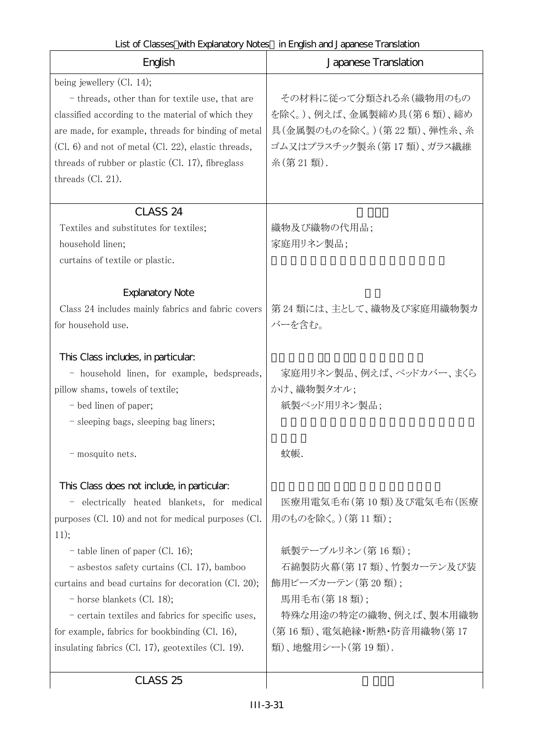| English | Japanese Translation |
|---|---|
| being jewellery (Cl. 14);<br>– threads, other than for textile use, that are classified according to the material of which they are made, for example, threads for binding of metal (Cl. 6) and not of metal (Cl. 22), elastic threads, threads of rubber or plastic (Cl. 17), fibreglass threads (Cl. 21). | その材料に従って分類される糸(織物用のものを除く。)、例えば、金属製締め具(第 6 類)、締め具(金属製のものを除く。)(第 22 類)、弾性糸、糸ゴム又はプラスチック製糸(第 17 類)、ガラス繊維糸(第 21 類). |
| CLASS 24<br>Textiles and substitutes for textiles;<br>household linen;<br>curtains of textile or plastic.<br><br>Explanatory Note<br>Class 24 includes mainly fabrics and fabric covers for household use.<br><br>This Class includes, in particular:<br>– household linen, for example, bedspreads, pillow shams, towels of textile;<br>– bed linen of paper;<br>– sleeping bags, sleeping bag liners;<br>– mosquito nets.<br><br>This Class does not include, in particular:<br>– electrically heated blankets, for medical purposes (Cl. 10) and not for medical purposes (Cl. 11);<br>– table linen of paper (Cl. 16);<br>– asbestos safety curtains (Cl. 17), bamboo curtains and bead curtains for decoration (Cl. 20);<br>– horse blankets (Cl. 18);<br>– certain textiles and fabrics for specific uses, for example, fabrics for bookbinding (Cl. 16), insulating fabrics (Cl. 17), geotextiles (Cl. 19). | <br>織物及び織物の代用品;<br>家庭用リネン製品;<br><br><br><br>第 24 類には、主として、織物及び家庭用織物製カバーを含む。<br><br><br>家庭用リネン製品、例えば、ベッドカバー、まくらかけ、織物製タオル;<br>紙製ベッド用リネン製品;<br><br>蚊帳.<br><br><br>医療用電気毛布(第 10 類)及び電気毛布(医療用のものを除く。)(第 11 類);<br>紙製テーブルリネン(第 16 類);<br>石綿製防火幕(第 17 類)、竹製カーテン及び装飾用ビーズカーテン(第 20 類);<br>馬用毛布(第 18 類);<br>特殊な用途の特定の織物、例えば、製本用織物(第 16 類)、電気絶縁・断熱・防音用織物(第 17 類)、地盤用シート(第 19 類). |
| CLASS 25 | |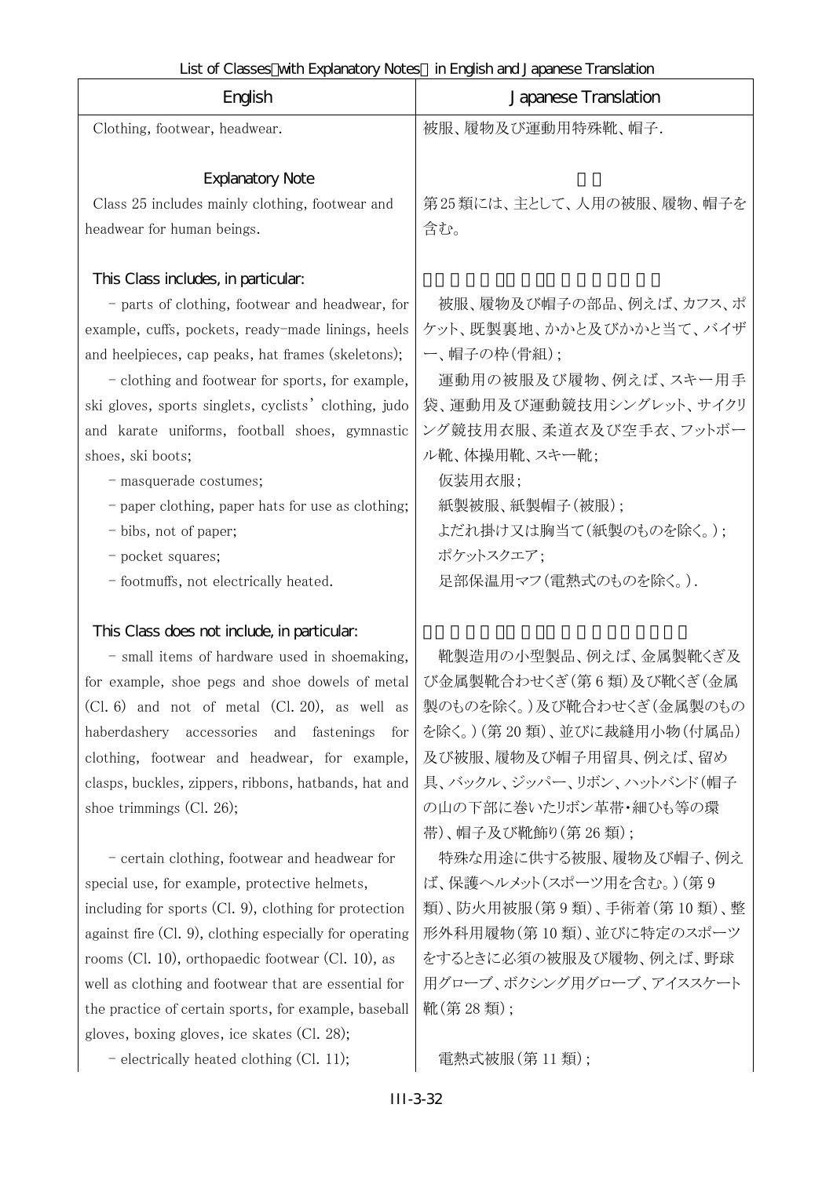List of Classes（with Explanatory Notes） in English and Japanese Translation

| English | Japanese Translation |
| --- | --- |
| Clothing, footwear, headwear. | 被服、履物及び運動用特殊靴、帽子. |
| Explanatory Note | |
| Class 25 includes mainly clothing, footwear and headwear for human beings. | 第25類には、主として、人用の被服、履物、帽子を含む。 |
| This Class includes, in particular: | |
| - parts of clothing, footwear and headwear, for example, cuffs, pockets, ready-made linings, heels and heelpieces, cap peaks, hat frames (skeletons); | 被服、履物及び帽子の部品、例えば、カフス、ポケット、既製裏地、かかと及びかかと当て、バイザー、帽子の枠(骨組)； |
| - clothing and footwear for sports, for example, ski gloves, sports singlets, cyclists' clothing, judo and karate uniforms, football shoes, gymnastic shoes, ski boots; | 運動用の被服及び履物、例えば、スキー用手袋、運動用及び運動競技用シングレット、サイクリング競技用衣服、柔道衣及び空手衣、フットボール靴、体操用靴、スキー靴； |
| - masquerade costumes; | 仮装用衣服； |
| - paper clothing, paper hats for use as clothing; | 紙製被服、紙製帽子(被服)； |
| - bibs, not of paper; | よだれ掛け又は胸当て(紙製のものを除く。)； |
| - pocket squares; | ポケットスクエア； |
| - footmuffs, not electrically heated. | 足部保温用マフ(電熱式のものを除く。). |
| This Class does not include, in particular: | |
| - small items of hardware used in shoemaking, for example, shoe pegs and shoe dowels of metal (Cl. 6) and not of metal (Cl. 20), as well as haberdashery accessories and fastenings for clothing, footwear and headwear, for example, clasps, buckles, zippers, ribbons, hatbands, hat and shoe trimmings (Cl. 26); | 靴製造用の小型製品、例えば、金属製靴くぎ及び金属製靴合わせくぎ(第6類)及び靴くぎ(金属製のものを除く。)及び靴合わせくぎ(金属製のものを除く。)(第20類)、並びに裁縫用小物(付属品)及び被服、履物及び帽子用留具、例えば、留め具、バックル、ジッパー、リボン、ハットバンド(帽子の山の下部に巻いたリボン革帯・細ひも等の環帯)、帽子及び靴飾り(第26類)； |
| - certain clothing, footwear and headwear for special use, for example, protective helmets, including for sports (Cl. 9), clothing for protection against fire (Cl. 9), clothing especially for operating rooms (Cl. 10), orthopaedic footwear (Cl. 10), as well as clothing and footwear that are essential for the practice of certain sports, for example, baseball gloves, boxing gloves, ice skates (Cl. 28); | 特殊な用途に供する被服、履物及び帽子、例えば、保護ヘルメット(スポーツ用を含む。)(第9類)、防火用被服(第9類)、手術着(第10類)、整形外科用履物(第10類)、並びに特定のスポーツをするときに必須の被服及び履物、例えば、野球用グローブ、ボクシング用グローブ、アイススケート靴(第28類)； |
| - electrically heated clothing (Cl. 11); | 電熱式被服(第11類)； |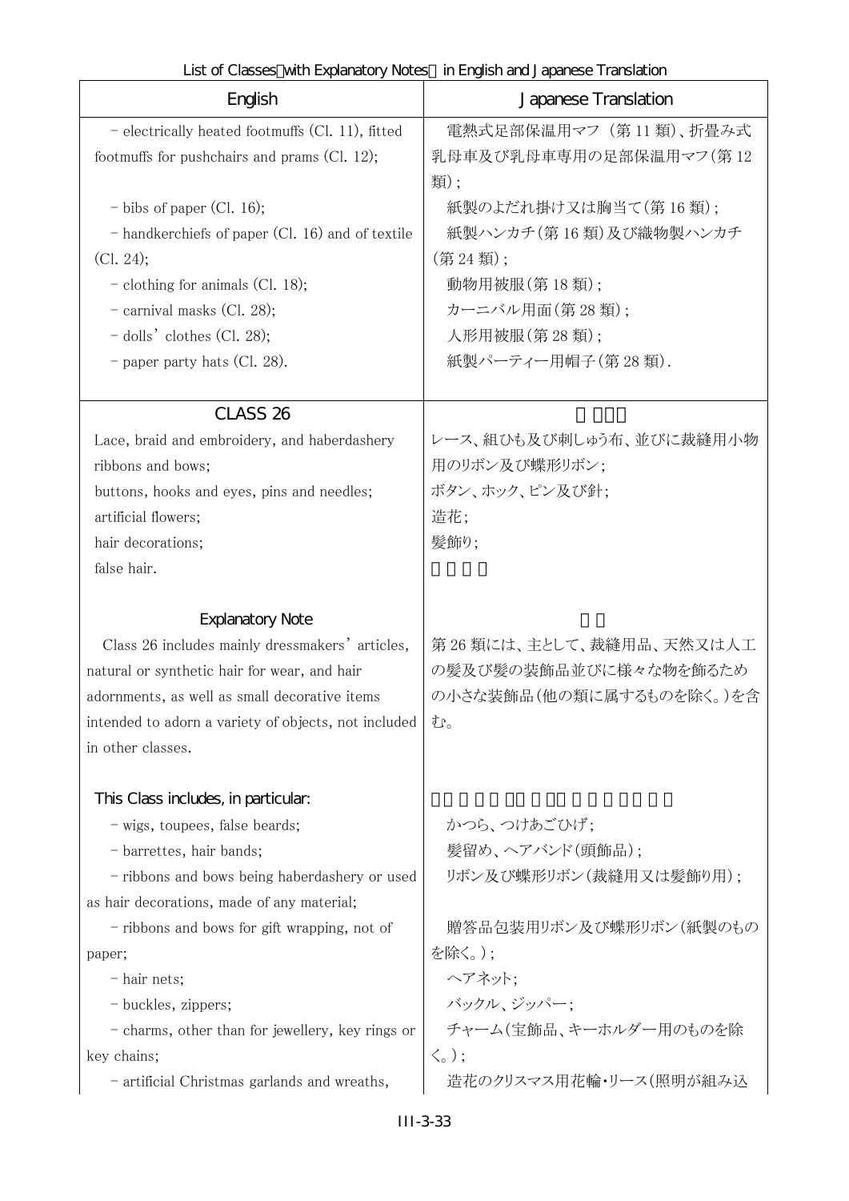| English | Japanese Translation |
| --- | --- |
| – electrically heated footmuffs (Cl. 11), fitted footmuffs for pushchairs and prams (Cl. 12); | 電熱式足部保温用マフ（第 11 類）、折畳み式乳母車及び乳母車専用の足部保温用マフ（第 12 類）; |
| – bibs of paper (Cl. 16); | 紙製のよだれ掛け又は胸当て（第 16 類）; |
| – handkerchiefs of paper (Cl. 16) and of textile (Cl. 24); | 紙製ハンカチ（第 16 類）及び織物製ハンカチ（第 24 類）; |
| – clothing for animals (Cl. 18); | 動物用被服（第 18 類）; |
| – carnival masks (Cl. 28); | カーニバル用面（第 28 類）; |
| – dolls' clothes (Cl. 28); | 人形用被服（第 28 類）; |
| – paper party hats (Cl. 28). | 紙製パーティー用帽子（第 28 類）. |
| **CLASS 26** | |
| Lace, braid and embroidery, and haberdashery ribbons and bows; | レース、組ひも及び刺しゅう布、並びに裁縫用小物用のリボン及び蝶形リボン; |
| buttons, hooks and eyes, pins and needles; | ボタン、ホック、ピン及び針; |
| artificial flowers; | 造花; |
| hair decorations; | 髪飾り; |
| false hair. | |
| **Explanatory Note** | |
| Class 26 includes mainly dressmakers' articles, natural or synthetic hair for wear, and hair adornments, as well as small decorative items intended to adorn a variety of objects, not included in other classes. | 第 26 類には、主として、裁縫用品、天然又は人工の髪及び髪の装飾品並びに様々な物を飾るための小さな装飾品（他の類に属するものを除く。）を含む。 |
| This Class includes, in particular: | |
| – wigs, toupees, false beards; | かつら、つけあごひげ; |
| – barrettes, hair bands; | 髪留め、ヘアバンド（頭飾品）; |
| – ribbons and bows being haberdashery or used as hair decorations, made of any material; | リボン及び蝶形リボン（裁縫用又は髪飾り用）; |
| – ribbons and bows for gift wrapping, not of paper; | 贈答品包装用リボン及び蝶形リボン（紙製のものを除く。）; |
| – hair nets; | ヘアネット; |
| – buckles, zippers; | バックル、ジッパー; |
| – charms, other than for jewellery, key rings or key chains; | チャーム（宝飾品、キーホルダー用のものを除く。）; |
| – artificial Christmas garlands and wreaths, | 造花のクリスマス用花輪・リース（照明が組み込 |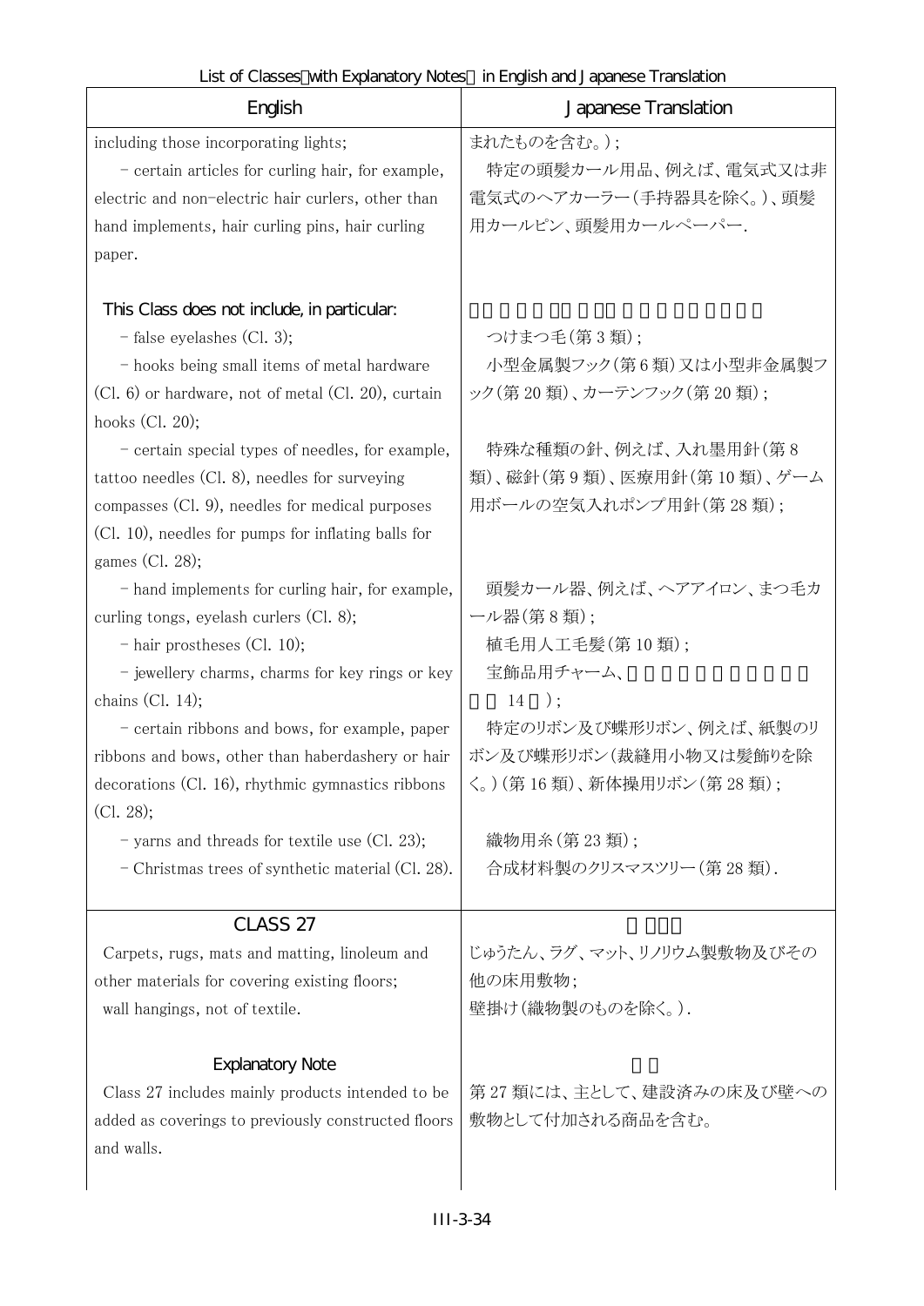| English | Japanese Translation |
|---|---|
| including those incorporating lights; | まれたものを含む。)； |
| - certain articles for curling hair, for example, electric and non-electric hair curlers, other than hand implements, hair curling pins, hair curling paper. | 特定の頭髪カール用品、例えば、電気式又は非電気式のヘアカーラー(手持器具を除く。)、頭髪用カールピン、頭髪用カールペーパー. |
| This Class does not include, in particular: | |
| - false eyelashes (Cl. 3); | つけまつ毛(第 3 類)； |
| - hooks being small items of metal hardware (Cl. 6) or hardware, not of metal (Cl. 20), curtain hooks (Cl. 20); | 小型金属製フック(第 6 類)又は小型非金属製フック(第 20 類)、カーテンフック(第 20 類)； |
| - certain special types of needles, for example, tattoo needles (Cl. 8), needles for surveying compasses (Cl. 9), needles for medical purposes (Cl. 10), needles for pumps for inflating balls for games (Cl. 28); | 特殊な種類の針、例えば、入れ墨用針(第 8 類)、磁針(第 9 類)、医療用針(第 10 類)、ゲーム用ボールの空気入れポンプ用針(第 28 類)； |
| - hand implements for curling hair, for example, curling tongs, eyelash curlers (Cl. 8); | 頭髪カール器、例えば、ヘアアイロン、まつ毛カール器(第 8 類)； |
| - hair prostheses (Cl. 10); | 植毛用人工毛髪(第 10 類)； |
| - jewellery charms, charms for key rings or key chains (Cl. 14); | 宝飾品用チャーム、 14 )； |
| - certain ribbons and bows, for example, paper ribbons and bows, other than haberdashery or hair decorations (Cl. 16), rhythmic gymnastics ribbons (Cl. 28); | 特定のリボン及び蝶形リボン、例えば、紙製のリボン及び蝶形リボン(裁縫用小物又は髪飾りを除く。)(第 16 類)、新体操用リボン(第 28 類)； |
| - yarns and threads for textile use (Cl. 23); | 織物用糸(第 23 類)； |
| - Christmas trees of synthetic material (Cl. 28). | 合成材料製のクリスマスツリー(第 28 類). |
| **CLASS 27** | |
| Carpets, rugs, mats and matting, linoleum and other materials for covering existing floors;<br>wall hangings, not of textile. | じゅうたん、ラグ、マット、リノリウム製敷物及びその他の床用敷物；<br>壁掛け(織物製のものを除く。). |
| **Explanatory Note** | |
| Class 27 includes mainly products intended to be added as coverings to previously constructed floors and walls. | 第 27 類には、主として、建設済みの床及び壁への敷物として付加される商品を含む。 |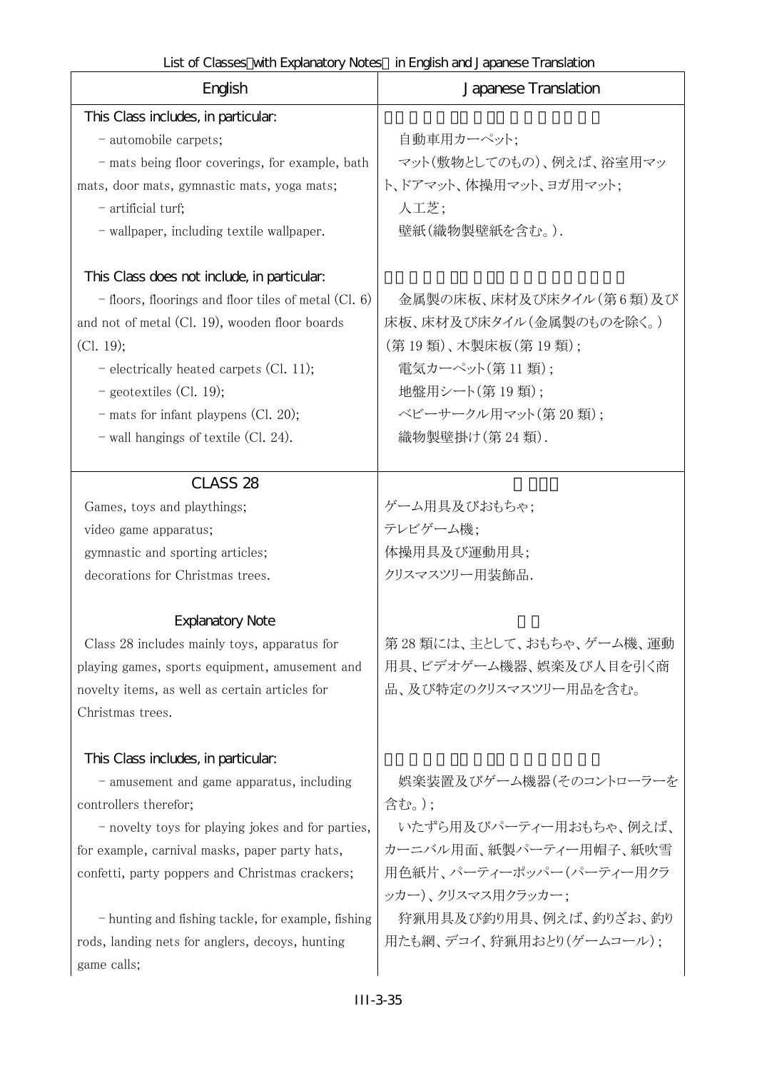List of Classes（with Explanatory Notes） in English and Japanese Translation

| English | Japanese Translation |
|---|---|
| This Class includes, in particular:<br>– automobile carpets;<br>– mats being floor coverings, for example, bath mats, door mats, gymnastic mats, yoga mats;<br>– artificial turf;<br>– wallpaper, including textile wallpaper. | 自動車用カーペット;<br>マット(敷物としてのもの)、例えば、浴室用マット、ドアマット、体操用マット、ヨガ用マット;<br>人工芝;<br>壁紙(織物製壁紙を含む。). |
| This Class does not include, in particular:<br>– floors, floorings and floor tiles of metal (Cl. 6) and not of metal (Cl. 19), wooden floor boards (Cl. 19);<br>– electrically heated carpets (Cl. 11);<br>– geotextiles (Cl. 19);<br>– mats for infant playpens (Cl. 20);<br>– wall hangings of textile (Cl. 24). | 金属製の床板、床材及び床タイル(第6類)及び床板、床材及び床タイル(金属製のものを除く。)(第19類)、木製床板(第19類);<br>電気カーペット(第11類);<br>地盤用シート(第19類);<br>ベビーサークル用マット(第20類);<br>織物製壁掛け(第24類). |
| CLASS 28<br>Games, toys and playthings;<br>video game apparatus;<br>gymnastic and sporting articles;<br>decorations for Christmas trees. | ゲーム用具及びおもちゃ;<br>テレビゲーム機;<br>体操用具及び運動用具;<br>クリスマスツリー用装飾品. |
| Explanatory Note<br>Class 28 includes mainly toys, apparatus for playing games, sports equipment, amusement and novelty items, as well as certain articles for Christmas trees. | 第28類には、主として、おもちゃ、ゲーム機、運動用具、ビデオゲーム機器、娯楽及び人目を引く商品、及び特定のクリスマスツリー用品を含む。 |
| This Class includes, in particular:<br>– amusement and game apparatus, including controllers therefor;<br>– novelty toys for playing jokes and for parties, for example, carnival masks, paper party hats, confetti, party poppers and Christmas crackers;<br>– hunting and fishing tackle, for example, fishing rods, landing nets for anglers, decoys, hunting game calls; | 娯楽装置及びゲーム機器(そのコントローラーを含む。);<br>いたずら用及びパーティー用おもちゃ、例えば、カーニバル用面、紙製パーティー用帽子、紙吹雪用色紙片、パーティーポッパー(パーティー用クラッカー)、クリスマス用クラッカー;<br>狩猟用具及び釣り用具、例えば、釣りざお、釣り用たも網、デコイ、狩猟用おとり(ゲームコール); |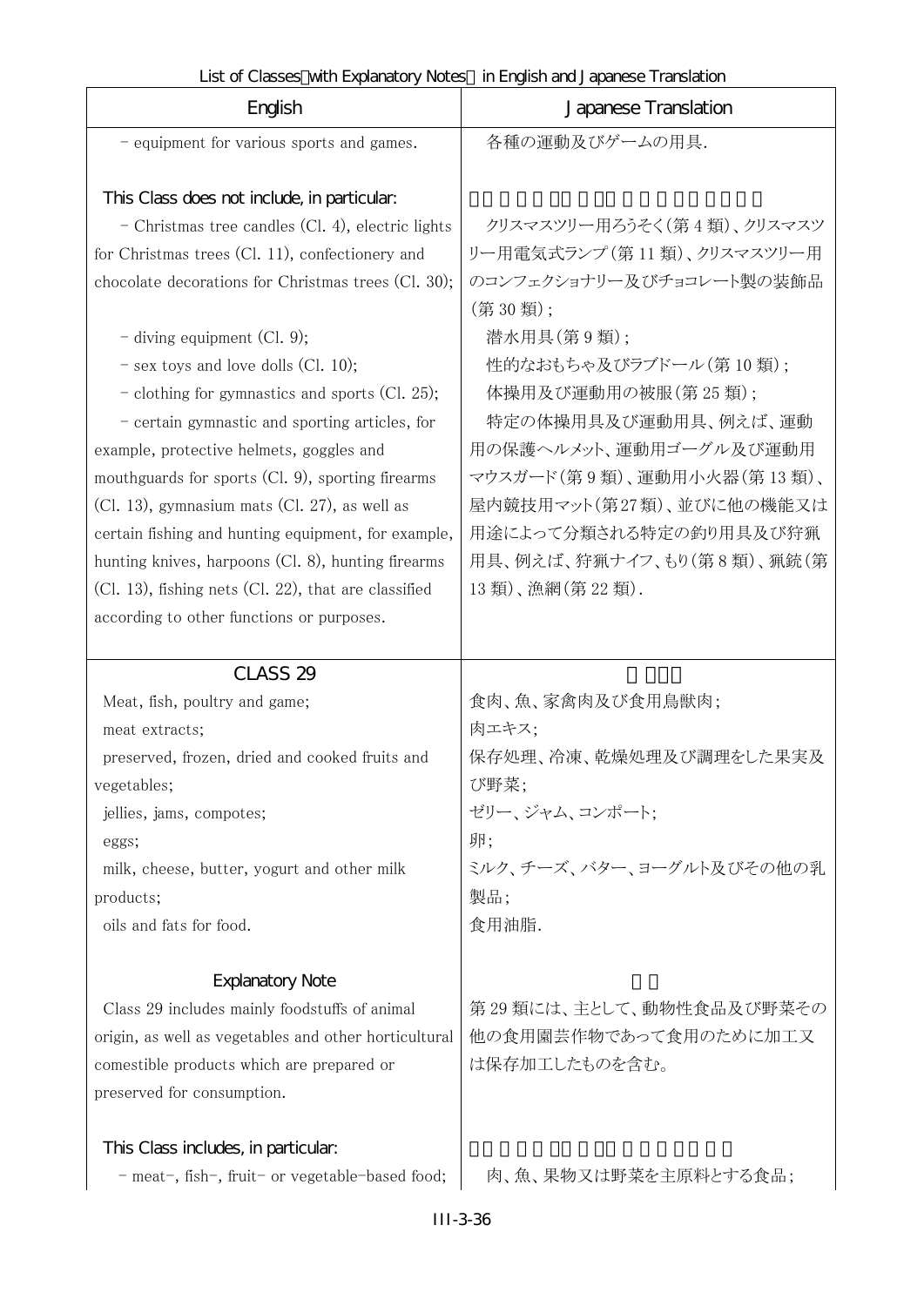| English | Japanese Translation |
|---|---|
| - equipment for various sports and games. | 各種の運動及びゲームの用具. |
| This Class does not include, in particular: | |
| - Christmas tree candles (Cl. 4), electric lights for Christmas trees (Cl. 11), confectionery and chocolate decorations for Christmas trees (Cl. 30); | クリスマスツリー用ろうそく(第 4 類)、クリスマスツリー用電気式ランプ(第 11 類)、クリスマスツリー用のコンフェクショナリー及びチョコレート製の装飾品(第 30 類); |
| - diving equipment (Cl. 9); | 潜水用具(第 9 類); |
| - sex toys and love dolls (Cl. 10); | 性的なおもちゃ及びラブドール(第 10 類); |
| - clothing for gymnastics and sports (Cl. 25); | 体操用及び運動用の被服(第 25 類); |
| - certain gymnastic and sporting articles, for example, protective helmets, goggles and mouthguards for sports (Cl. 9), sporting firearms (Cl. 13), gymnasium mats (Cl. 27), as well as certain fishing and hunting equipment, for example, hunting knives, harpoons (Cl. 8), hunting firearms (Cl. 13), fishing nets (Cl. 22), that are classified according to other functions or purposes. | 特定の体操用具及び運動用具、例えば、運動用の保護ヘルメット、運動用ゴーグル及び運動用マウスガード(第 9 類)、運動用小火器(第 13 類)、屋内競技用マット(第27類)、並びに他の機能又は用途によって分類される特定の釣り用具及び狩猟用具、例えば、狩猟ナイフ、もり(第 8 類)、猟銃(第 13 類)、漁網(第 22 類). |
| **CLASS 29** | |
| Meat, fish, poultry and game; | 食肉、魚、家禽肉及び食用鳥獣肉; |
| meat extracts; | 肉エキス; |
| preserved, frozen, dried and cooked fruits and vegetables; | 保存処理、冷凍、乾燥処理及び調理をした果実及び野菜; |
| jellies, jams, compotes; | ゼリー、ジャム、コンポート; |
| eggs; | 卵; |
| milk, cheese, butter, yogurt and other milk products; | ミルク、チーズ、バター、ヨーグルト及びその他の乳製品; |
| oils and fats for food. | 食用油脂. |
| **Explanatory Note** | |
| Class 29 includes mainly foodstuffs of animal origin, as well as vegetables and other horticultural comestible products which are prepared or preserved for consumption. | 第 29 類には、主として、動物性食品及び野菜その他の食用園芸作物であって食用のために加工又は保存加工したものを含む。 |
| This Class includes, in particular: | |
| - meat-, fish-, fruit- or vegetable-based food; | 肉、魚、果物又は野菜を主原料とする食品; |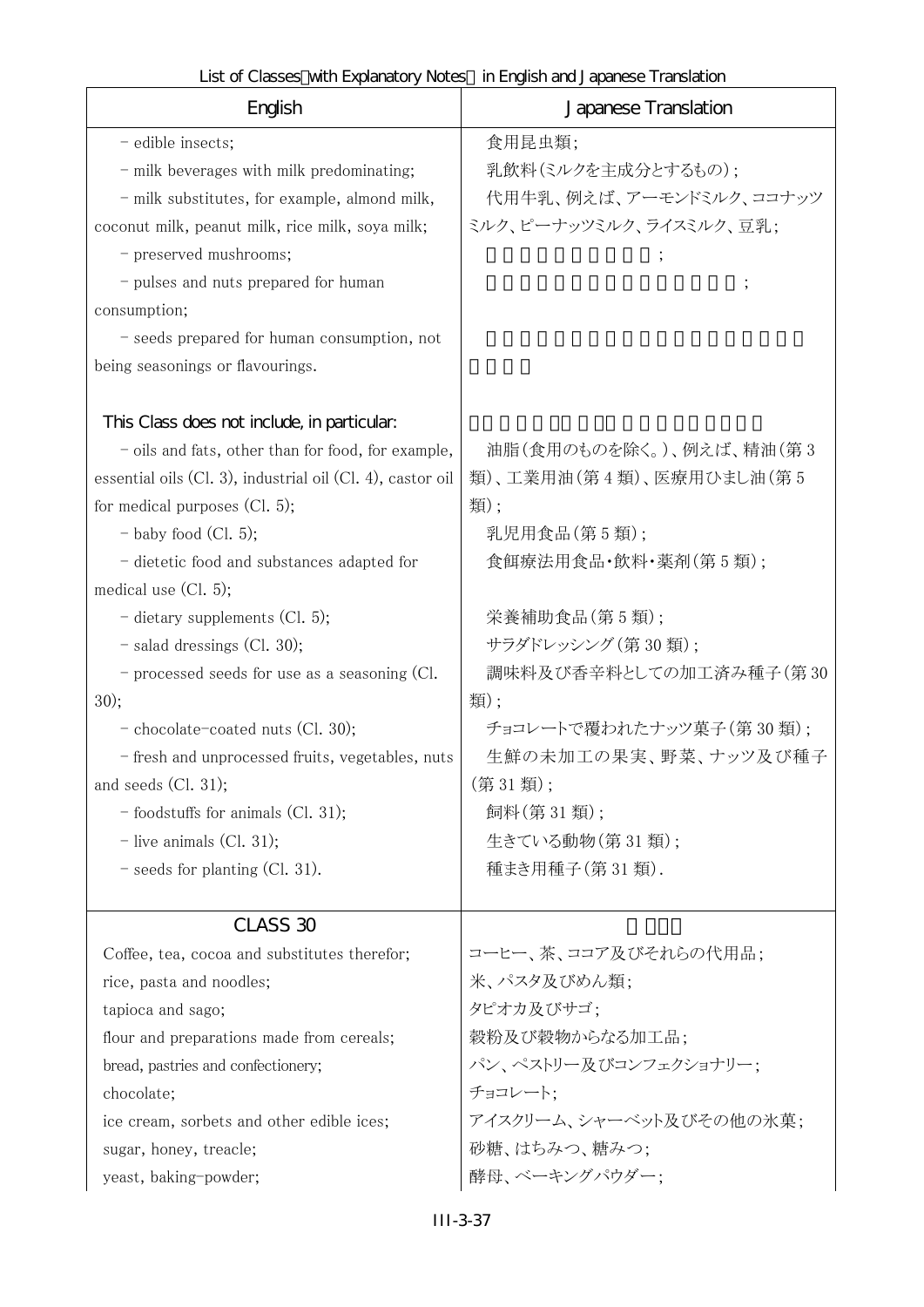| English | Japanese Translation |
|---|---|
| - edible insects; | 食用昆虫類; |
| - milk beverages with milk predominating; | 乳飲料(ミルクを主成分とするもの); |
| - milk substitutes, for example, almond milk, coconut milk, peanut milk, rice milk, soya milk; | 代用牛乳、例えば、アーモンドミルク、ココナッツミルク、ピーナッツミルク、ライスミルク、豆乳; |
| - preserved mushrooms; | ; |
| - pulses and nuts prepared for human consumption; | ; |
| - seeds prepared for human consumption, not being seasonings or flavourings. | |
| This Class does not include, in particular: | |
| - oils and fats, other than for food, for example, essential oils (Cl. 3), industrial oil (Cl. 4), castor oil for medical purposes (Cl. 5); | 油脂(食用のものを除く。)、例えば、精油(第3類)、工業用油(第4類)、医療用ひまし油(第5類); |
| - baby food (Cl. 5); | 乳児用食品(第5類); |
| - dietetic food and substances adapted for medical use (Cl. 5); | 食餌療法用食品・飲料・薬剤(第5類); |
| - dietary supplements (Cl. 5); | 栄養補助食品(第5類); |
| - salad dressings (Cl. 30); | サラダドレッシング(第30類); |
| - processed seeds for use as a seasoning (Cl. 30); | 調味料及び香辛料としての加工済み種子(第30類); |
| - chocolate-coated nuts (Cl. 30); | チョコレートで覆われたナッツ菓子(第30類); |
| - fresh and unprocessed fruits, vegetables, nuts and seeds (Cl. 31); | 生鮮の未加工の果実、野菜、ナッツ及び種子(第31類); |
| - foodstuffs for animals (Cl. 31); | 飼料(第31類); |
| - live animals (Cl. 31); | 生きている動物(第31類); |
| - seeds for planting (Cl. 31). | 種まき用種子(第31類). |
| CLASS 30 | |
| Coffee, tea, cocoa and substitutes therefor; | コーヒー、茶、ココア及びそれらの代用品; |
| rice, pasta and noodles; | 米、パスタ及びめん類; |
| tapioca and sago; | タピオカ及びサゴ; |
| flour and preparations made from cereals; | 穀粉及び穀物からなる加工品; |
| bread, pastries and confectionery; | パン、ペストリー及びコンフェクショナリー; |
| chocolate; | チョコレート; |
| ice cream, sorbets and other edible ices; | アイスクリーム、シャーベット及びその他の氷菓; |
| sugar, honey, treacle; | 砂糖、はちみつ、糖みつ; |
| yeast, baking-powder; | 酵母、ベーキングパウダー; |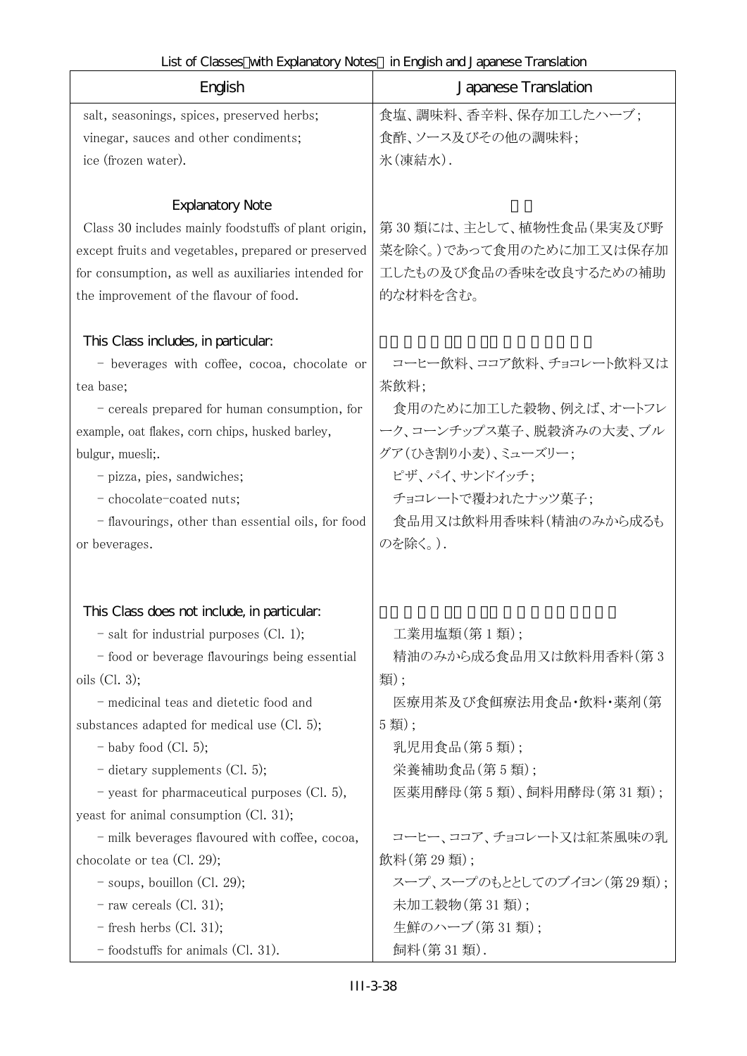List of Classes（with Explanatory Notes） in English and Japanese Translation

| English | Japanese Translation |
|---|---|
| salt, seasonings, spices, preserved herbs; vinegar, sauces and other condiments; ice (frozen water). | 食塩、調味料、香辛料、保存加工したハーブ；食酢、ソース及びその他の調味料；氷（凍結水）. |
| **Explanatory Note** | |
| Class 30 includes mainly foodstuffs of plant origin, except fruits and vegetables, prepared or preserved for consumption, as well as auxiliaries intended for the improvement of the flavour of food. | 第 30 類には、主として、植物性食品（果実及び野菜を除く。）であって食用のために加工又は保存加工したもの及び食品の香味を改良するための補助的な材料を含む。 |
| This Class includes, in particular: | |
| - beverages with coffee, cocoa, chocolate or tea base; | コーヒー飲料、ココア飲料、チョコレート飲料又は茶飲料； |
| - cereals prepared for human consumption, for example, oat flakes, corn chips, husked barley, bulgur, muesli;. | 食用のために加工した穀物、例えば、オートフレーク、コーンチップス菓子、脱穀済みの大麦、ブルグア（ひき割り小麦）、ミューズリー； |
| - pizza, pies, sandwiches; | ピザ、パイ、サンドイッチ； |
| - chocolate-coated nuts; | チョコレートで覆われたナッツ菓子； |
| - flavourings, other than essential oils, for food or beverages. | 食品用又は飲料用香味料（精油のみから成るものを除く。）. |
| This Class does not include, in particular: | |
| - salt for industrial purposes (Cl. 1); | 工業用塩類（第 1 類）； |
| - food or beverage flavourings being essential oils (Cl. 3); | 精油のみから成る食品用又は飲料用香料（第 3 類）； |
| - medicinal teas and dietetic food and substances adapted for medical use (Cl. 5); | 医療用茶及び食餌療法用食品・飲料・薬剤（第 5 類）； |
| - baby food (Cl. 5); | 乳児用食品（第 5 類）； |
| - dietary supplements (Cl. 5); | 栄養補助食品（第 5 類）； |
| - yeast for pharmaceutical purposes (Cl. 5), yeast for animal consumption (Cl. 31); | 医薬用酵母（第 5 類）、飼料用酵母（第 31 類）； |
| - milk beverages flavoured with coffee, cocoa, chocolate or tea (Cl. 29); | コーヒー、ココア、チョコレート又は紅茶風味の乳飲料（第 29 類）； |
| - soups, bouillon (Cl. 29); | スープ、スープのもととしてのブイヨン（第 29 類）； |
| - raw cereals (Cl. 31); | 未加工穀物（第 31 類）； |
| - fresh herbs (Cl. 31); | 生鮮のハーブ（第 31 類）； |
| - foodstuffs for animals (Cl. 31). | 飼料（第 31 類）. |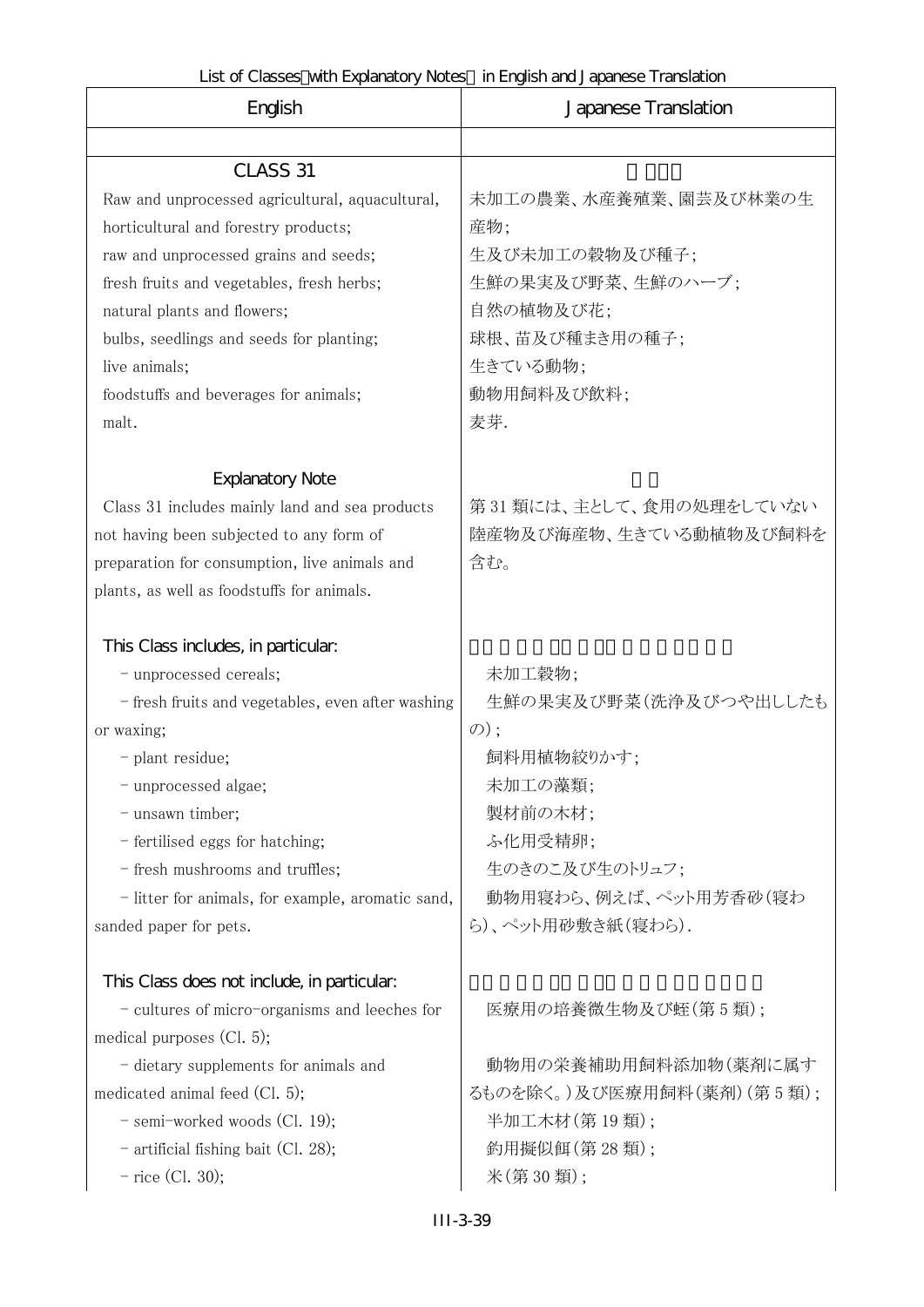List of Classes（with Explanatory Notes） in English and Japanese Translation

| English | Japanese Translation |
|---|---|
| | |
| CLASS 31 | |
| Raw and unprocessed agricultural, aquacultural, horticultural and forestry products; | 未加工の農業、水産養殖業、園芸及び林業の生産物; |
| raw and unprocessed grains and seeds; | 生及び未加工の穀物及び種子; |
| fresh fruits and vegetables, fresh herbs; | 生鮮の果実及び野菜、生鮮のハーブ; |
| natural plants and flowers; | 自然の植物及び花; |
| bulbs, seedlings and seeds for planting; | 球根、苗及び種まき用の種子; |
| live animals; | 生きている動物; |
| foodstuffs and beverages for animals; | 動物用飼料及び飲料; |
| malt. | 麦芽. |
| Explanatory Note | |
| Class 31 includes mainly land and sea products not having been subjected to any form of preparation for consumption, live animals and plants, as well as foodstuffs for animals. | 第31類には、主として、食用の処理をしていない陸産物及び海産物、生きている動植物及び飼料を含む。 |
| This Class includes, in particular: | |
| - unprocessed cereals; | 未加工穀物; |
| - fresh fruits and vegetables, even after washing or waxing; | 生鮮の果実及び野菜(洗浄及びつや出ししたもの); |
| - plant residue; | 飼料用植物絞りかす; |
| - unprocessed algae; | 未加工の藻類; |
| - unsawn timber; | 製材前の木材; |
| - fertilised eggs for hatching; | ふ化用受精卵; |
| - fresh mushrooms and truffles; | 生のきのこ及び生のトリュフ; |
| - litter for animals, for example, aromatic sand, sanded paper for pets. | 動物用寝わら、例えば、ペット用芳香砂(寝わら)、ペット用砂敷き紙(寝わら). |
| This Class does not include, in particular: | |
| - cultures of micro-organisms and leeches for medical purposes (Cl. 5); | 医療用の培養微生物及び蛭(第5類); |
| - dietary supplements for animals and medicated animal feed (Cl. 5); | 動物用の栄養補助用飼料添加物(薬剤に属するものを除く。)及び医療用飼料(薬剤)(第5類); |
| - semi-worked woods (Cl. 19); | 半加工木材(第19類); |
| - artificial fishing bait (Cl. 28); | 釣用擬似餌(第28類); |
| - rice (Cl. 30); | 米(第30類); |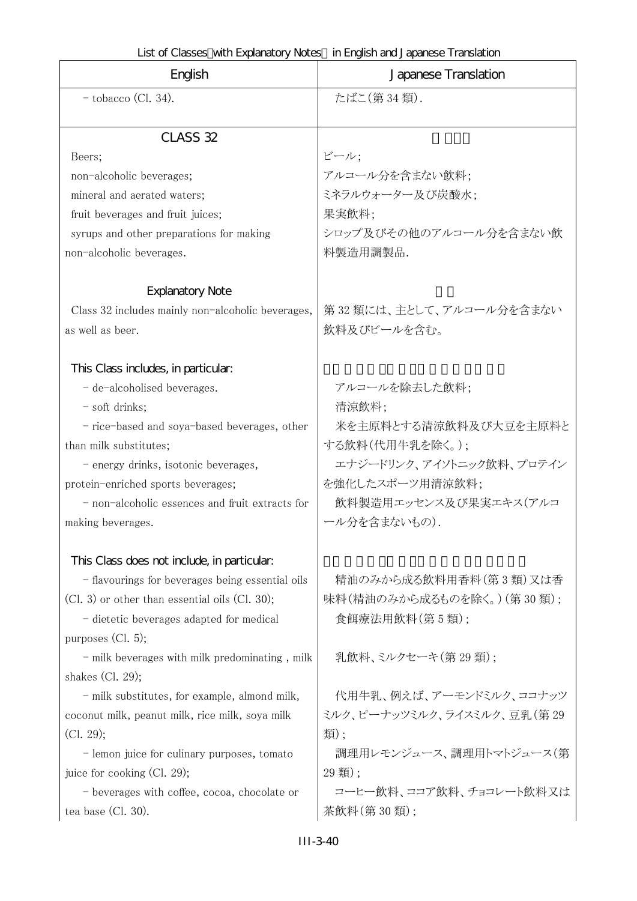| English | Japanese Translation |
| --- | --- |
| - tobacco (Cl. 34). | たばこ(第 34 類). |
| CLASS 32 | |
| Beers; | ビール; |
| non-alcoholic beverages; | アルコール分を含まない飲料; |
| mineral and aerated waters; | ミネラルウォーター及び炭酸水; |
| fruit beverages and fruit juices; | 果実飲料; |
| syrups and other preparations for making non-alcoholic beverages. | シロップ及びその他のアルコール分を含まない飲料製造用調製品. |
| Explanatory Note | |
| Class 32 includes mainly non-alcoholic beverages, as well as beer. | 第 32 類には、主として、アルコール分を含まない飲料及びビールを含む。 |
| This Class includes, in particular: | |
| - de-alcoholised beverages. | アルコールを除去した飲料; |
| - soft drinks; | 清涼飲料; |
| - rice-based and soya-based beverages, other than milk substitutes; | 米を主原料とする清涼飲料及び大豆を主原料とする飲料(代用牛乳を除く。); |
| - energy drinks, isotonic beverages, protein-enriched sports beverages; | エナジードリンク、アイソトニック飲料、プロテインを強化したスポーツ用清涼飲料; |
| - non-alcoholic essences and fruit extracts for making beverages. | 飲料製造用エッセンス及び果実エキス(アルコール分を含まないもの). |
| This Class does not include, in particular: | |
| - flavourings for beverages being essential oils (Cl. 3) or other than essential oils (Cl. 30); | 精油のみから成る飲料用香料(第 3 類)又は香味料(精油のみから成るものを除く。)(第 30 類); |
| - dietetic beverages adapted for medical purposes (Cl. 5); | 食餌療法用飲料(第 5 類); |
| - milk beverages with milk predominating , milk shakes (Cl. 29); | 乳飲料、ミルクセーキ(第 29 類); |
| - milk substitutes, for example, almond milk, coconut milk, peanut milk, rice milk, soya milk (Cl. 29); | 代用牛乳、例えば、アーモンドミルク、ココナッツミルク、ピーナッツミルク、ライスミルク、豆乳(第 29 類); |
| - lemon juice for culinary purposes, tomato juice for cooking (Cl. 29); | 調理用レモンジュース、調理用トマトジュース(第 29 類); |
| - beverages with coffee, cocoa, chocolate or tea base (Cl. 30). | コーヒー飲料、ココア飲料、チョコレート飲料又は茶飲料(第 30 類); |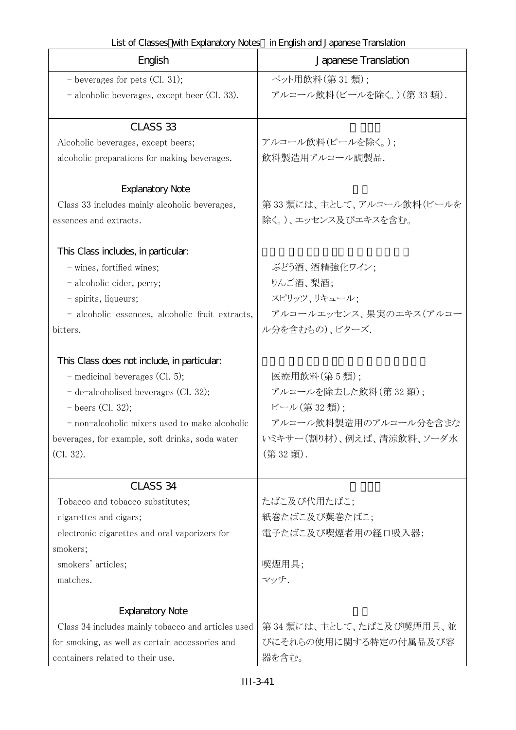| English | Japanese Translation |
|---|---|
| - beverages for pets (Cl. 31);<br>- alcoholic beverages, except beer (Cl. 33). | ペット用飲料(第 31 類);<br>アルコール飲料(ビールを除く。)(第 33 類). |
| **CLASS 33**<br>Alcoholic beverages, except beers;<br>alcoholic preparations for making beverages.<br><br>**Explanatory Note**<br>Class 33 includes mainly alcoholic beverages, essences and extracts.<br><br>This Class includes, in particular:<br>- wines, fortified wines;<br>- alcoholic cider, perry;<br>- spirits, liqueurs;<br>- alcoholic essences, alcoholic fruit extracts, bitters.<br><br>This Class does not include, in particular:<br>- medicinal beverages (Cl. 5);<br>- de-alcoholised beverages (Cl. 32);<br>- beers (Cl. 32);<br>- non-alcoholic mixers used to make alcoholic beverages, for example, soft drinks, soda water (Cl. 32). | <br>アルコール飲料(ビールを除く。);<br>飲料製造用アルコール調製品.<br><br><br>第 33 類には、主として、アルコール飲料(ビールを除く。)、エッセンス及びエキスを含む。<br><br><br>ぶどう酒、酒精強化ワイン;<br>りんご酒、梨酒;<br>スピリッツ、リキュール;<br>アルコールエッセンス、果実のエキス(アルコール分を含むもの)、ビターズ.<br><br><br>医療用飲料(第 5 類);<br>アルコールを除去した飲料(第 32 類);<br>ビール(第 32 類);<br>アルコール飲料製造用のアルコール分を含まないミキサー(割り材)、例えば、清涼飲料、ソーダ水(第 32 類). |
| **CLASS 34**<br>Tobacco and tobacco substitutes;<br>cigarettes and cigars;<br>electronic cigarettes and oral vaporizers for smokers;<br>smokers' articles;<br>matches.<br><br>**Explanatory Note**<br>Class 34 includes mainly tobacco and articles used for smoking, as well as certain accessories and containers related to their use. | <br>たばこ及び代用たばこ;<br>紙巻たばこ及び葉巻たばこ;<br>電子たばこ及び喫煙者用の経口吸入器;<br>喫煙用具;<br>マッチ.<br><br><br>第 34 類には、主として、たばこ及び喫煙用具、並びにそれらの使用に関する特定の付属品及び容器を含む。 |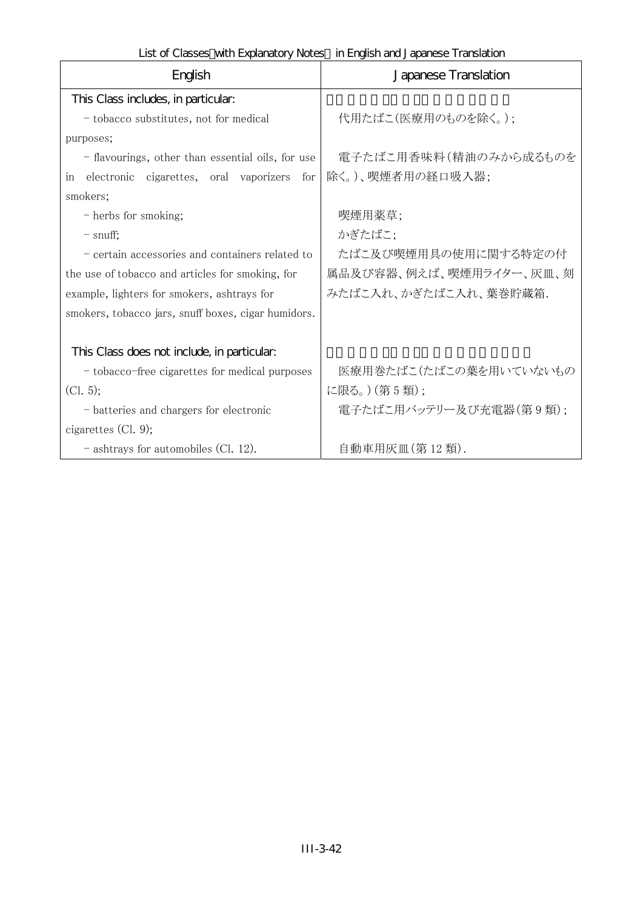| English | Japanese Translation |
|---|---|
| This Class includes, in particular: | |
| – tobacco substitutes, not for medical purposes; | 代用たばこ(医療用のものを除く。); |
| – flavourings, other than essential oils, for use in electronic cigarettes, oral vaporizers for smokers; | 電子たばこ用香味料(精油のみから成るものを除く。)、喫煙者用の経口吸入器; |
| – herbs for smoking; | 喫煙用薬草; |
| – snuff; | かぎたばこ; |
| – certain accessories and containers related to the use of tobacco and articles for smoking, for example, lighters for smokers, ashtrays for smokers, tobacco jars, snuff boxes, cigar humidors. | たばこ及び喫煙用具の使用に関する特定の付属品及び容器、例えば、喫煙用ライター、灰皿、刻みたばこ入れ、かぎたばこ入れ、葉巻貯蔵箱. |
| This Class does not include, in particular: | |
| – tobacco-free cigarettes for medical purposes (Cl. 5); | 医療用巻たばこ(たばこの葉を用いていないものに限る。)(第 5 類); |
| – batteries and chargers for electronic cigarettes (Cl. 9); | 電子たばこ用バッテリー及び充電器(第 9 類); |
| – ashtrays for automobiles (Cl. 12). | 自動車用灰皿(第 12 類). |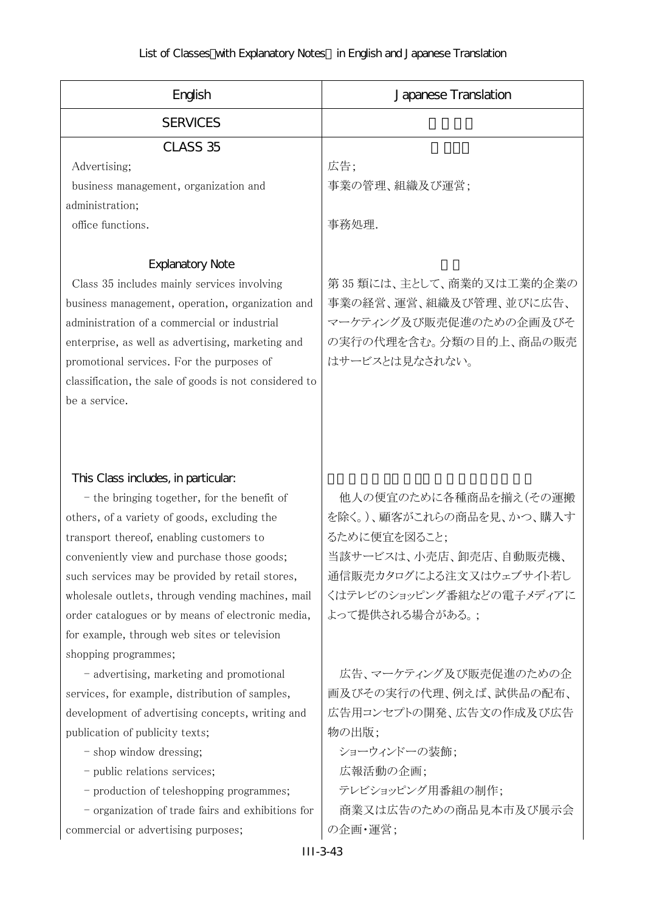List of Classes（with Explanatory Notes） in English and Japanese Translation

| English | Japanese Translation |
|---|---|
| SERVICES | |
| CLASS 35<br>Advertising;<br>business management, organization and administration;<br>office functions. | 広告;<br>事業の管理、組織及び運営;<br>事務処理. |
| Explanatory Note<br>Class 35 includes mainly services involving business management, operation, organization and administration of a commercial or industrial enterprise, as well as advertising, marketing and promotional services. For the purposes of classification, the sale of goods is not considered to be a service. | 第 35 類には、主として、商業的又は工業的企業の事業の経営、運営、組織及び管理、並びに広告、マーケティング及び販売促進のための企画及びその実行の代理を含む。分類の目的上、商品の販売はサービスとは見なされない。 |
| This Class includes, in particular: | |
| – the bringing together, for the benefit of others, of a variety of goods, excluding the transport thereof, enabling customers to conveniently view and purchase those goods; such services may be provided by retail stores, wholesale outlets, through vending machines, mail order catalogues or by means of electronic media, for example, through web sites or television shopping programmes; | 他人の便宜のために各種商品を揃え(その運搬を除く。)、顧客がこれらの商品を見、かつ、購入するために便宜を図ること;<br>当該サービスは、小売店、卸売店、自動販売機、通信販売カタログによる注文又はウェブサイト若しくはテレビのショッピング番組などの電子メディアによって提供される場合がある。; |
| – advertising, marketing and promotional services, for example, distribution of samples, development of advertising concepts, writing and publication of publicity texts; | 広告、マーケティング及び販売促進のための企画及びその実行の代理、例えば、試供品の配布、広告用コンセプトの開発、広告文の作成及び広告物の出版; |
| – shop window dressing; | ショーウィンドーの装飾; |
| – public relations services; | 広報活動の企画; |
| – production of teleshopping programmes; | テレビショッピング用番組の制作; |
| – organization of trade fairs and exhibitions for commercial or advertising purposes; | 商業又は広告のための商品見本市及び展示会の企画・運営; |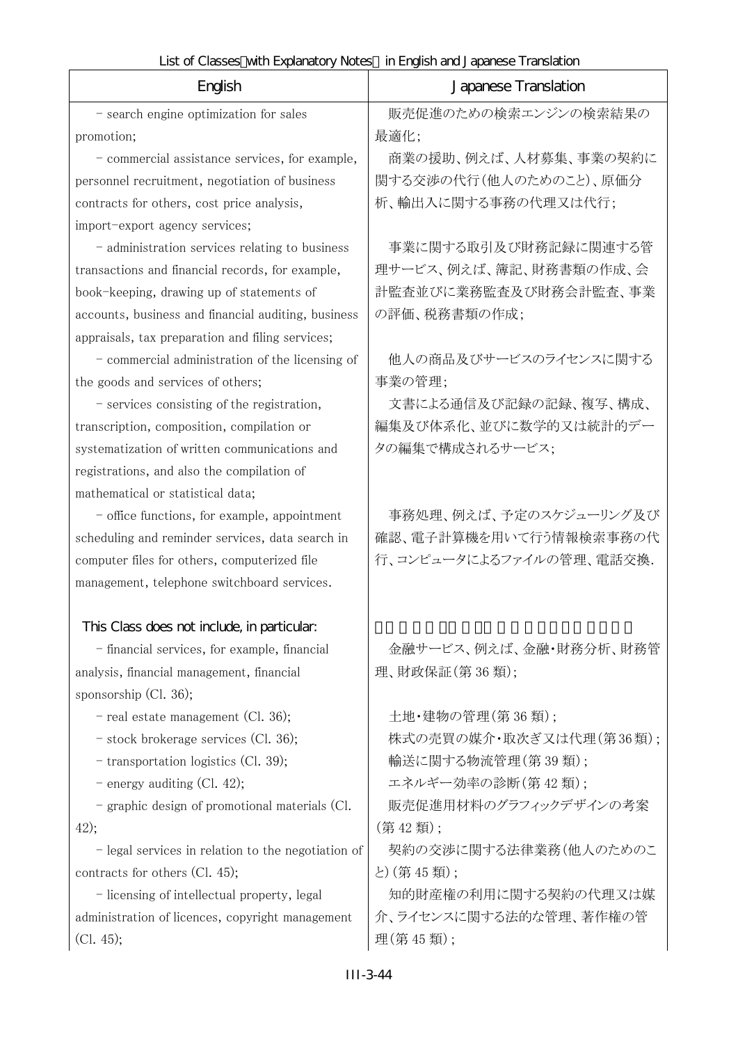| English | Japanese Translation |
|---|---|
| - search engine optimization for sales promotion; | 販売促進のための検索エンジンの検索結果の最適化; |
| - commercial assistance services, for example, personnel recruitment, negotiation of business contracts for others, cost price analysis, import-export agency services; | 商業の援助、例えば、人材募集、事業の契約に関する交渉の代行(他人のためのこと)、原価分析、輸出入に関する事務の代理又は代行; |
| - administration services relating to business transactions and financial records, for example, book-keeping, drawing up of statements of accounts, business and financial auditing, business appraisals, tax preparation and filing services; | 事業に関する取引及び財務記録に関連する管理サービス、例えば、簿記、財務書類の作成、会計監査並びに業務監査及び財務会計監査、事業の評価、税務書類の作成; |
| - commercial administration of the licensing of the goods and services of others; | 他人の商品及びサービスのライセンスに関する事業の管理; |
| - services consisting of the registration, transcription, composition, compilation or systematization of written communications and registrations, and also the compilation of mathematical or statistical data; | 文書による通信及び記録の記録、複写、構成、編集及び体系化、並びに数学的又は統計的データの編集で構成されるサービス; |
| - office functions, for example, appointment scheduling and reminder services, data search in computer files for others, computerized file management, telephone switchboard services. | 事務処理、例えば、予定のスケジューリング及び確認、電子計算機を用いて行う情報検索事務の代行、コンピュータによるファイルの管理、電話交換. |
| This Class does not include, in particular: | |
| - financial services, for example, financial analysis, financial management, financial sponsorship (Cl. 36); | 金融サービス、例えば、金融・財務分析、財務管理、財政保証(第 36 類); |
| - real estate management (Cl. 36); | 土地・建物の管理(第 36 類); |
| - stock brokerage services (Cl. 36); | 株式の売買の媒介・取次ぎ又は代理(第36類); |
| - transportation logistics (Cl. 39); | 輸送に関する物流管理(第 39 類); |
| - energy auditing (Cl. 42); | エネルギー効率の診断(第 42 類); |
| - graphic design of promotional materials (Cl. 42); | 販売促進用材料のグラフィックデザインの考案(第 42 類); |
| - legal services in relation to the negotiation of contracts for others (Cl. 45); | 契約の交渉に関する法律業務(他人のためのこと)(第 45 類); |
| - licensing of intellectual property, legal administration of licences, copyright management (Cl. 45); | 知的財産権の利用に関する契約の代理又は媒介、ライセンスに関する法的な管理、著作権の管理(第 45 類); |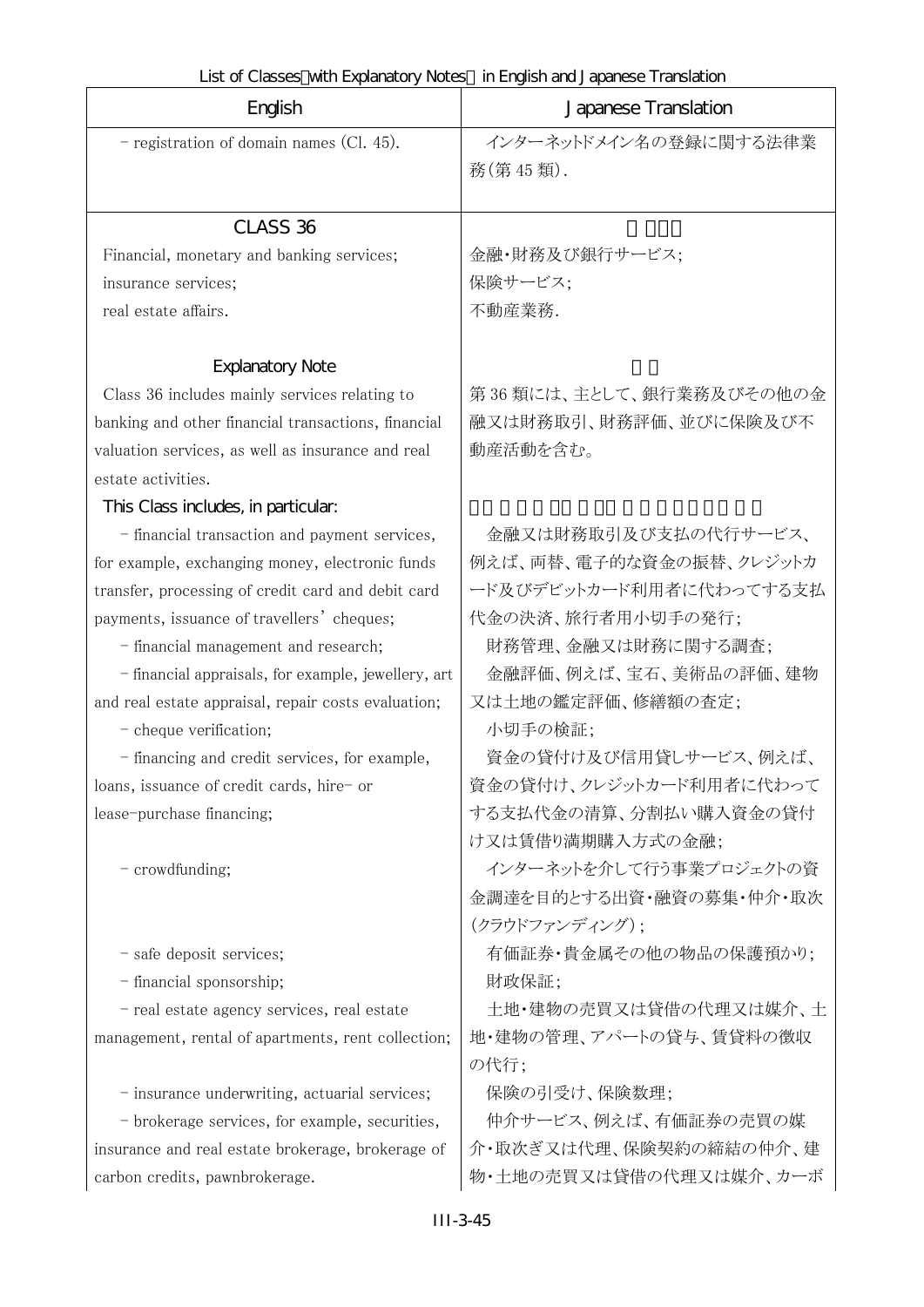| English | Japanese Translation |
|---|---|
| - registration of domain names (Cl. 45). | インターネットドメイン名の登録に関する法律業務(第 45 類). |
| CLASS 36 | |
| Financial, monetary and banking services;<br>insurance services;<br>real estate affairs. | 金融･財務及び銀行サービス;<br>保険サービス;<br>不動産業務. |
| Explanatory Note | |
| Class 36 includes mainly services relating to banking and other financial transactions, financial valuation services, as well as insurance and real estate activities. | 第 36 類には、主として、銀行業務及びその他の金融又は財務取引、財務評価、並びに保険及び不動産活動を含む。 |
| This Class includes, in particular: | |
| - financial transaction and payment services, for example, exchanging money, electronic funds transfer, processing of credit card and debit card payments, issuance of travellers' cheques; | 金融又は財務取引及び支払の代行サービス、例えば、両替、電子的な資金の振替、クレジットカード及びデビットカード利用者に代わってする支払代金の決済、旅行者用小切手の発行; |
| - financial management and research; | 財務管理、金融又は財務に関する調査; |
| - financial appraisals, for example, jewellery, art and real estate appraisal, repair costs evaluation; | 金融評価、例えば、宝石、美術品の評価、建物又は土地の鑑定評価、修繕額の査定; |
| - cheque verification; | 小切手の検証; |
| - financing and credit services, for example, loans, issuance of credit cards, hire- or lease-purchase financing; | 資金の貸付け及び信用貸しサービス、例えば、資金の貸付け、クレジットカード利用者に代わってする支払代金の清算、分割払い購入資金の貸付け又は賃借り満期購入方式の金融; |
| - crowdfunding; | インターネットを介して行う事業プロジェクトの資金調達を目的とする出資･融資の募集･仲介･取次(クラウドファンディング); |
| - safe deposit services; | 有価証券･貴金属その他の物品の保護預かり; |
| - financial sponsorship; | 財政保証; |
| - real estate agency services, real estate management, rental of apartments, rent collection; | 土地･建物の売買又は貸借の代理又は媒介、土地･建物の管理、アパートの貸与、賃貸料の徴収の代行; |
| - insurance underwriting, actuarial services; | 保険の引受け、保険数理; |
| - brokerage services, for example, securities, insurance and real estate brokerage, brokerage of carbon credits, pawnbrokerage. | 仲介サービス、例えば、有価証券の売買の媒介･取次ぎ又は代理、保険契約の締結の仲介、建物･土地の売買又は貸借の代理又は媒介、カーボ |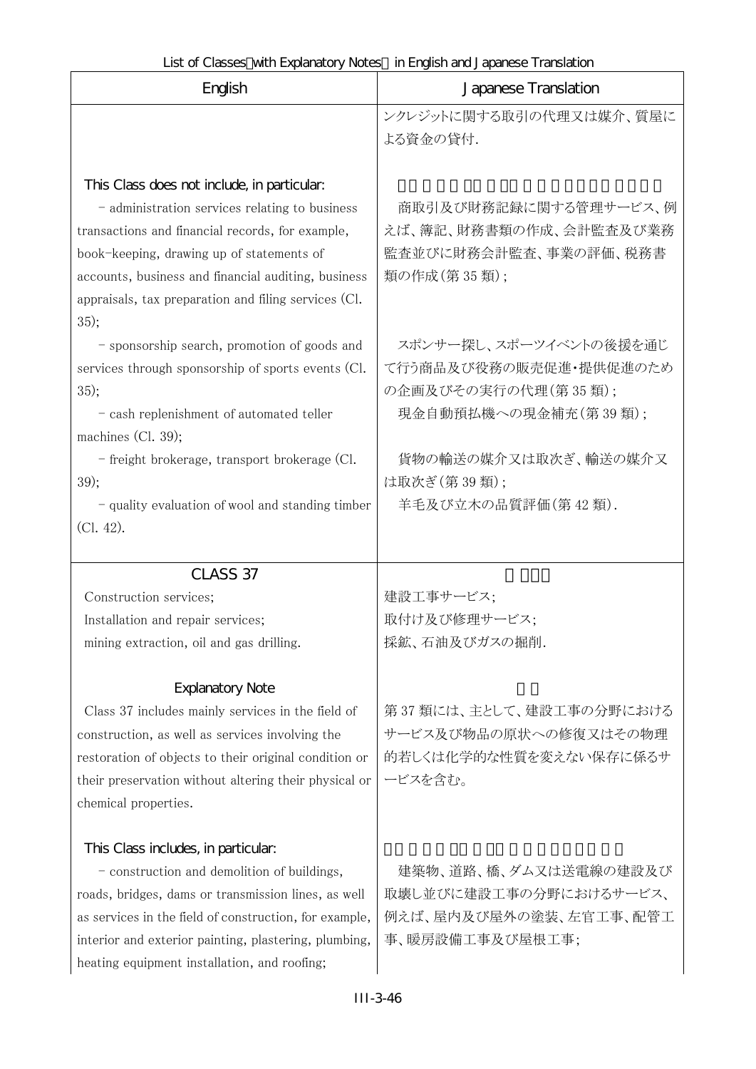| English | Japanese Translation |
|---|---|
| | ンクレジットに関する取引の代理又は媒介、質屋による資金の貸付. |
| This Class does not include, in particular: | |
| - administration services relating to business transactions and financial records, for example, book-keeping, drawing up of statements of accounts, business and financial auditing, business appraisals, tax preparation and filing services (Cl. 35); | 商取引及び財務記録に関する管理サービス、例えば、簿記、財務書類の作成、会計監査及び業務監査並びに財務会計監査、事業の評価、税務書類の作成(第 35 類); |
| - sponsorship search, promotion of goods and services through sponsorship of sports events (Cl. 35); | スポンサー探し、スポーツイベントの後援を通じて行う商品及び役務の販売促進・提供促進のための企画及びその実行の代理(第 35 類); |
| - cash replenishment of automated teller machines (Cl. 39); | 現金自動預払機への現金補充(第 39 類); |
| - freight brokerage, transport brokerage (Cl. 39); | 貨物の輸送の媒介又は取次ぎ、輸送の媒介又は取次ぎ(第 39 類); |
| - quality evaluation of wool and standing timber (Cl. 42). | 羊毛及び立木の品質評価(第 42 類). |
| **CLASS 37** | |
| Construction services;<br>Installation and repair services;<br>mining extraction, oil and gas drilling. | 建設工事サービス;<br>取付け及び修理サービス;<br>採鉱、石油及びガスの掘削. |
| **Explanatory Note** | |
| Class 37 includes mainly services in the field of construction, as well as services involving the restoration of objects to their original condition or their preservation without altering their physical or chemical properties. | 第 37 類には、主として、建設工事の分野におけるサービス及び物品の原状への修復又はその物理的若しくは化学的な性質を変えない保存に係るサービスを含む。 |
| This Class includes, in particular: | |
| - construction and demolition of buildings, roads, bridges, dams or transmission lines, as well as services in the field of construction, for example, interior and exterior painting, plastering, plumbing, heating equipment installation, and roofing; | 建築物、道路、橋、ダム又は送電線の建設及び取壊し並びに建設工事の分野におけるサービス、例えば、屋内及び屋外の塗装、左官工事、配管工事、暖房設備工事及び屋根工事; |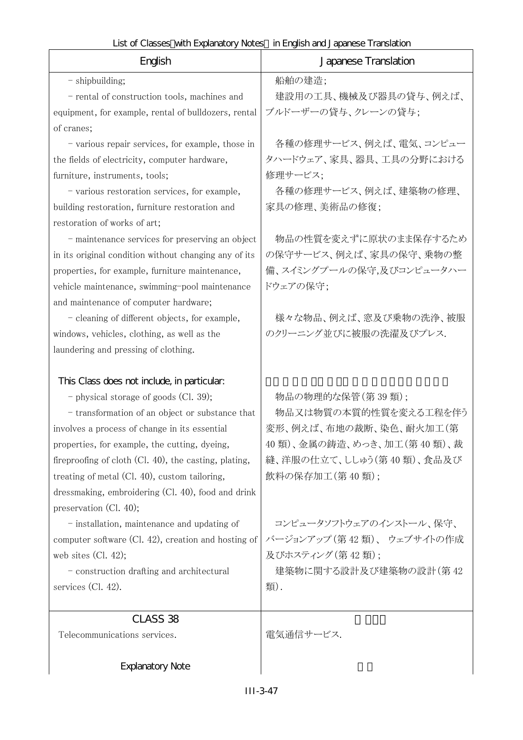| English | Japanese Translation |
|---|---|
| - shipbuilding;<br>- rental of construction tools, machines and equipment, for example, rental of bulldozers, rental of cranes;<br>- various repair services, for example, those in the fields of electricity, computer hardware, furniture, instruments, tools;<br>- various restoration services, for example, building restoration, furniture restoration and restoration of works of art;<br>- maintenance services for preserving an object in its original condition without changing any of its properties, for example, furniture maintenance, vehicle maintenance, swimming-pool maintenance and maintenance of computer hardware;<br>- cleaning of different objects, for example, windows, vehicles, clothing, as well as the laundering and pressing of clothing.<br><br>This Class does not include, in particular:<br>- physical storage of goods (Cl. 39);<br>- transformation of an object or substance that involves a process of change in its essential properties, for example, the cutting, dyeing, fireproofing of cloth (Cl. 40), the casting, plating, treating of metal (Cl. 40), custom tailoring, dressmaking, embroidering (Cl. 40), food and drink preservation (Cl. 40);<br>- installation, maintenance and updating of computer software (Cl. 42), creation and hosting of web sites (Cl. 42);<br>- construction drafting and architectural services (Cl. 42). | 船舶の建造;<br>建設用の工具、機械及び器具の貸与、例えば、ブルドーザーの貸与、クレーンの貸与;<br>各種の修理サービス、例えば、電気、コンピュータハードウェア、家具、器具、工具の分野における修理サービス;<br>各種の修理サービス、例えば、建築物の修理、家具の修理、美術品の修復;<br>物品の性質を変えずに原状のまま保存するための保守サービス、例えば、家具の保守、乗物の整備、スイミングプールの保守,及びコンピュータハードウェアの保守;<br>様々な物品、例えば、窓及び乗物の洗浄、被服のクリーニング並びに被服の洗濯及びプレス.<br><br><br>物品の物理的な保管(第39類);<br>物品又は物質の本質的性質を変える工程を伴う変形、例えば、布地の裁断、染色、耐火加工(第40類)、金属の鋳造、めっき、加工(第40類)、裁縫、洋服の仕立て、ししゅう(第40類)、食品及び飲料の保存加工(第40類);<br>コンピュータソフトウェアのインストール、保守、バージョンアップ(第42類)、 ウェブサイトの作成及びホスティング(第42類);<br>建築物に関する設計及び建築物の設計(第42類). |
| CLASS 38<br>Telecommunications services.<br><br>Explanatory Note | <br>電気通信サービス. |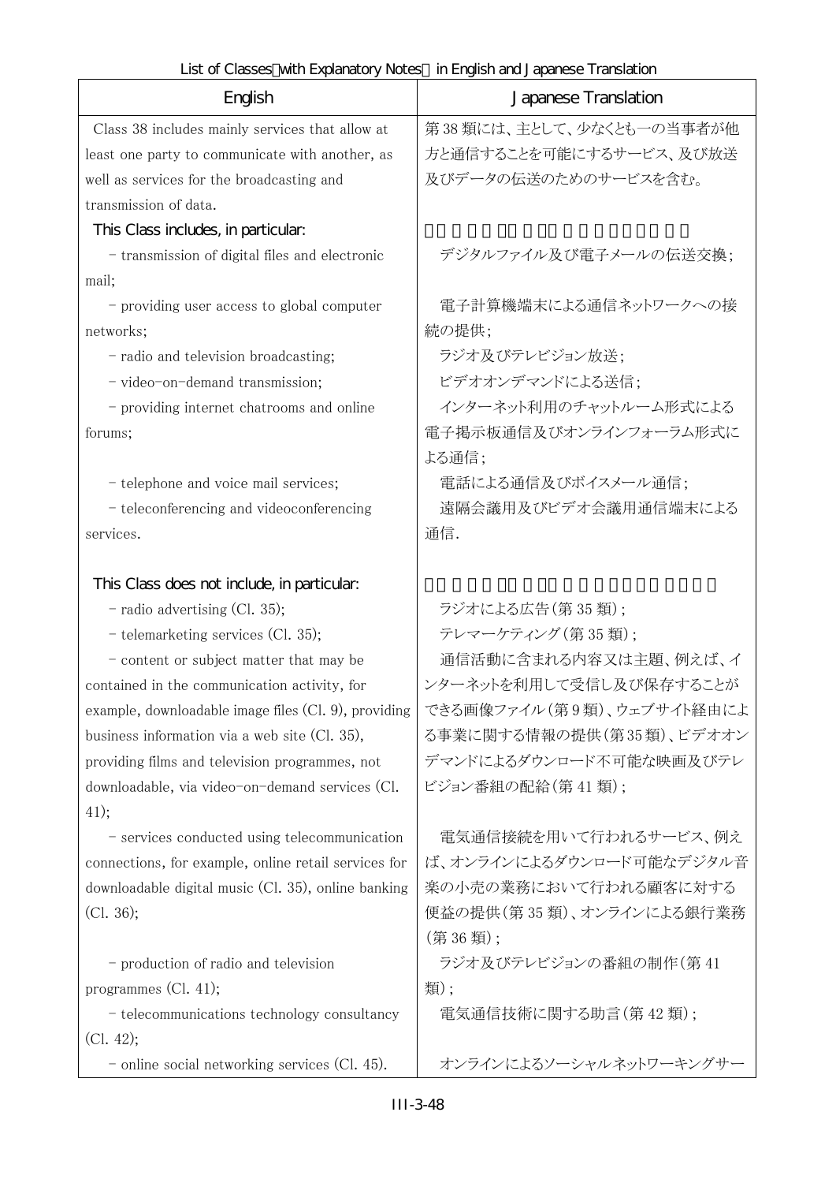List of Classes（with Explanatory Notes） in English and Japanese Translation

| English | Japanese Translation |
|---|---|
| Class 38 includes mainly services that allow at least one party to communicate with another, as well as services for the broadcasting and transmission of data. | 第 38 類には、主として、少なくとも一の当事者が他方と通信することを可能にするサービス、及び放送及びデータの伝送のためのサービスを含む。 |
| This Class includes, in particular: | |
| - transmission of digital files and electronic mail; | デジタルファイル及び電子メールの伝送交換; |
| - providing user access to global computer networks; | 電子計算機端末による通信ネットワークへの接続の提供; |
| - radio and television broadcasting; | ラジオ及びテレビジョン放送; |
| - video-on-demand transmission; | ビデオオンデマンドによる送信; |
| - providing internet chatrooms and online forums; | インターネット利用のチャットルーム形式による電子掲示板通信及びオンラインフォーラム形式による通信; |
| - telephone and voice mail services; | 電話による通信及びボイスメール通信; |
| - teleconferencing and videoconferencing services. | 遠隔会議用及びビデオ会議用通信端末による通信. |
| This Class does not include, in particular: | |
| - radio advertising (Cl. 35); | ラジオによる広告(第 35 類); |
| - telemarketing services (Cl. 35); | テレマーケティング(第 35 類); |
| - content or subject matter that may be contained in the communication activity, for example, downloadable image files (Cl. 9), providing business information via a web site (Cl. 35), providing films and television programmes, not downloadable, via video-on-demand services (Cl. 41); | 通信活動に含まれる内容又は主題、例えば、インターネットを利用して受信し及び保存することができる画像ファイル(第 9 類)、ウェブサイト経由による事業に関する情報の提供(第 35 類)、ビデオオンデマンドによるダウンロード不可能な映画及びテレビジョン番組の配給(第 41 類); |
| - services conducted using telecommunication connections, for example, online retail services for downloadable digital music (Cl. 35), online banking (Cl. 36); | 電気通信接続を用いて行われるサービス、例えば、オンラインによるダウンロード可能なデジタル音楽の小売の業務において行われる顧客に対する便益の提供(第 35 類)、オンラインによる銀行業務(第 36 類); |
| - production of radio and television programmes (Cl. 41); | ラジオ及びテレビジョンの番組の制作(第 41 類); |
| - telecommunications technology consultancy (Cl. 42); | 電気通信技術に関する助言(第 42 類); |
| - online social networking services (Cl. 45). | オンラインによるソーシャルネットワーキングサー |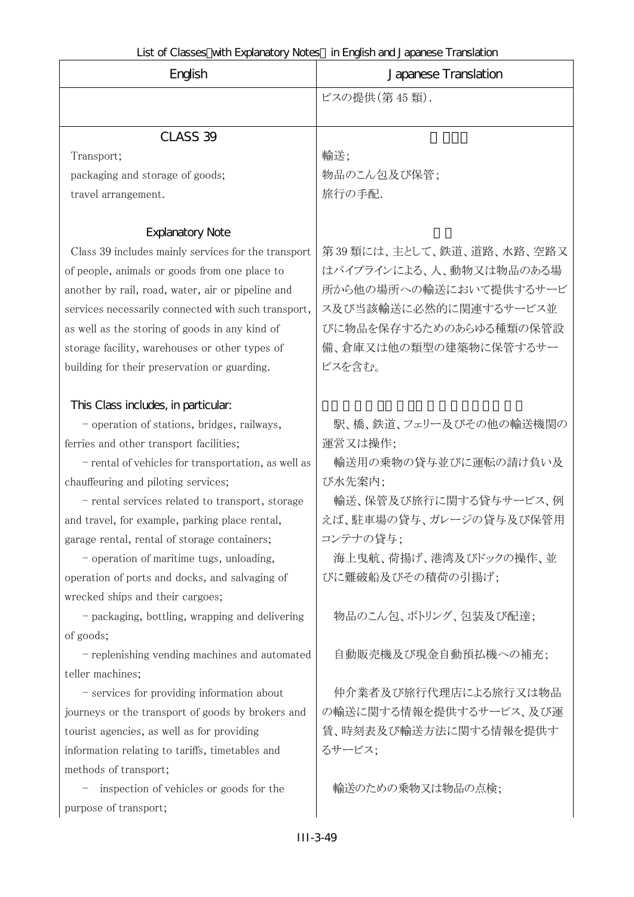| English | Japanese Translation |
| --- | --- |
| | ビスの提供(第45類). |
| CLASS 39<br>Transport;<br>packaging and storage of goods;<br>travel arrangement. | <br>輸送;<br>物品のこん包及び保管;<br>旅行の手配. |
| Explanatory Note<br>Class 39 includes mainly services for the transport of people, animals or goods from one place to another by rail, road, water, air or pipeline and services necessarily connected with such transport, as well as the storing of goods in any kind of storage facility, warehouses or other types of building for their preservation or guarding. | <br>第39類には、主として、鉄道、道路、水路、空路又はパイプラインによる、人、動物又は物品のある場所から他の場所への輸送において提供するサービス及び当該輸送に必然的に関連するサービス並びに物品を保存するためのあらゆる種類の保管設備、倉庫又は他の類型の建築物に保管するサービスを含む。 |
| This Class includes, in particular: | |
| - operation of stations, bridges, railways, ferries and other transport facilities; | 駅、橋、鉄道、フェリー及びその他の輸送機関の運営又は操作; |
| - rental of vehicles for transportation, as well as chauffeuring and piloting services; | 輸送用の乗物の貸与並びに運転の請け負い及び水先案内; |
| - rental services related to transport, storage and travel, for example, parking place rental, garage rental, rental of storage containers; | 輸送、保管及び旅行に関する貸与サービス、例えば、駐車場の貸与、ガレージの貸与及び保管用コンテナの貸与; |
| - operation of maritime tugs, unloading, operation of ports and docks, and salvaging of wrecked ships and their cargoes; | 海上曳航、荷揚げ、港湾及びドックの操作、並びに難破船及びその積荷の引揚げ; |
| - packaging, bottling, wrapping and delivering of goods; | 物品のこん包、ボトリング、包装及び配達; |
| - replenishing vending machines and automated teller machines; | 自動販売機及び現金自動預払機への補充; |
| - services for providing information about journeys or the transport of goods by brokers and tourist agencies, as well as for providing information relating to tariffs, timetables and methods of transport; | 仲介業者及び旅行代理店による旅行又は物品の輸送に関する情報を提供するサービス、及び運賃、時刻表及び輸送方法に関する情報を提供するサービス; |
| - inspection of vehicles or goods for the purpose of transport; | 輸送のための乗物又は物品の点検; |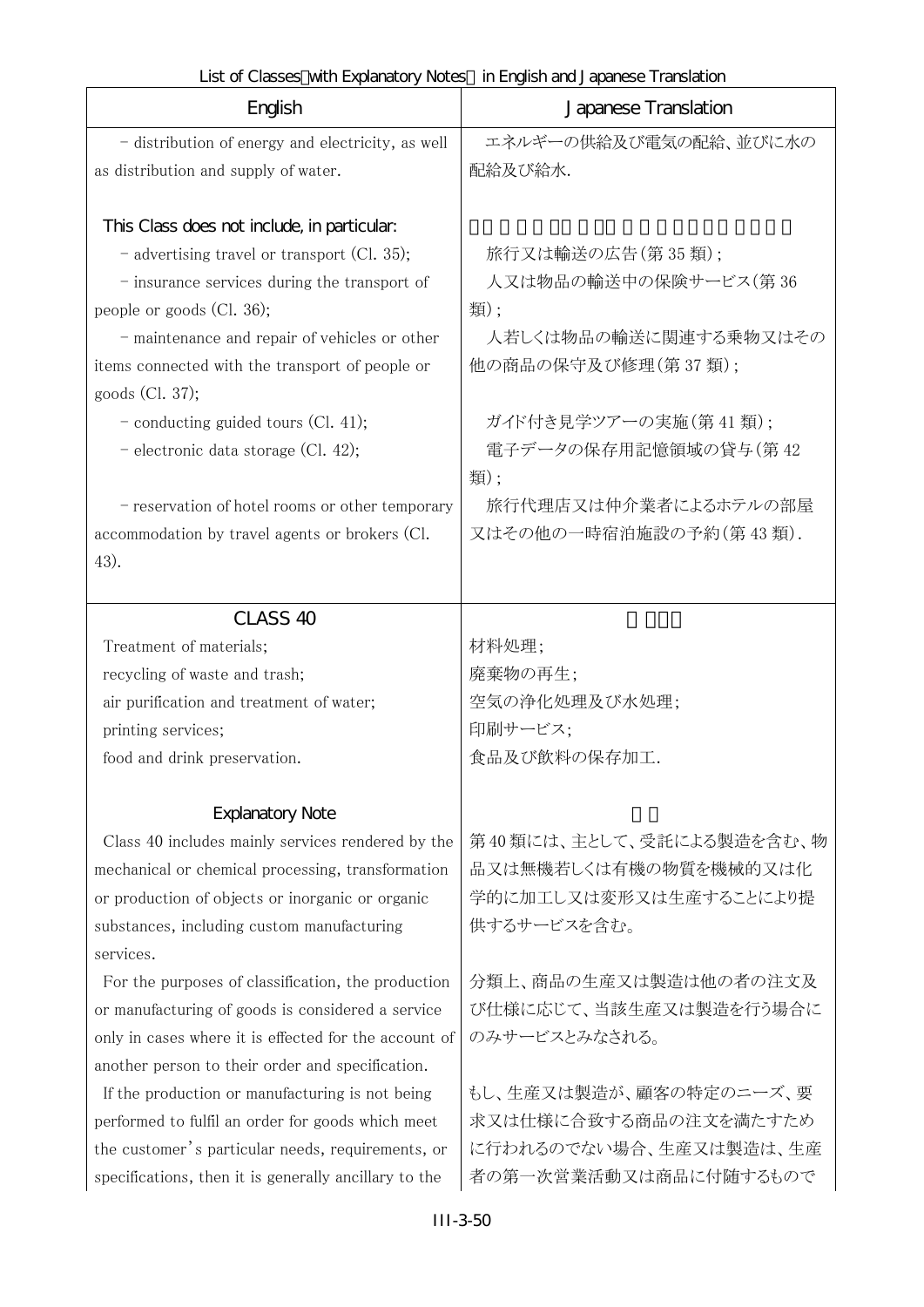List of Classes（with Explanatory Notes） in English and Japanese Translation

| English | Japanese Translation |
|---|---|
| - distribution of energy and electricity, as well as distribution and supply of water. | エネルギーの供給及び電気の配給、並びに水の配給及び給水. |
| This Class does not include, in particular: | |
| - advertising travel or transport (Cl. 35); | 旅行又は輸送の広告(第 35 類)； |
| - insurance services during the transport of people or goods (Cl. 36); | 人又は物品の輸送中の保険サービス(第 36 類)； |
| - maintenance and repair of vehicles or other items connected with the transport of people or goods (Cl. 37); | 人若しくは物品の輸送に関連する乗物又はその他の商品の保守及び修理(第 37 類)； |
| - conducting guided tours (Cl. 41); | ガイド付き見学ツアーの実施(第 41 類)； |
| - electronic data storage (Cl. 42); | 電子データの保存用記憶領域の貸与(第 42 類)； |
| - reservation of hotel rooms or other temporary accommodation by travel agents or brokers (Cl. 43). | 旅行代理店又は仲介業者によるホテルの部屋又はその他の一時宿泊施設の予約(第 43 類). |
| CLASS 40 | |
| Treatment of materials; | 材料処理; |
| recycling of waste and trash; | 廃棄物の再生; |
| air purification and treatment of water; | 空気の浄化処理及び水処理; |
| printing services; | 印刷サービス; |
| food and drink preservation. | 食品及び飲料の保存加工. |
| Explanatory Note | |
| Class 40 includes mainly services rendered by the mechanical or chemical processing, transformation or production of objects or inorganic or organic substances, including custom manufacturing services. | 第 40 類には、主として、受託による製造を含む、物品又は無機若しくは有機の物質を機械的又は化学的に加工し又は変形又は生産することにより提供するサービスを含む。 |
| For the purposes of classification, the production or manufacturing of goods is considered a service only in cases where it is effected for the account of another person to their order and specification. | 分類上、商品の生産又は製造は他の者の注文及び仕様に応じて、当該生産又は製造を行う場合にのみサービスとみなされる。 |
| If the production or manufacturing is not being performed to fulfil an order for goods which meet the customer's particular needs, requirements, or specifications, then it is generally ancillary to the | もし、生産又は製造が、顧客の特定のニーズ、要求又は仕様に合致する商品の注文を満たすために行われるのでない場合、生産又は製造は、生産者の第一次営業活動又は商品に付随するもので |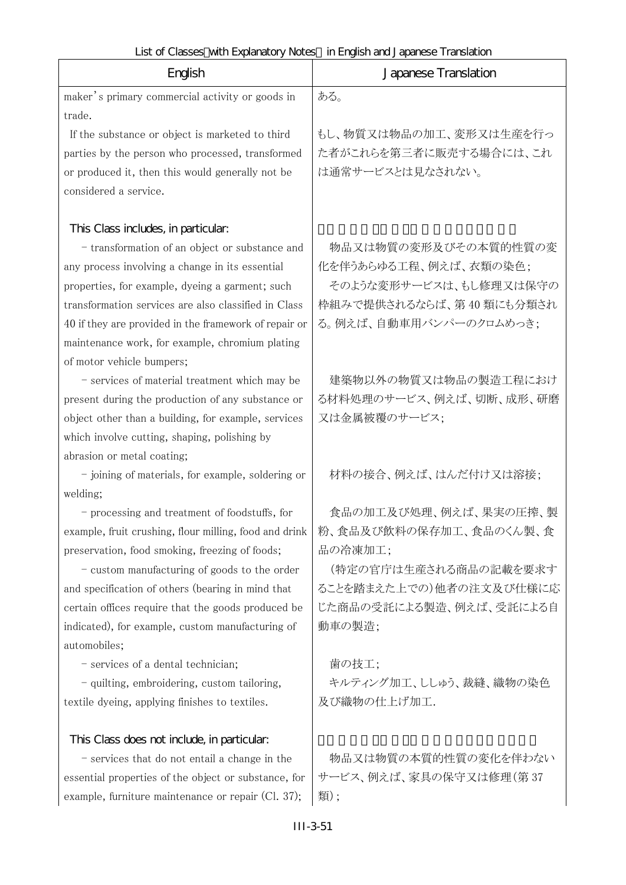| English | Japanese Translation |
|---|---|
| maker's primary commercial activity or goods in trade. | ある。 |
| If the substance or object is marketed to third parties by the person who processed, transformed or produced it, then this would generally not be considered a service. | もし、物質又は物品の加工、変形又は生産を行った者がこれらを第三者に販売する場合には、これは通常サービスとは見なされない。 |
| This Class includes, in particular: | |
| - transformation of an object or substance and any process involving a change in its essential properties, for example, dyeing a garment; such transformation services are also classified in Class 40 if they are provided in the framework of repair or maintenance work, for example, chromium plating of motor vehicle bumpers; | 物品又は物質の変形及びその本質的性質の変化を伴うあらゆる工程、例えば、衣類の染色；<br>そのような変形サービスは、もし修理又は保守の枠組みで提供されるならば、第 40 類にも分類される。例えば、自動車用バンパーのクロムめっき； |
| - services of material treatment which may be present during the production of any substance or object other than a building, for example, services which involve cutting, shaping, polishing by abrasion or metal coating; | 建築物以外の物質又は物品の製造工程における材料処理のサービス、例えば、切断、成形、研磨又は金属被覆のサービス； |
| - joining of materials, for example, soldering or welding; | 材料の接合、例えば、はんだ付け又は溶接； |
| - processing and treatment of foodstuffs, for example, fruit crushing, flour milling, food and drink preservation, food smoking, freezing of foods; | 食品の加工及び処理、例えば、果実の圧搾、製粉、食品及び飲料の保存加工、食品のくん製、食品の冷凍加工； |
| - custom manufacturing of goods to the order and specification of others (bearing in mind that certain offices require that the goods produced be indicated), for example, custom manufacturing of automobiles; | （特定の官庁は生産される商品の記載を要求することを踏まえた上での）他者の注文及び仕様に応じた商品の受託による製造、例えば、受託による自動車の製造； |
| - services of a dental technician; | 歯の技工； |
| - quilting, embroidering, custom tailoring, textile dyeing, applying finishes to textiles. | キルティング加工、ししゅう、裁縫、織物の染色及び織物の仕上げ加工. |
| This Class does not include, in particular: | |
| - services that do not entail a change in the essential properties of the object or substance, for example, furniture maintenance or repair (Cl. 37); | 物品又は物質の本質的性質の変化を伴わないサービス、例えば、家具の保守又は修理（第 37 類）； |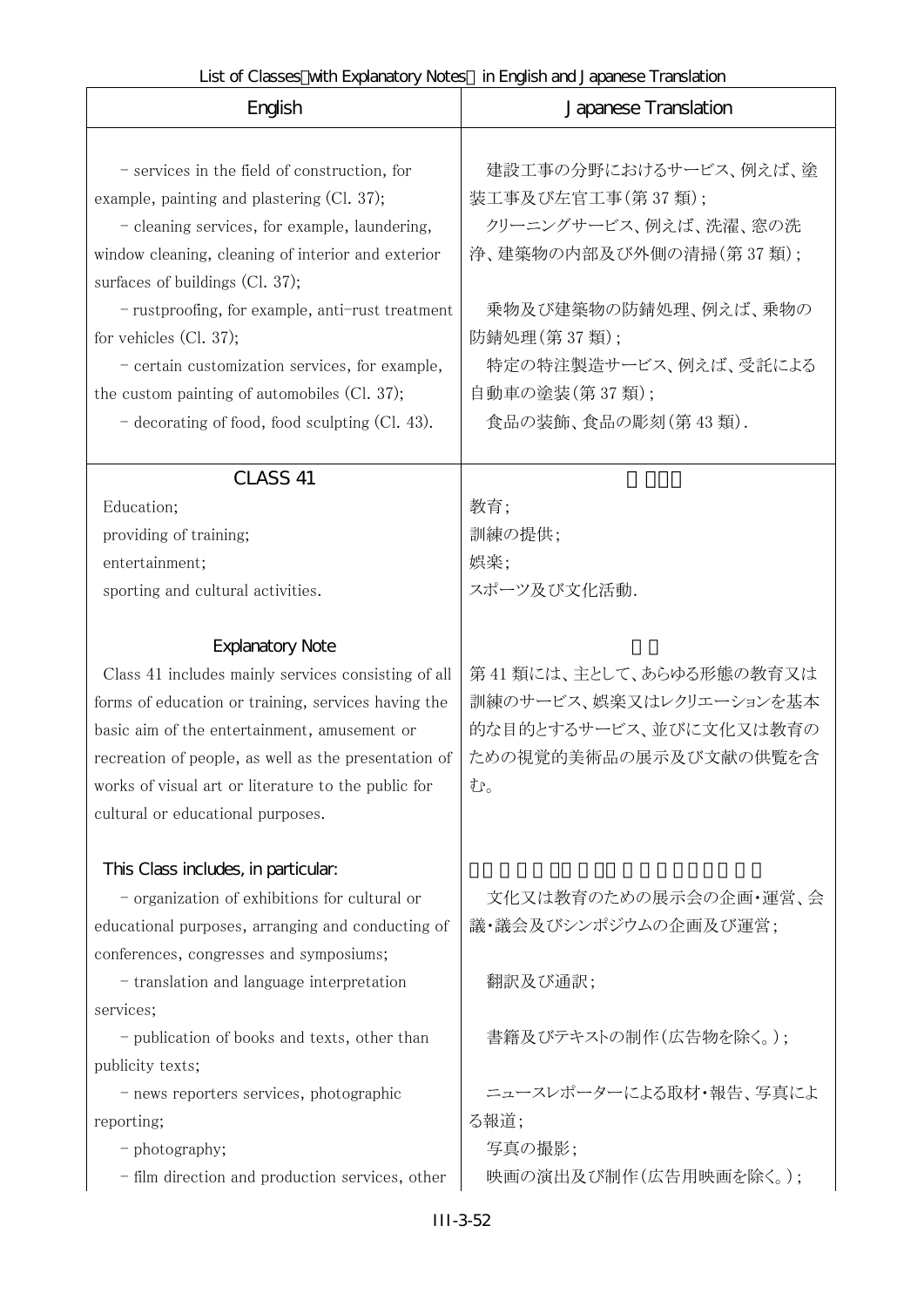List of Classes（with Explanatory Notes） in English and Japanese Translation

| English | Japanese Translation |
|---|---|
| – services in the field of construction, for example, painting and plastering (Cl. 37);<br>– cleaning services, for example, laundering, window cleaning, cleaning of interior and exterior surfaces of buildings (Cl. 37);<br>– rustproofing, for example, anti-rust treatment for vehicles (Cl. 37);<br>– certain customization services, for example, the custom painting of automobiles (Cl. 37);<br>– decorating of food, food sculpting (Cl. 43). | 建設工事の分野におけるサービス、例えば、塗装工事及び左官工事(第 37 類)；<br>クリーニングサービス、例えば、洗濯、窓の洗浄、建築物の内部及び外側の清掃(第 37 類)；<br>乗物及び建築物の防錆処理、例えば、乗物の防錆処理(第 37 類)；<br>特定の特注製造サービス、例えば、受託による自動車の塗装(第 37 類)；<br>食品の装飾、食品の彫刻(第 43 類). |
| CLASS 41<br>Education;<br>providing of training;<br>entertainment;<br>sporting and cultural activities.<br><br>Explanatory Note<br>Class 41 includes mainly services consisting of all forms of education or training, services having the basic aim of the entertainment, amusement or recreation of people, as well as the presentation of works of visual art or literature to the public for cultural or educational purposes.<br><br>This Class includes, in particular:<br>– organization of exhibitions for cultural or educational purposes, arranging and conducting of conferences, congresses and symposiums;<br>– translation and language interpretation services;<br>– publication of books and texts, other than publicity texts;<br>– news reporters services, photographic reporting;<br>– photography;<br>– film direction and production services, other | 第 41 類<br>教育；<br>訓練の提供；<br>娯楽；<br>スポーツ及び文化活動.<br><br>注釈<br>第 41 類には、主として、あらゆる形態の教育又は訓練のサービス、娯楽又はレクリエーションを基本的な目的とするサービス、並びに文化又は教育のための視覚的美術品の展示及び文献の供覧を含む。<br><br>この類には、特に、次のサービスを含む。<br>文化又は教育のための展示会の企画・運営、会議・議会及びシンポジウムの企画及び運営；<br>翻訳及び通訳；<br>書籍及びテキストの制作(広告物を除く。)；<br>ニュースレポーターによる取材・報告、写真による報道；<br>写真の撮影；<br>映画の演出及び制作(広告用映画を除く。)； |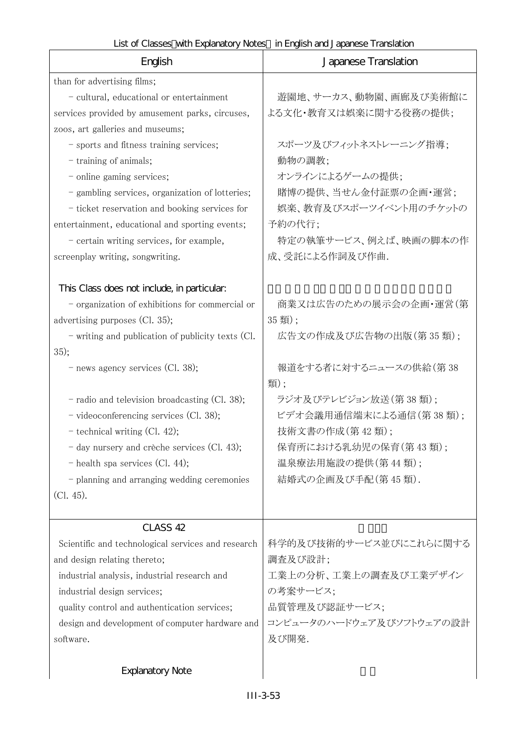| English | Japanese Translation |
|---|---|
| than for advertising films; | |
| - cultural, educational or entertainment services provided by amusement parks, circuses, zoos, art galleries and museums; | 遊園地、サーカス、動物園、画廊及び美術館による文化・教育又は娯楽に関する役務の提供; |
| - sports and fitness training services; | スポーツ及びフィットネストレーニング指導; |
| - training of animals; | 動物の調教; |
| - online gaming services; | オンラインによるゲームの提供; |
| - gambling services, organization of lotteries; | 賭博の提供、当せん金付証票の企画・運営; |
| - ticket reservation and booking services for entertainment, educational and sporting events; | 娯楽、教育及びスポーツイベント用のチケットの予約の代行; |
| - certain writing services, for example, screenplay writing, songwriting. | 特定の執筆サービス、例えば、映画の脚本の作成、受託による作詞及び作曲. |
| This Class does not include, in particular: | |
| - organization of exhibitions for commercial or advertising purposes (Cl. 35); | 商業又は広告のための展示会の企画・運営(第35類); |
| - writing and publication of publicity texts (Cl. 35); | 広告文の作成及び広告物の出版(第35類); |
| - news agency services (Cl. 38); | 報道をする者に対するニュースの供給(第38類); |
| - radio and television broadcasting (Cl. 38); | ラジオ及びテレビジョン放送(第38類); |
| - videoconferencing services (Cl. 38); | ビデオ会議用通信端末による通信(第38類); |
| - technical writing (Cl. 42); | 技術文書の作成(第42類); |
| - day nursery and crèche services (Cl. 43); | 保育所における乳幼児の保育(第43類); |
| - health spa services (Cl. 44); | 温泉療法用施設の提供(第44類); |
| - planning and arranging wedding ceremonies (Cl. 45). | 結婚式の企画及び手配(第45類). |
| CLASS 42 | |
| Scientific and technological services and research and design relating thereto; | 科学的及び技術的サービス並びにこれらに関する調査及び設計; |
| industrial analysis, industrial research and industrial design services; | 工業上の分析、工業上の調査及び工業デザインの考案サービス; |
| quality control and authentication services; | 品質管理及び認証サービス; |
| design and development of computer hardware and software. | コンピュータのハードウェア及びソフトウェアの設計及び開発. |
| Explanatory Note | |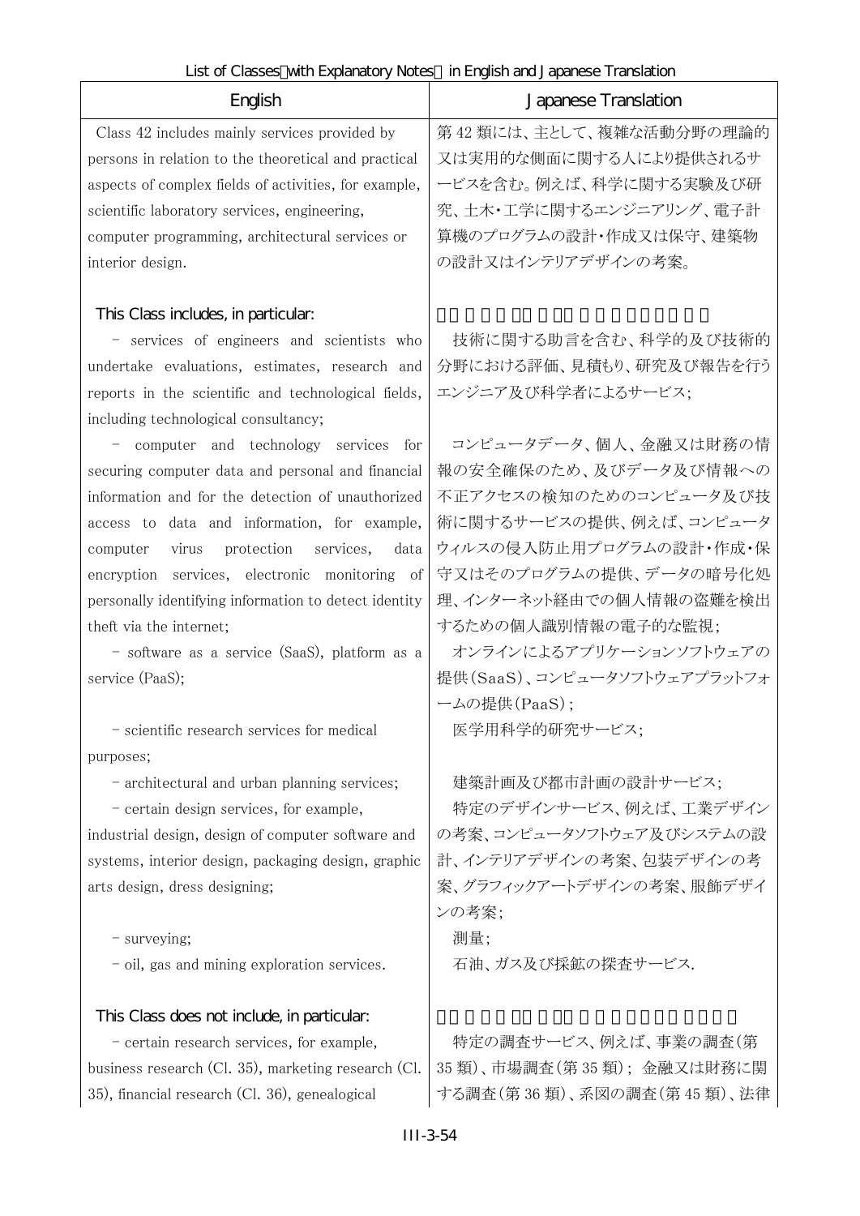| English | Japanese Translation |
|---|---|
| Class 42 includes mainly services provided by persons in relation to the theoretical and practical aspects of complex fields of activities, for example, scientific laboratory services, engineering, computer programming, architectural services or interior design. | 第 42 類には、主として、複雑な活動分野の理論的又は実用的な側面に関する人により提供されるサービスを含む。例えば、科学に関する実験及び研究、土木・工学に関するエンジニアリング、電子計算機のプログラムの設計・作成又は保守、建築物の設計又はインテリアデザインの考案。 |
| This Class includes, in particular: | |
| - services of engineers and scientists who undertake evaluations, estimates, research and reports in the scientific and technological fields, including technological consultancy; | 技術に関する助言を含む、科学的及び技術的分野における評価、見積もり、研究及び報告を行うエンジニア及び科学者によるサービス; |
| - computer and technology services for securing computer data and personal and financial information and for the detection of unauthorized access to data and information, for example, computer virus protection services, data encryption services, electronic monitoring of personally identifying information to detect identity theft via the internet; | コンピュータデータ、個人、金融又は財務の情報の安全確保のため、及びデータ及び情報への不正アクセスの検知のためのコンピュータ及び技術に関するサービスの提供、例えば、コンピュータウィルスの侵入防止用プログラムの設計・作成・保守又はそのプログラムの提供、データの暗号化処理、インターネット経由での個人情報の盗難を検出するための個人識別情報の電子的な監視; |
| - software as a service (SaaS), platform as a service (PaaS); | オンラインによるアプリケーションソフトウェアの提供(SaaS)、コンピュータソフトウェアプラットフォームの提供(PaaS); |
| - scientific research services for medical purposes; | 医学用科学的研究サービス; |
| - architectural and urban planning services; | 建築計画及び都市計画の設計サービス; |
| - certain design services, for example, industrial design, design of computer software and systems, interior design, packaging design, graphic arts design, dress designing; | 特定のデザインサービス、例えば、工業デザインの考案、コンピュータソフトウェア及びシステムの設計、インテリアデザインの考案、包装デザインの考案、グラフィックアートデザインの考案、服飾デザインの考案; |
| - surveying; | 測量; |
| - oil, gas and mining exploration services. | 石油、ガス及び採鉱の探査サービス. |
| This Class does not include, in particular: | |
| - certain research services, for example, business research (Cl. 35), marketing research (Cl. 35), financial research (Cl. 36), genealogical | 特定の調査サービス、例えば、事業の調査(第 35 類)、市場調査(第 35 類); 金融又は財務に関する調査(第 36 類)、系図の調査(第 45 類)、法律 |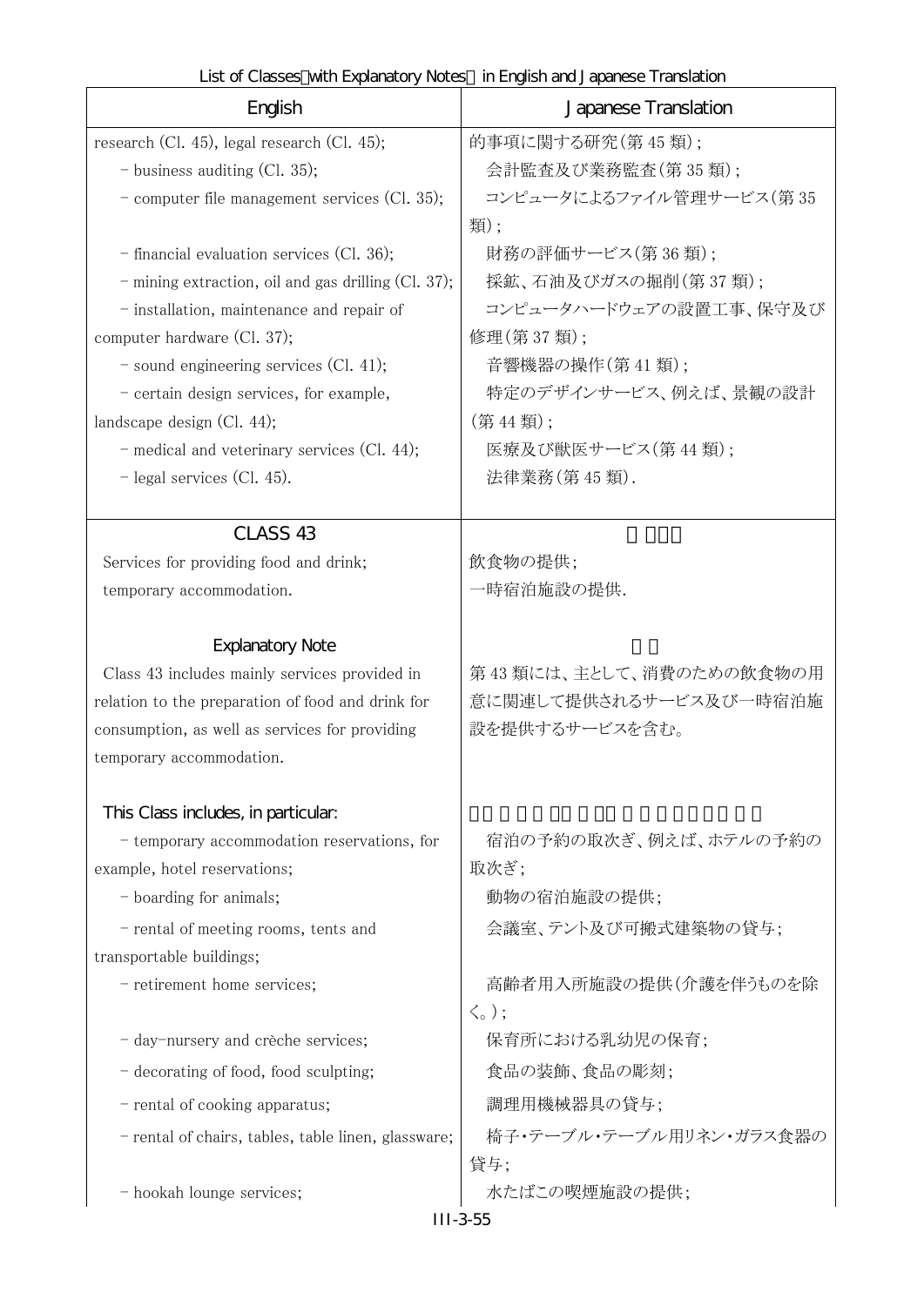| English | Japanese Translation |
| --- | --- |
| research (Cl. 45), legal research (Cl. 45); | 的事項に関する研究(第 45 類); |
| - business auditing (Cl. 35); | 会計監査及び業務監査(第 35 類); |
| - computer file management services (Cl. 35); | コンピュータによるファイル管理サービス(第 35 類); |
| - financial evaluation services (Cl. 36); | 財務の評価サービス(第 36 類); |
| - mining extraction, oil and gas drilling (Cl. 37); | 採鉱、石油及びガスの掘削(第 37 類); |
| - installation, maintenance and repair of computer hardware (Cl. 37); | コンピュータハードウェアの設置工事、保守及び修理(第 37 類); |
| - sound engineering services (Cl. 41); | 音響機器の操作(第 41 類); |
| - certain design services, for example, landscape design (Cl. 44); | 特定のデザインサービス、例えば、景観の設計(第 44 類); |
| - medical and veterinary services (Cl. 44); | 医療及び獣医サービス(第 44 類); |
| - legal services (Cl. 45). | 法律業務(第 45 類). |
| **CLASS 43** | |
| Services for providing food and drink; temporary accommodation. | 飲食物の提供; 一時宿泊施設の提供. |
| **Explanatory Note** | |
| Class 43 includes mainly services provided in relation to the preparation of food and drink for consumption, as well as services for providing temporary accommodation. | 第 43 類には、主として、消費のための飲食物の用意に関連して提供されるサービス及び一時宿泊施設を提供するサービスを含む。 |
| **This Class includes, in particular:** | |
| - temporary accommodation reservations, for example, hotel reservations; | 宿泊の予約の取次ぎ、例えば、ホテルの予約の取次ぎ; |
| - boarding for animals; | 動物の宿泊施設の提供; |
| - rental of meeting rooms, tents and transportable buildings; | 会議室、テント及び可搬式建築物の貸与; |
| - retirement home services; | 高齢者用入所施設の提供(介護を伴うものを除く。); |
| - day-nursery and crèche services; | 保育所における乳幼児の保育; |
| - decorating of food, food sculpting; | 食品の装飾、食品の彫刻; |
| - rental of cooking apparatus; | 調理用機械器具の貸与; |
| - rental of chairs, tables, table linen, glassware; | 椅子・テーブル・テーブル用リネン・ガラス食器の貸与; |
| - hookah lounge services; | 水たばこの喫煙施設の提供; |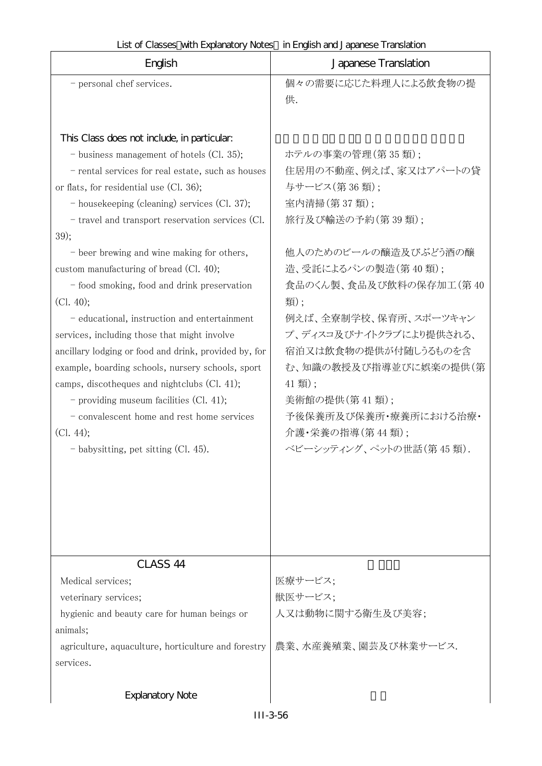| English | Japanese Translation |
| --- | --- |
| - personal chef services. | 個々の需要に応じた料理人による飲食物の提供. |
| This Class does not include, in particular: | |
| - business management of hotels (Cl. 35); | ホテルの事業の管理(第 35 類); |
| - rental services for real estate, such as houses or flats, for residential use (Cl. 36); | 住居用の不動産、例えば、家又はアパートの貸与サービス(第 36 類); |
| - housekeeping (cleaning) services (Cl. 37); | 室内清掃(第 37 類); |
| - travel and transport reservation services (Cl. 39); | 旅行及び輸送の予約(第 39 類); |
| - beer brewing and wine making for others, custom manufacturing of bread (Cl. 40); | 他人のためのビールの醸造及びぶどう酒の醸造、受託によるパンの製造(第 40 類); |
| - food smoking, food and drink preservation (Cl. 40); | 食品のくん製、食品及び飲料の保存加工(第 40 類); |
| - educational, instruction and entertainment services, including those that might involve ancillary lodging or food and drink, provided by, for example, boarding schools, nursery schools, sport camps, discotheques and nightclubs (Cl. 41); | 例えば、全寮制学校、保育所、スポーツキャンプ、ディスコ及びナイトクラブにより提供される、宿泊又は飲食物の提供が付随しうるものを含む、知識の教授及び指導並びに娯楽の提供(第 41 類); |
| - providing museum facilities (Cl. 41); | 美術館の提供(第 41 類); |
| - convalescent home and rest home services (Cl. 44); | 予後保養所及び保養所・療養所における治療・介護・栄養の指導(第 44 類); |
| - babysitting, pet sitting (Cl. 45). | ベビーシッティング、ペットの世話(第 45 類). |
| CLASS 44 | |
| Medical services; | 医療サービス; |
| veterinary services; | 獣医サービス; |
| hygienic and beauty care for human beings or animals; | 人又は動物に関する衛生及び美容; |
| agriculture, aquaculture, horticulture and forestry services. | 農業、水産養殖業、園芸及び林業サービス. |
| Explanatory Note | |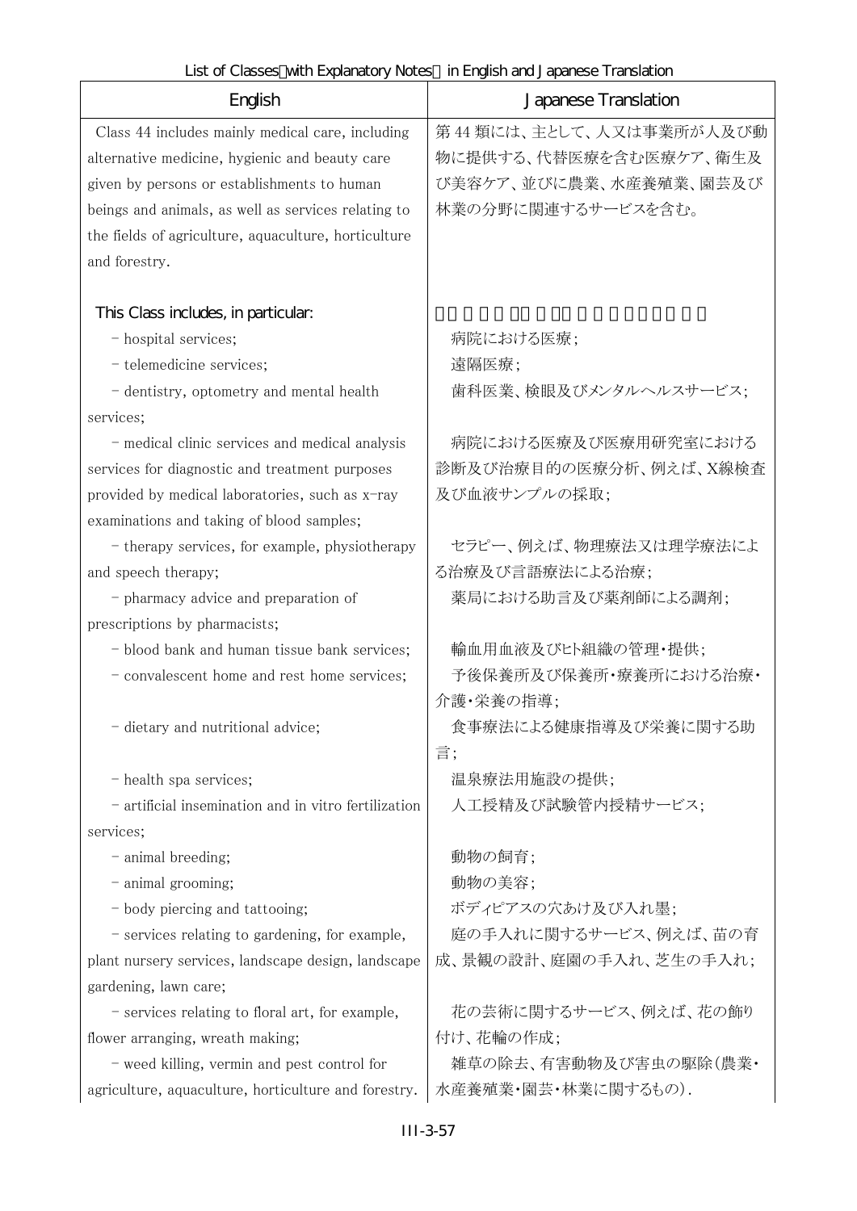List of Classes（with Explanatory Notes） in English and Japanese Translation

| English | Japanese Translation |
| --- | --- |
| Class 44 includes mainly medical care, including alternative medicine, hygienic and beauty care given by persons or establishments to human beings and animals, as well as services relating to the fields of agriculture, aquaculture, horticulture and forestry. | 第 44 類には、主として、人又は事業所が人及び動物に提供する、代替医療を含む医療ケア、衛生及び美容ケア、並びに農業、水産養殖業、園芸及び林業の分野に関連するサービスを含む。 |
| This Class includes, in particular: | |
| - hospital services; | 病院における医療; |
| - telemedicine services; | 遠隔医療; |
| - dentistry, optometry and mental health services; | 歯科医業、検眼及びメンタルヘルスサービス; |
| - medical clinic services and medical analysis services for diagnostic and treatment purposes provided by medical laboratories, such as x-ray examinations and taking of blood samples; | 病院における医療及び医療用研究室における診断及び治療目的の医療分析、例えば、X線検査及び血液サンプルの採取; |
| - therapy services, for example, physiotherapy and speech therapy; | セラピー、例えば、物理療法又は理学療法による治療及び言語療法による治療; |
| - pharmacy advice and preparation of prescriptions by pharmacists; | 薬局における助言及び薬剤師による調剤; |
| - blood bank and human tissue bank services; | 輸血用血液及びヒト組織の管理・提供; |
| - convalescent home and rest home services; | 予後保養所及び保養所・療養所における治療・介護・栄養の指導; |
| - dietary and nutritional advice; | 食事療法による健康指導及び栄養に関する助言; |
| - health spa services; | 温泉療法用施設の提供; |
| - artificial insemination and in vitro fertilization services; | 人工授精及び試験管内授精サービス; |
| - animal breeding; | 動物の飼育; |
| - animal grooming; | 動物の美容; |
| - body piercing and tattooing; | ボディピアスの穴あけ及び入れ墨; |
| - services relating to gardening, for example, plant nursery services, landscape design, landscape gardening, lawn care; | 庭の手入れに関するサービス、例えば、苗の育成、景観の設計、庭園の手入れ、芝生の手入れ; |
| - services relating to floral art, for example, flower arranging, wreath making; | 花の芸術に関するサービス、例えば、花の飾り付け、花輪の作成; |
| - weed killing, vermin and pest control for agriculture, aquaculture, horticulture and forestry. | 雑草の除去、有害動物及び害虫の駆除(農業・水産養殖業・園芸・林業に関するもの). |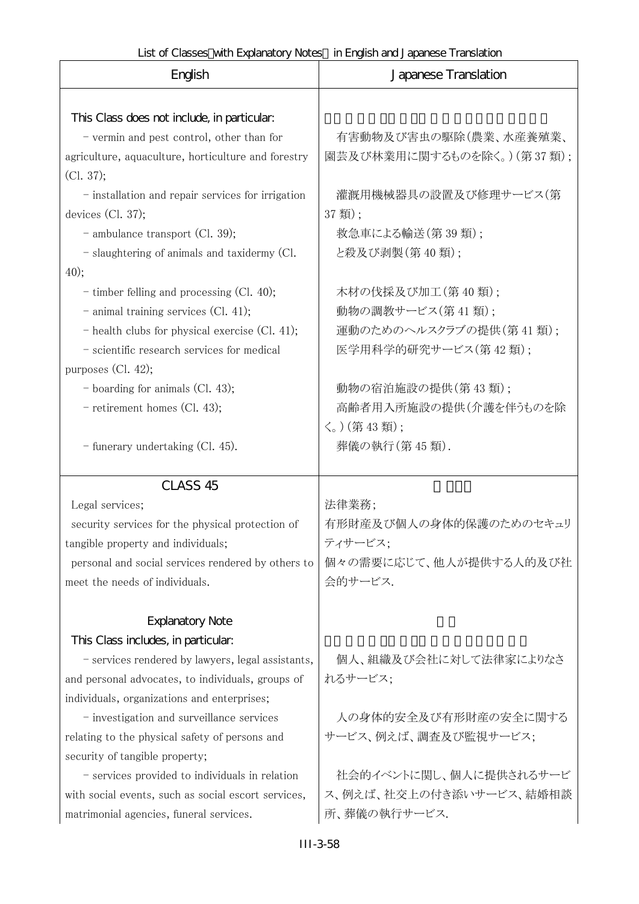| English | Japanese Translation |
|---|---|
| This Class does not include, in particular: | |
| – vermin and pest control, other than for agriculture, aquaculture, horticulture and forestry (Cl. 37); | 有害動物及び害虫の駆除(農業、水産養殖業、園芸及び林業用に関するものを除く。)(第 37 類); |
| – installation and repair services for irrigation devices (Cl. 37); | 灌漑用機械器具の設置及び修理サービス(第 37 類); |
| – ambulance transport (Cl. 39); | 救急車による輸送(第 39 類); |
| – slaughtering of animals and taxidermy (Cl. 40); | と殺及び剥製(第 40 類); |
| – timber felling and processing (Cl. 40); | 木材の伐採及び加工(第 40 類); |
| – animal training services (Cl. 41); | 動物の調教サービス(第 41 類); |
| – health clubs for physical exercise (Cl. 41); | 運動のためのヘルスクラブの提供(第 41 類); |
| – scientific research services for medical purposes (Cl. 42); | 医学用科学的研究サービス(第 42 類); |
| – boarding for animals (Cl. 43); | 動物の宿泊施設の提供(第 43 類); |
| – retirement homes (Cl. 43); | 高齢者用入所施設の提供(介護を伴うものを除く。)(第 43 類); |
| – funerary undertaking (Cl. 45). | 葬儀の執行(第 45 類). |
| **CLASS 45** | |
| Legal services; | 法律業務; |
| security services for the physical protection of tangible property and individuals; | 有形財産及び個人の身体的保護のためのセキュリティサービス; |
| personal and social services rendered by others to meet the needs of individuals. | 個々の需要に応じて、他人が提供する人的及び社会的サービス. |
| **Explanatory Note** | |
| This Class includes, in particular: | |
| – services rendered by lawyers, legal assistants, and personal advocates, to individuals, groups of individuals, organizations and enterprises; | 個人、組織及び会社に対して法律家によりなされるサービス; |
| – investigation and surveillance services relating to the physical safety of persons and security of tangible property; | 人の身体的安全及び有形財産の安全に関するサービス、例えば、調査及び監視サービス; |
| – services provided to individuals in relation with social events, such as social escort services, matrimonial agencies, funeral services. | 社会的イベントに関し、個人に提供されるサービス、例えば、社交上の付き添いサービス、結婚相談所、葬儀の執行サービス. |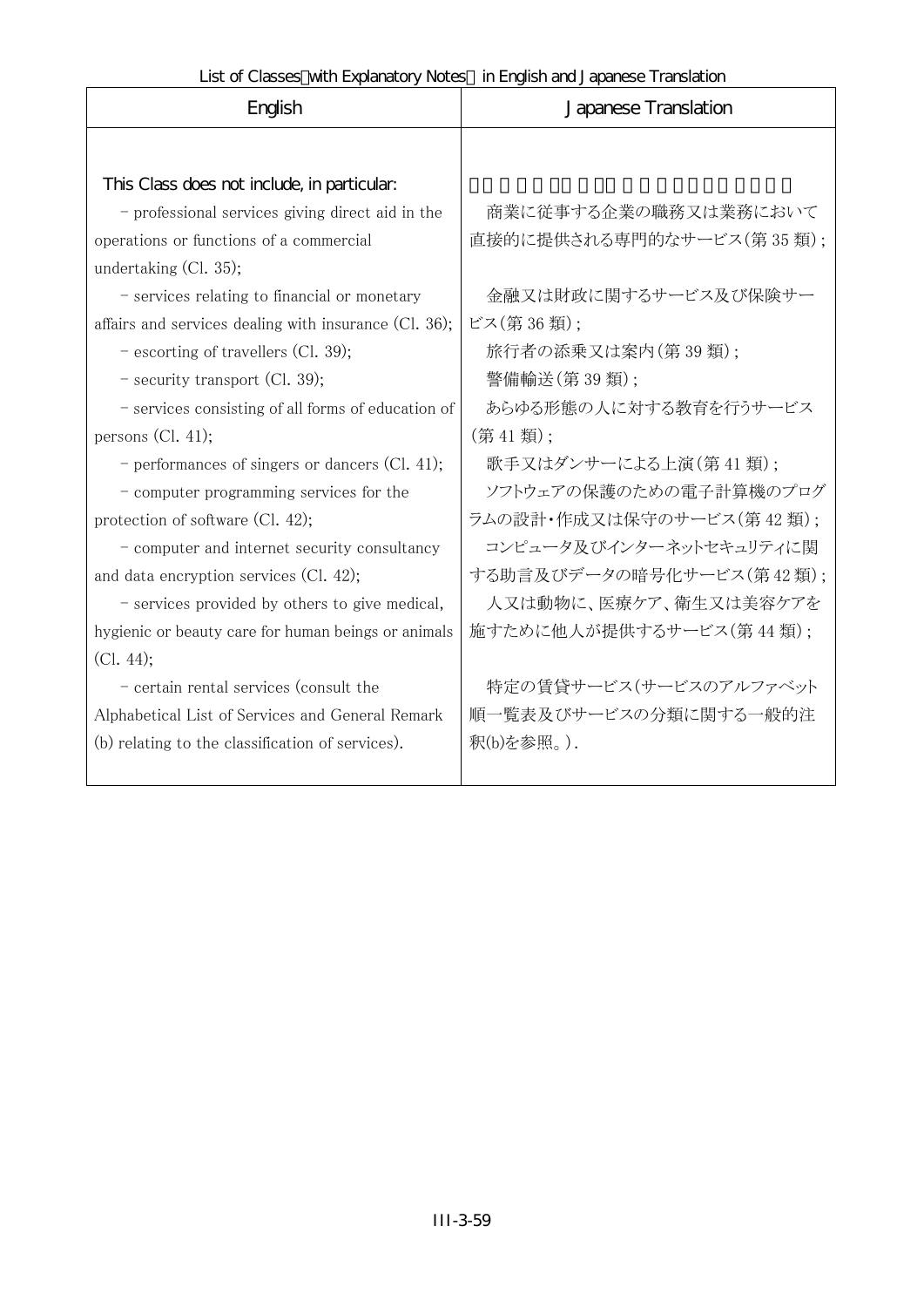| English | Japanese Translation |
|---|---|
| This Class does not include, in particular: | |
| - professional services giving direct aid in the operations or functions of a commercial undertaking (Cl. 35); | 商業に従事する企業の職務又は業務において直接的に提供される専門的なサービス(第 35 類); |
| - services relating to financial or monetary affairs and services dealing with insurance (Cl. 36); | 金融又は財政に関するサービス及び保険サービス(第 36 類); |
| - escorting of travellers (Cl. 39); | 旅行者の添乗又は案内(第 39 類); |
| - security transport (Cl. 39); | 警備輸送(第 39 類); |
| - services consisting of all forms of education of persons (Cl. 41); | あらゆる形態の人に対する教育を行うサービス(第 41 類); |
| - performances of singers or dancers (Cl. 41); | 歌手又はダンサーによる上演(第 41 類); |
| - computer programming services for the protection of software (Cl. 42); | ソフトウェアの保護のための電子計算機のプログラムの設計・作成又は保守のサービス(第 42 類); |
| - computer and internet security consultancy and data encryption services (Cl. 42); | コンピュータ及びインターネットセキュリティに関する助言及びデータの暗号化サービス(第 42 類); |
| - services provided by others to give medical, hygienic or beauty care for human beings or animals (Cl. 44); | 人又は動物に、医療ケア、衛生又は美容ケアを施すために他人が提供するサービス(第 44 類); |
| - certain rental services (consult the Alphabetical List of Services and General Remark (b) relating to the classification of services). | 特定の賃貸サービス(サービスのアルファベット順一覧表及びサービスの分類に関する一般的注釈(b)を参照。). |